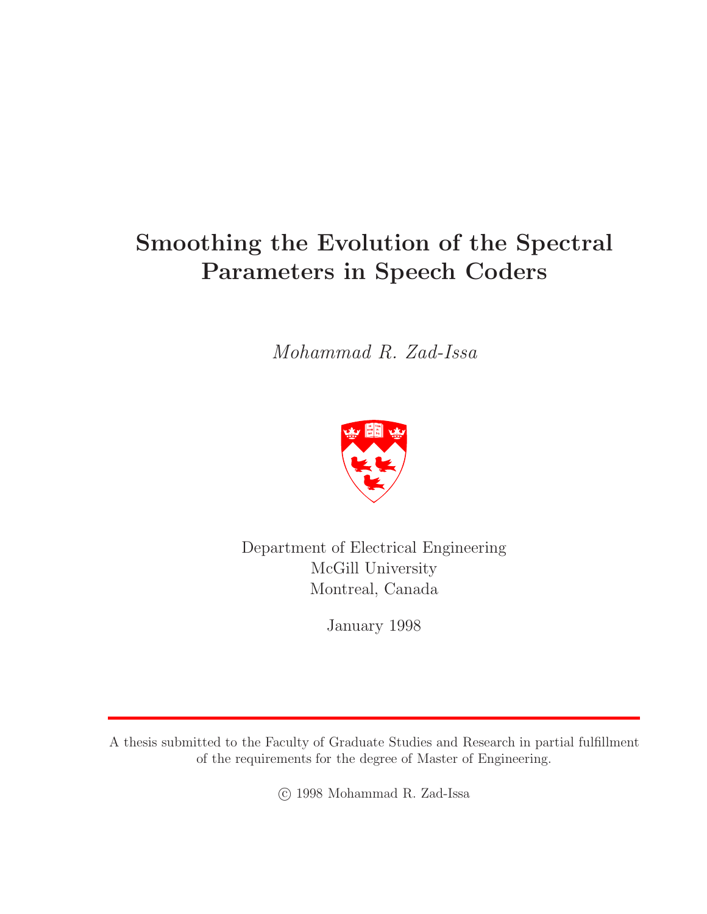# Smoothing the Evolution of the Spectral Parameters in Speech Coders

*Mohammad R. Zad-Issa*

Department of Electrical Engineering
McGill University
Montreal, Canada

January 1998

---

A thesis submitted to the Faculty of Graduate Studies and Research in partial fulfillment of the requirements for the degree of Master of Engineering.

© 1998 Mohammad R. Zad-Issa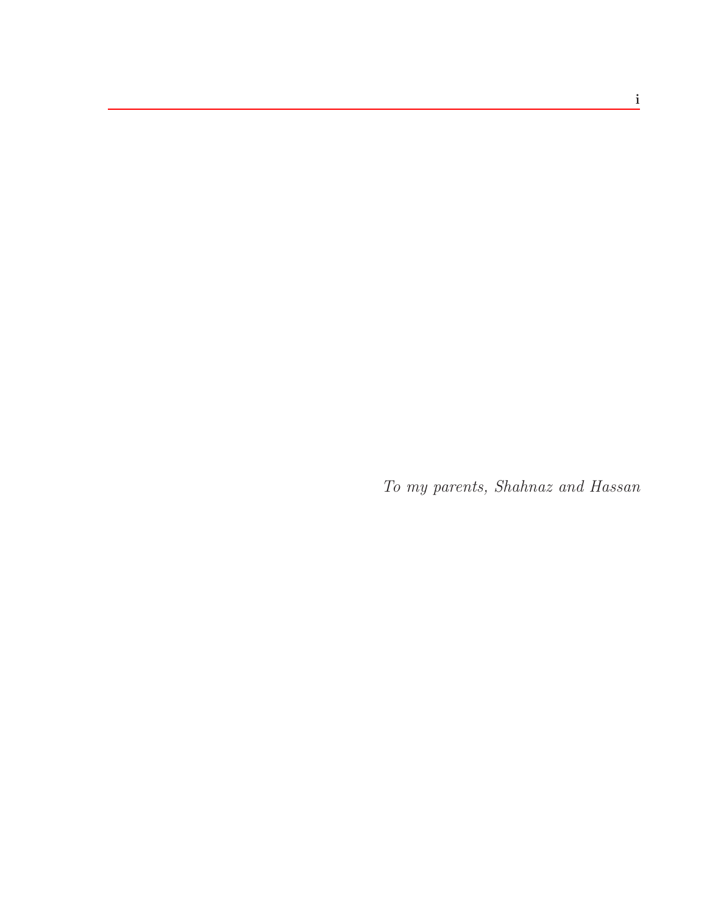*To my parents, Shahnaz and Hassan*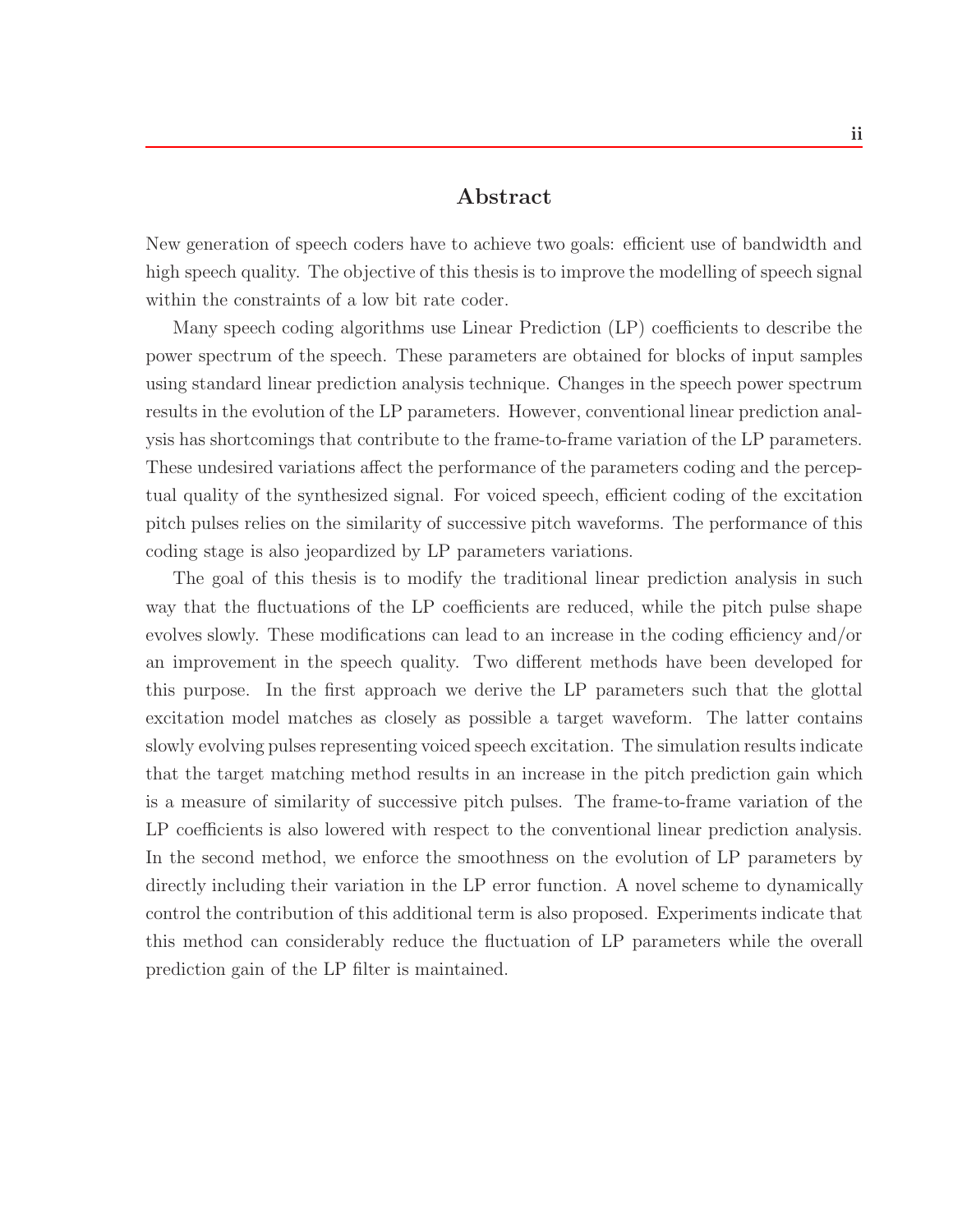## Abstract

New generation of speech coders have to achieve two goals: efficient use of bandwidth and high speech quality. The objective of this thesis is to improve the modelling of speech signal within the constraints of a low bit rate coder.

Many speech coding algorithms use Linear Prediction (LP) coefficients to describe the power spectrum of the speech. These parameters are obtained for blocks of input samples using standard linear prediction analysis technique. Changes in the speech power spectrum results in the evolution of the LP parameters. However, conventional linear prediction analysis has shortcomings that contribute to the frame-to-frame variation of the LP parameters. These undesired variations affect the performance of the parameters coding and the perceptual quality of the synthesized signal. For voiced speech, efficient coding of the excitation pitch pulses relies on the similarity of successive pitch waveforms. The performance of this coding stage is also jeopardized by LP parameters variations.

The goal of this thesis is to modify the traditional linear prediction analysis in such way that the fluctuations of the LP coefficients are reduced, while the pitch pulse shape evolves slowly. These modifications can lead to an increase in the coding efficiency and/or an improvement in the speech quality. Two different methods have been developed for this purpose. In the first approach we derive the LP parameters such that the glottal excitation model matches as closely as possible a target waveform. The latter contains slowly evolving pulses representing voiced speech excitation. The simulation results indicate that the target matching method results in an increase in the pitch prediction gain which is a measure of similarity of successive pitch pulses. The frame-to-frame variation of the LP coefficients is also lowered with respect to the conventional linear prediction analysis. In the second method, we enforce the smoothness on the evolution of LP parameters by directly including their variation in the LP error function. A novel scheme to dynamically control the contribution of this additional term is also proposed. Experiments indicate that this method can considerably reduce the fluctuation of LP parameters while the overall prediction gain of the LP filter is maintained.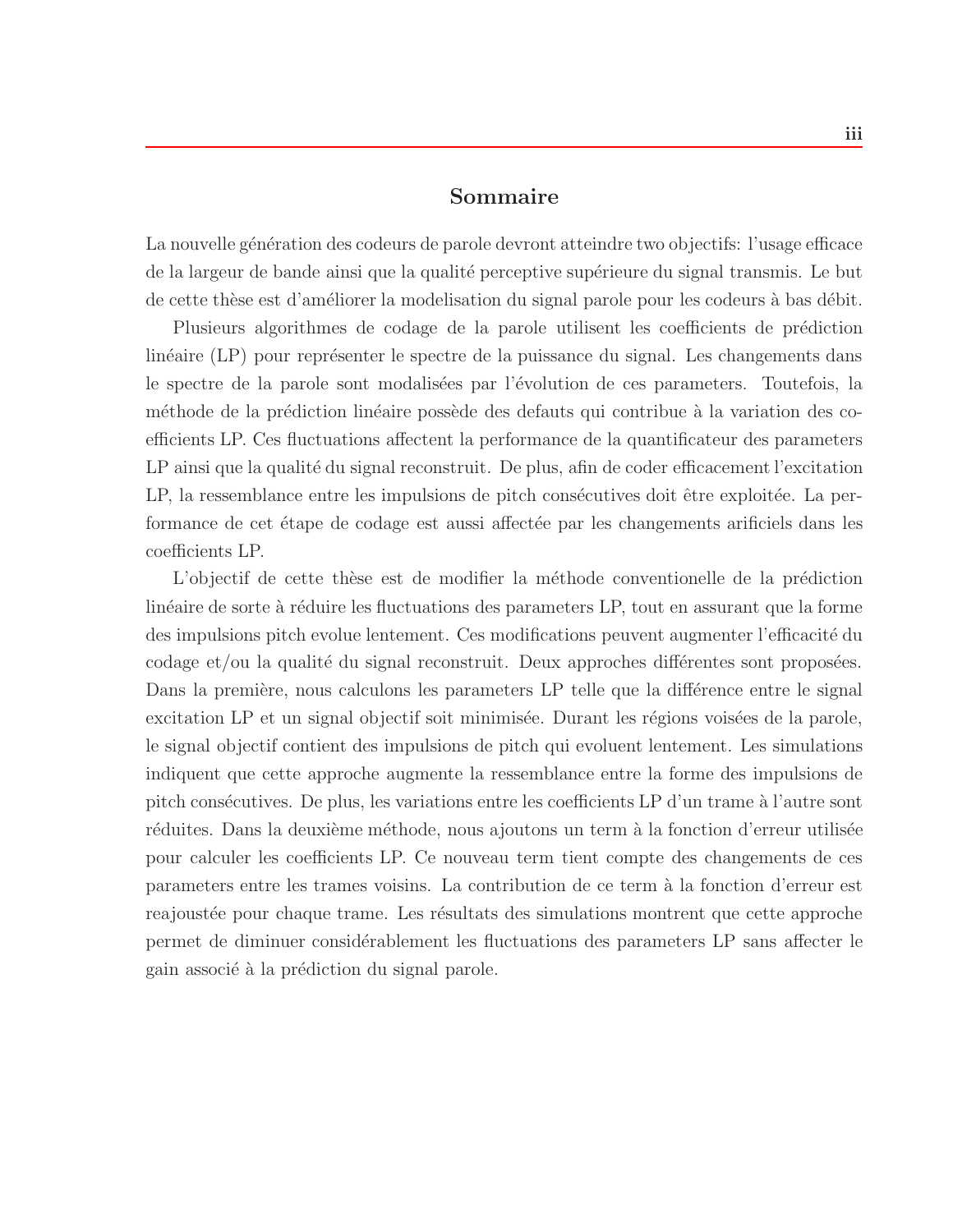# Sommaire

La nouvelle génération des codeurs de parole devront atteindre two objectifs: l'usage efficace de la largeur de bande ainsi que la qualité perceptive supérieure du signal transmis. Le but de cette thèse est d'améliorer la modelisation du signal parole pour les codeurs à bas débit.

Plusieurs algorithmes de codage de la parole utilisent les coefficients de prédiction linéaire (LP) pour représenter le spectre de la puissance du signal. Les changements dans le spectre de la parole sont modalisées par l'évolution de ces parameters. Toutefois, la méthode de la prédiction linéaire possède des defauts qui contribue à la variation des coefficients LP. Ces fluctuations affectent la performance de la quantificateur des parameters LP ainsi que la qualité du signal reconstruit. De plus, afin de coder efficacement l'excitation LP, la ressemblance entre les impulsions de pitch consécutives doit être exploitée. La performance de cet étape de codage est aussi affectée par les changements arificiels dans les coefficients LP.

L'objectif de cette thèse est de modifier la méthode conventionelle de la prédiction linéaire de sorte à réduire les fluctuations des parameters LP, tout en assurant que la forme des impulsions pitch evolue lentement. Ces modifications peuvent augmenter l'efficacité du codage et/ou la qualité du signal reconstruit. Deux approches différentes sont proposées. Dans la première, nous calculons les parameters LP telle que la différence entre le signal excitation LP et un signal objectif soit minimisée. Durant les régions voisées de la parole, le signal objectif contient des impulsions de pitch qui evoluent lentement. Les simulations indiquent que cette approche augmente la ressemblance entre la forme des impulsions de pitch consécutives. De plus, les variations entre les coefficients LP d'un trame à l'autre sont réduites. Dans la deuxième méthode, nous ajoutons un term à la fonction d'erreur utilisée pour calculer les coefficients LP. Ce nouveau term tient compte des changements de ces parameters entre les trames voisins. La contribution de ce term à la fonction d'erreur est reajoustée pour chaque trame. Les résultats des simulations montrent que cette approche permet de diminuer considérablement les fluctuations des parameters LP sans affecter le gain associé à la prédiction du signal parole.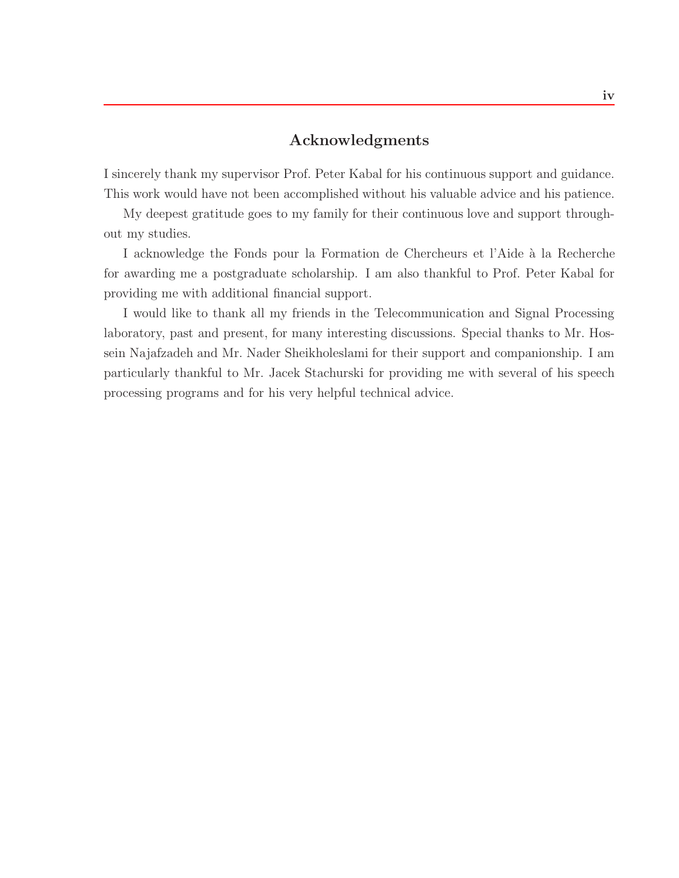# Acknowledgments

I sincerely thank my supervisor Prof. Peter Kabal for his continuous support and guidance. This work would have not been accomplished without his valuable advice and his patience.

My deepest gratitude goes to my family for their continuous love and support throughout my studies.

I acknowledge the Fonds pour la Formation de Chercheurs et l'Aide à la Recherche for awarding me a postgraduate scholarship. I am also thankful to Prof. Peter Kabal for providing me with additional financial support.

I would like to thank all my friends in the Telecommunication and Signal Processing laboratory, past and present, for many interesting discussions. Special thanks to Mr. Hossein Najafzadeh and Mr. Nader Sheikholeslami for their support and companionship. I am particularly thankful to Mr. Jacek Stachurski for providing me with several of his speech processing programs and for his very helpful technical advice.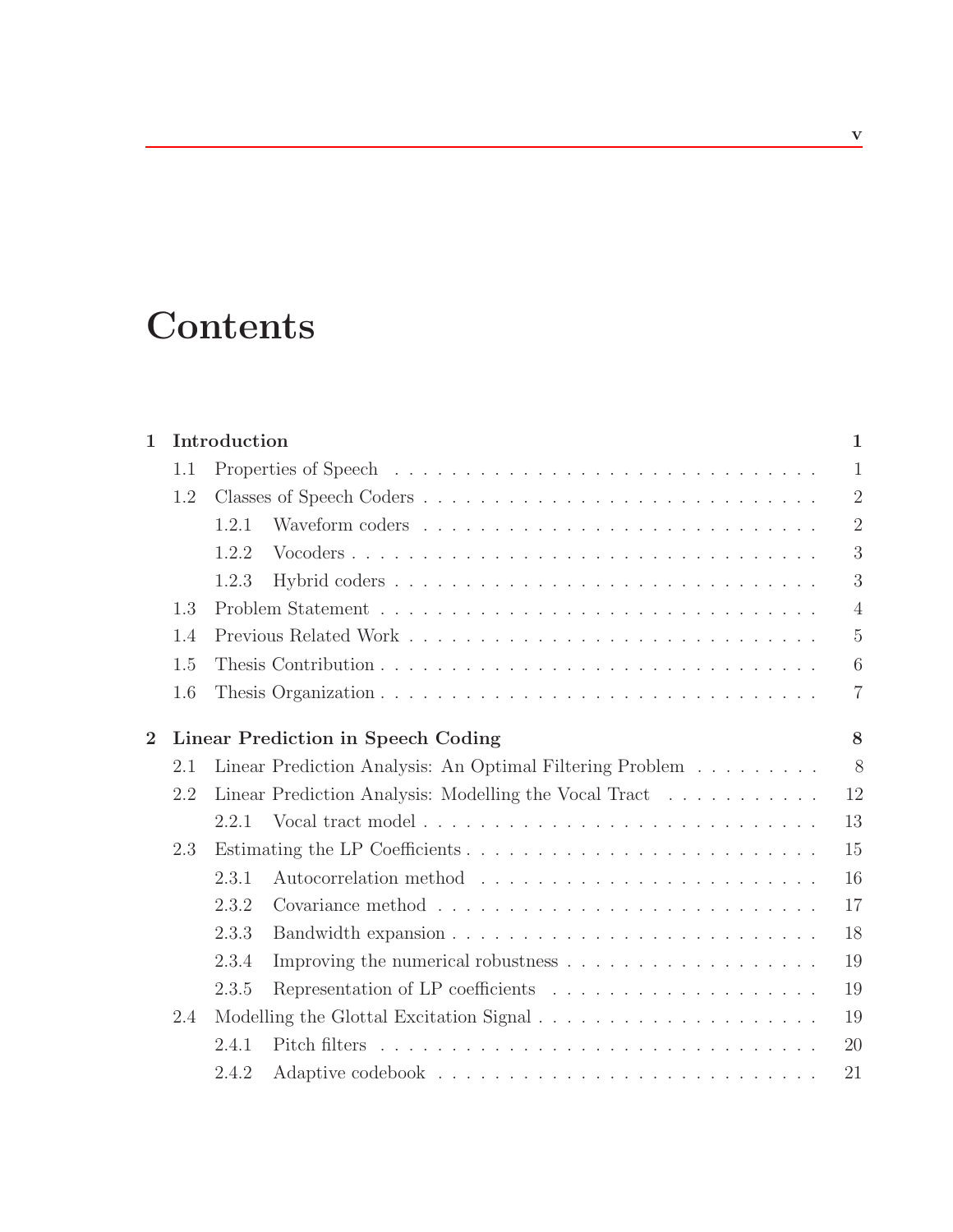# Contents

**1 Introduction** **1**

- 1.1 Properties of Speech . . . . . 1
- 1.2 Classes of Speech Coders . . . . . 2
  - 1.2.1 Waveform coders . . . . . 2
  - 1.2.2 Vocoders . . . . . 3
  - 1.2.3 Hybrid coders . . . . . 3
- 1.3 Problem Statement . . . . . 4
- 1.4 Previous Related Work . . . . . 5
- 1.5 Thesis Contribution . . . . . 6
- 1.6 Thesis Organization . . . . . 7

**2 Linear Prediction in Speech Coding** **8**

- 2.1 Linear Prediction Analysis: An Optimal Filtering Problem . . . . . 8
- 2.2 Linear Prediction Analysis: Modelling the Vocal Tract . . . . . 12
  - 2.2.1 Vocal tract model . . . . . 13
- 2.3 Estimating the LP Coefficients . . . . . 15
  - 2.3.1 Autocorrelation method . . . . . 16
  - 2.3.2 Covariance method . . . . . 17
  - 2.3.3 Bandwidth expansion . . . . . 18
  - 2.3.4 Improving the numerical robustness . . . . . 19
  - 2.3.5 Representation of LP coefficients . . . . . 19
- 2.4 Modelling the Glottal Excitation Signal . . . . . 19
  - 2.4.1 Pitch filters . . . . . 20
  - 2.4.2 Adaptive codebook . . . . . 21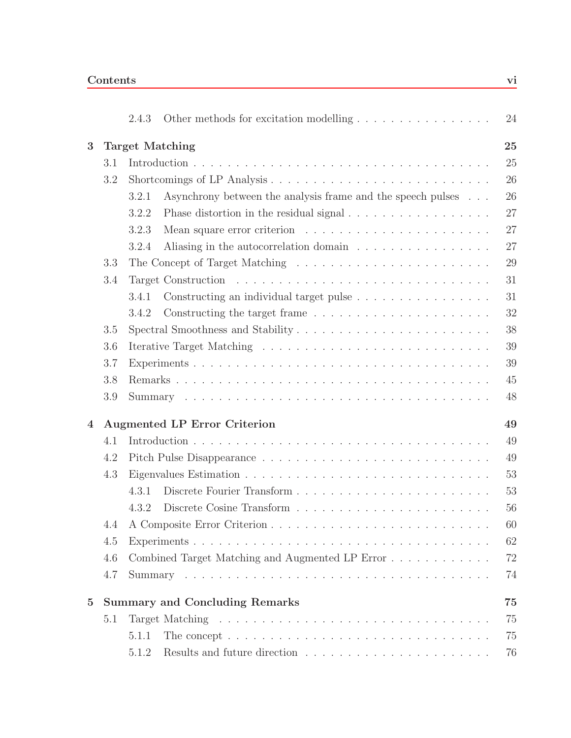| | | | |
|---|---|---|---|
| | 2.4.3 | Other methods for excitation modelling | 24 |
| **3** | **Target Matching** | | **25** |
| 3.1 | Introduction | | 25 |
| 3.2 | Shortcomings of LP Analysis | | 26 |
| | 3.2.1 | Asynchrony between the analysis frame and the speech pulses | 26 |
| | 3.2.2 | Phase distortion in the residual signal | 27 |
| | 3.2.3 | Mean square error criterion | 27 |
| | 3.2.4 | Aliasing in the autocorrelation domain | 27 |
| 3.3 | The Concept of Target Matching | | 29 |
| 3.4 | Target Construction | | 31 |
| | 3.4.1 | Constructing an individual target pulse | 31 |
| | 3.4.2 | Constructing the target frame | 32 |
| 3.5 | Spectral Smoothness and Stability | | 38 |
| 3.6 | Iterative Target Matching | | 39 |
| 3.7 | Experiments | | 39 |
| 3.8 | Remarks | | 45 |
| 3.9 | Summary | | 48 |
| **4** | **Augmented LP Error Criterion** | | **49** |
| 4.1 | Introduction | | 49 |
| 4.2 | Pitch Pulse Disappearance | | 49 |
| 4.3 | Eigenvalues Estimation | | 53 |
| | 4.3.1 | Discrete Fourier Transform | 53 |
| | 4.3.2 | Discrete Cosine Transform | 56 |
| 4.4 | A Composite Error Criterion | | 60 |
| 4.5 | Experiments | | 62 |
| 4.6 | Combined Target Matching and Augmented LP Error | | 72 |
| 4.7 | Summary | | 74 |
| **5** | **Summary and Concluding Remarks** | | **75** |
| 5.1 | Target Matching | | 75 |
| | 5.1.1 | The concept | 75 |
| | 5.1.2 | Results and future direction | 76 |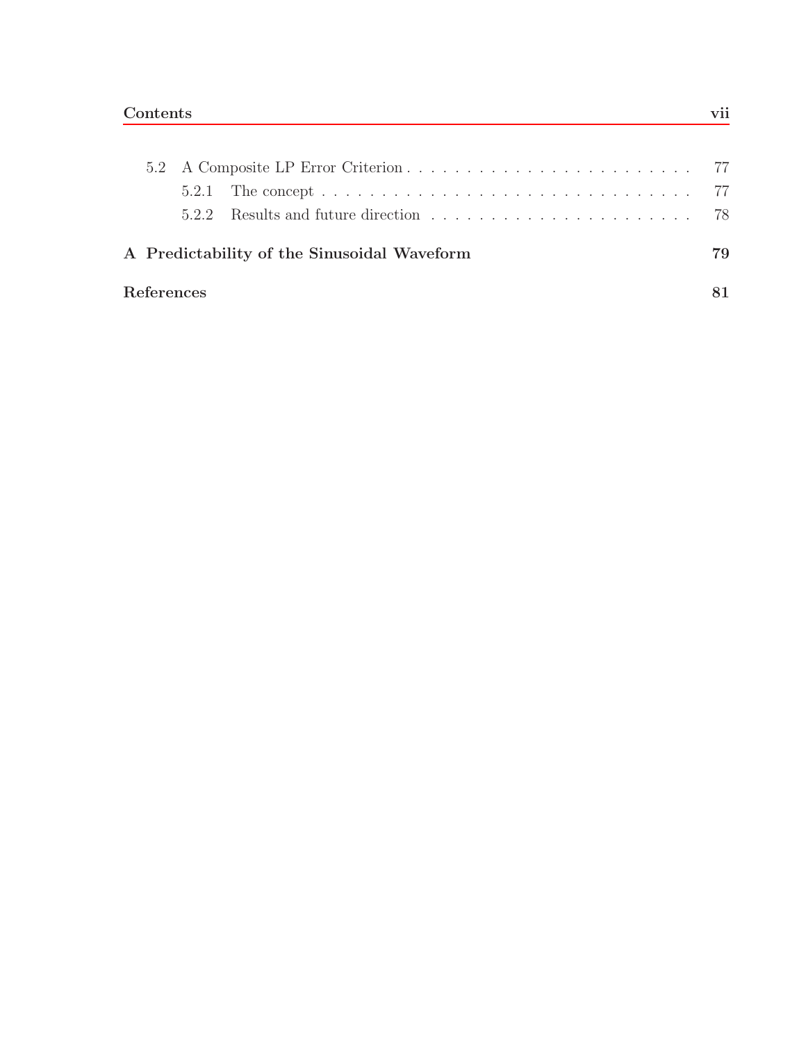- 5.2 A Composite LP Error Criterion . . . . . . . . . . . . . . . . . . . . . . . . . 77
  - 5.2.1 The concept . . . . . . . . . . . . . . . . . . . . . . . . . . . . . . . . . 77
  - 5.2.2 Results and future direction . . . . . . . . . . . . . . . . . . . . . . 78

**A Predictability of the Sinusoidal Waveform** **79**

**References** **81**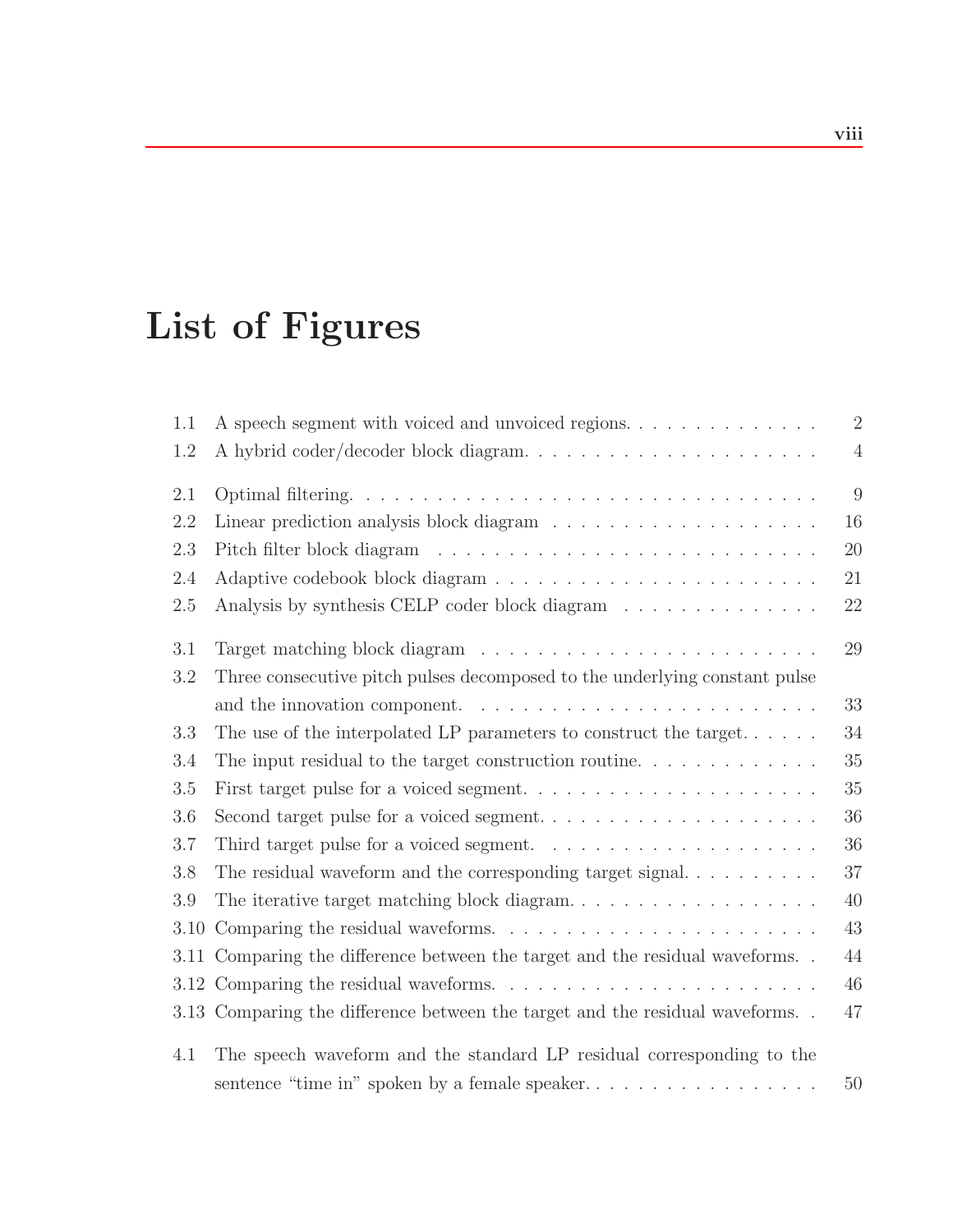# List of Figures

| | | |
|---|---|---|
| 1.1 | A speech segment with voiced and unvoiced regions. | 2 |
| 1.2 | A hybrid coder/decoder block diagram. | 4 |
| 2.1 | Optimal filtering. | 9 |
| 2.2 | Linear prediction analysis block diagram | 16 |
| 2.3 | Pitch filter block diagram | 20 |
| 2.4 | Adaptive codebook block diagram | 21 |
| 2.5 | Analysis by synthesis CELP coder block diagram | 22 |
| 3.1 | Target matching block diagram | 29 |
| 3.2 | Three consecutive pitch pulses decomposed to the underlying constant pulse and the innovation component. | 33 |
| 3.3 | The use of the interpolated LP parameters to construct the target. | 34 |
| 3.4 | The input residual to the target construction routine. | 35 |
| 3.5 | First target pulse for a voiced segment. | 35 |
| 3.6 | Second target pulse for a voiced segment. | 36 |
| 3.7 | Third target pulse for a voiced segment. | 36 |
| 3.8 | The residual waveform and the corresponding target signal. | 37 |
| 3.9 | The iterative target matching block diagram. | 40 |
| 3.10 | Comparing the residual waveforms. | 43 |
| 3.11 | Comparing the difference between the target and the residual waveforms. | 44 |
| 3.12 | Comparing the residual waveforms. | 46 |
| 3.13 | Comparing the difference between the target and the residual waveforms. | 47 |
| 4.1 | The speech waveform and the standard LP residual corresponding to the sentence "time in" spoken by a female speaker. | 50 |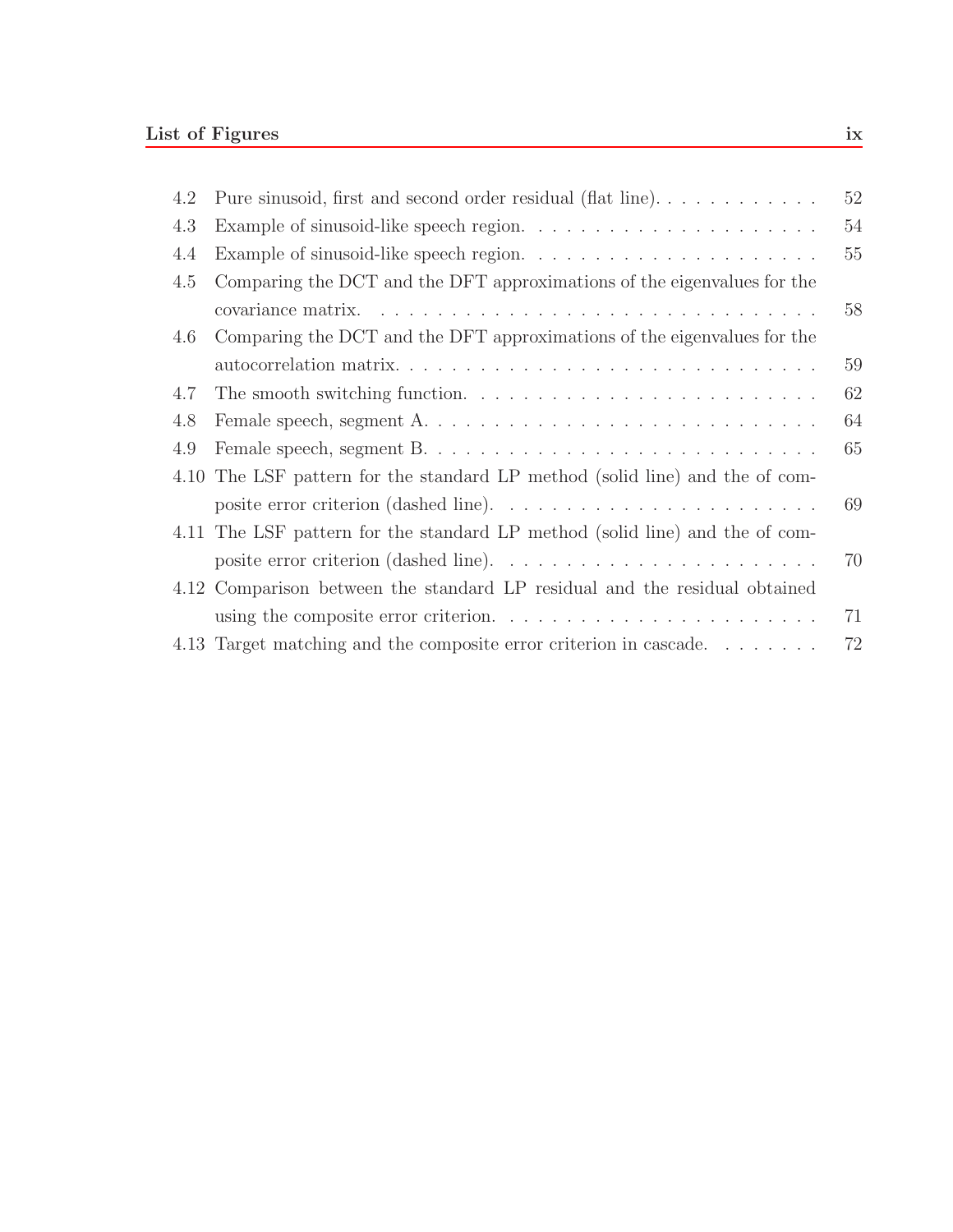| | | |
|---|---|---|
| 4.2 | Pure sinusoid, first and second order residual (flat line). | 52 |
| 4.3 | Example of sinusoid-like speech region. | 54 |
| 4.4 | Example of sinusoid-like speech region. | 55 |
| 4.5 | Comparing the DCT and the DFT approximations of the eigenvalues for the covariance matrix. | 58 |
| 4.6 | Comparing the DCT and the DFT approximations of the eigenvalues for the autocorrelation matrix. | 59 |
| 4.7 | The smooth switching function. | 62 |
| 4.8 | Female speech, segment A. | 64 |
| 4.9 | Female speech, segment B. | 65 |
| 4.10 | The LSF pattern for the standard LP method (solid line) and the of composite error criterion (dashed line). | 69 |
| 4.11 | The LSF pattern for the standard LP method (solid line) and the of composite error criterion (dashed line). | 70 |
| 4.12 | Comparison between the standard LP residual and the residual obtained using the composite error criterion. | 71 |
| 4.13 | Target matching and the composite error criterion in cascade. | 72 |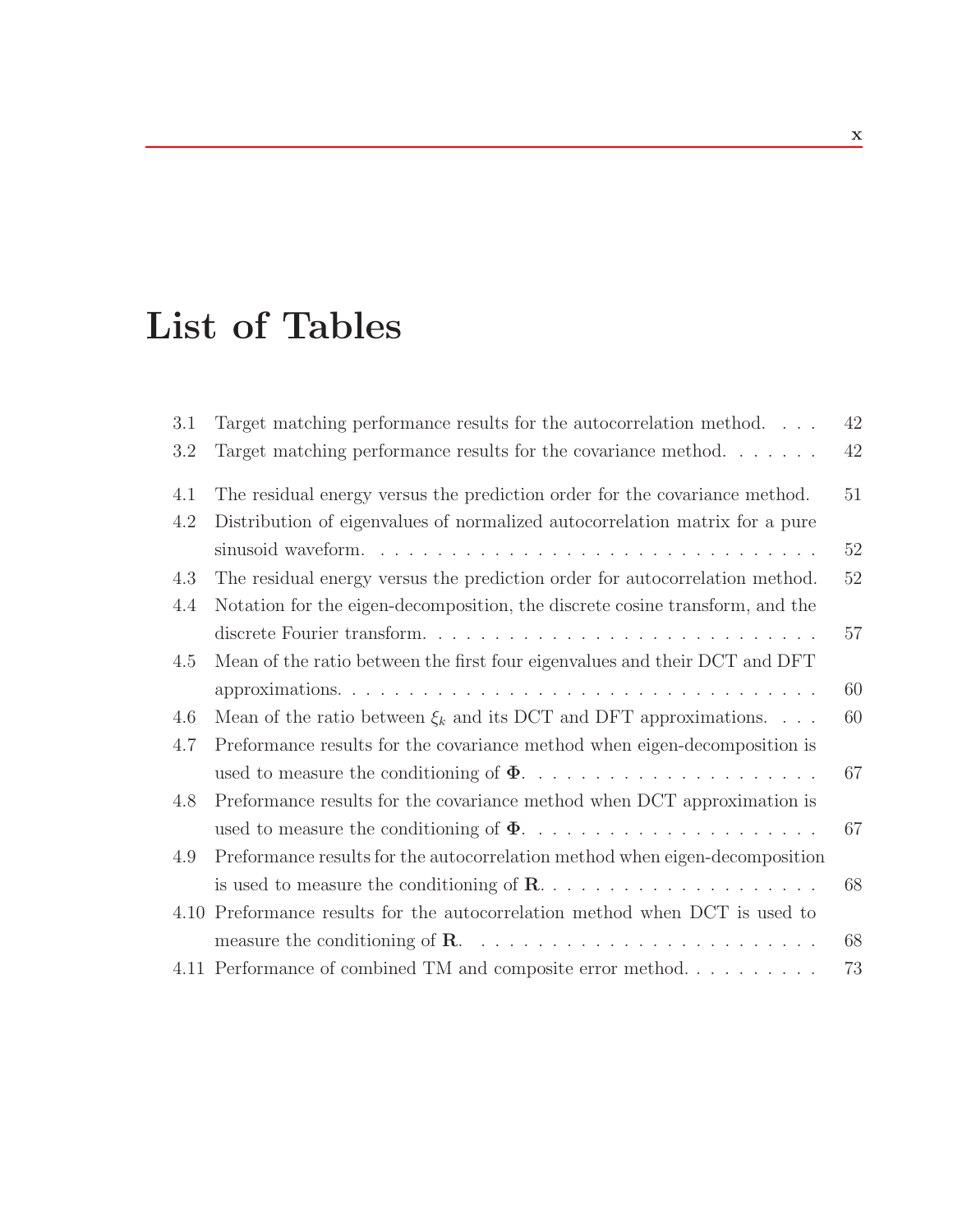# List of Tables

3.1 Target matching performance results for the autocorrelation method. . . . 42

3.2 Target matching performance results for the covariance method. . . . . . . 42

4.1 The residual energy versus the prediction order for the covariance method. 51

4.2 Distribution of eigenvalues of normalized autocorrelation matrix for a pure sinusoid waveform. . . . . . . . . . . . . . . . . . . . . . . . . . . . . . . . 52

4.3 The residual energy versus the prediction order for autocorrelation method. 52

4.4 Notation for the eigen-decomposition, the discrete cosine transform, and the discrete Fourier transform. . . . . . . . . . . . . . . . . . . . . . . . . . . 57

4.5 Mean of the ratio between the first four eigenvalues and their DCT and DFT approximations. . . . . . . . . . . . . . . . . . . . . . . . . . . . . . . . . 60

4.6 Mean of the ratio between $\xi_k$ and its DCT and DFT approximations. . . . 60

4.7 Preformance results for the covariance method when eigen-decomposition is used to measure the conditioning of $\mathbf{\Phi}$. . . . . . . . . . . . . . . . . . . . . 67

4.8 Preformance results for the covariance method when DCT approximation is used to measure the conditioning of $\mathbf{\Phi}$. . . . . . . . . . . . . . . . . . . . . 67

4.9 Preformance results for the autocorrelation method when eigen-decomposition is used to measure the conditioning of $\mathbf{R}$. . . . . . . . . . . . . . . . . . . . 68

4.10 Preformance results for the autocorrelation method when DCT is used to measure the conditioning of $\mathbf{R}$. . . . . . . . . . . . . . . . . . . . . . . . . 68

4.11 Performance of combined TM and composite error method. . . . . . . . . . 73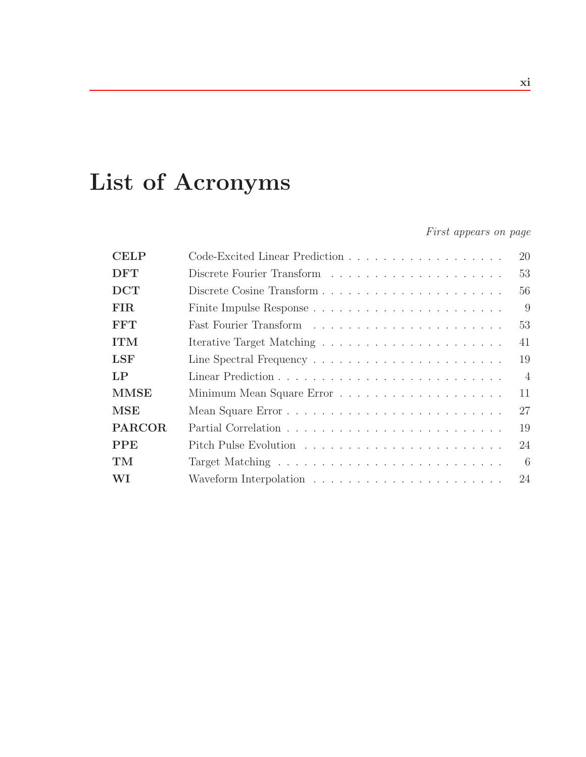# List of Acronyms

*First appears on page*

| Acronym | Definition | Page |
|---|---|---|
| **CELP** | Code-Excited Linear Prediction | 20 |
| **DFT** | Discrete Fourier Transform | 53 |
| **DCT** | Discrete Cosine Transform | 56 |
| **FIR** | Finite Impulse Response | 9 |
| **FFT** | Fast Fourier Transform | 53 |
| **ITM** | Iterative Target Matching | 41 |
| **LSF** | Line Spectral Frequency | 19 |
| **LP** | Linear Prediction | 4 |
| **MMSE** | Minimum Mean Square Error | 11 |
| **MSE** | Mean Square Error | 27 |
| **PARCOR** | Partial Correlation | 19 |
| **PPE** | Pitch Pulse Evolution | 24 |
| **TM** | Target Matching | 6 |
| **WI** | Waveform Interpolation | 24 |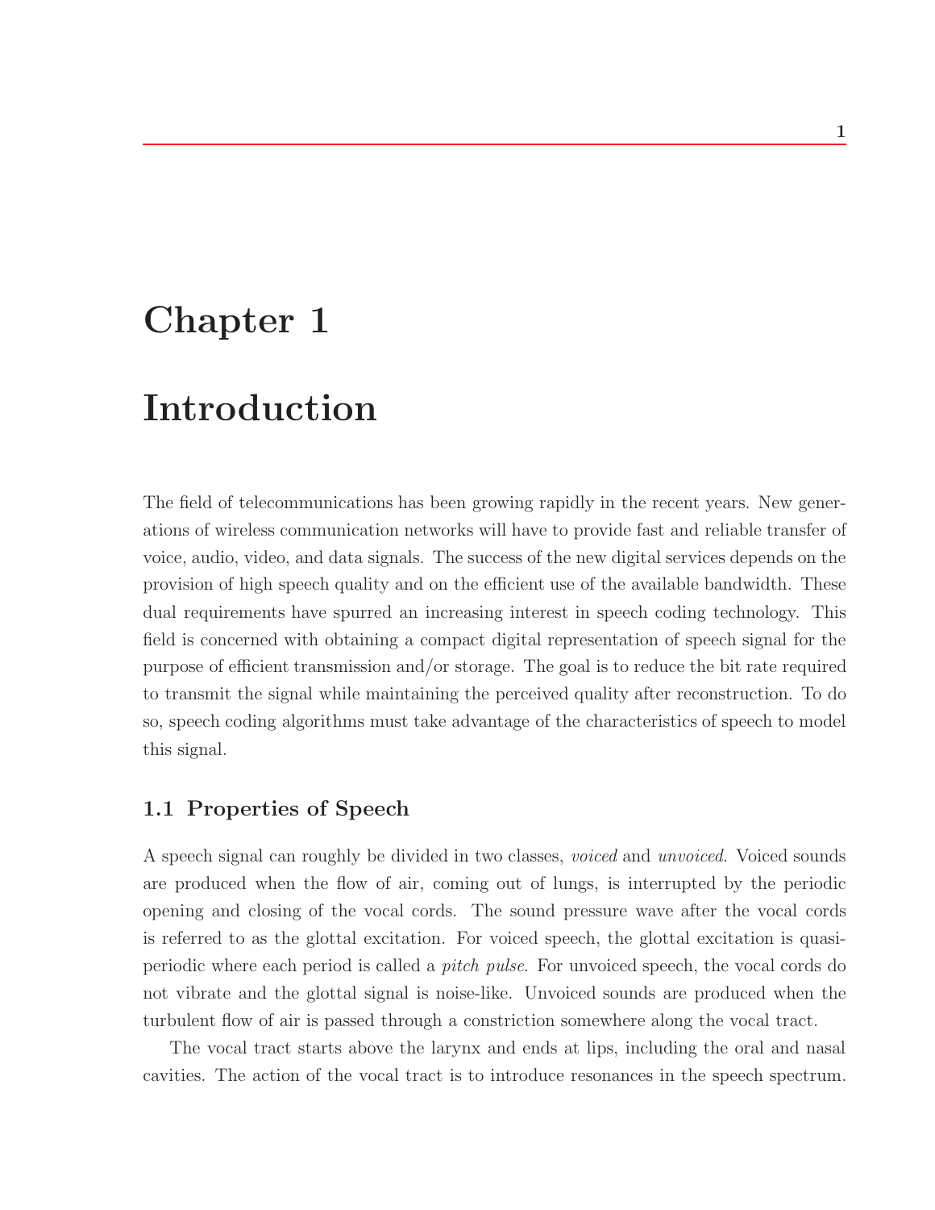# Chapter 1

# Introduction

The field of telecommunications has been growing rapidly in the recent years. New generations of wireless communication networks will have to provide fast and reliable transfer of voice, audio, video, and data signals. The success of the new digital services depends on the provision of high speech quality and on the efficient use of the available bandwidth. These dual requirements have spurred an increasing interest in speech coding technology. This field is concerned with obtaining a compact digital representation of speech signal for the purpose of efficient transmission and/or storage. The goal is to reduce the bit rate required to transmit the signal while maintaining the perceived quality after reconstruction. To do so, speech coding algorithms must take advantage of the characteristics of speech to model this signal.

## 1.1 Properties of Speech

A speech signal can roughly be divided in two classes, *voiced* and *unvoiced*. Voiced sounds are produced when the flow of air, coming out of lungs, is interrupted by the periodic opening and closing of the vocal cords. The sound pressure wave after the vocal cords is referred to as the glottal excitation. For voiced speech, the glottal excitation is quasi-periodic where each period is called a *pitch pulse*. For unvoiced speech, the vocal cords do not vibrate and the glottal signal is noise-like. Unvoiced sounds are produced when the turbulent flow of air is passed through a constriction somewhere along the vocal tract.

The vocal tract starts above the larynx and ends at lips, including the oral and nasal cavities. The action of the vocal tract is to introduce resonances in the speech spectrum.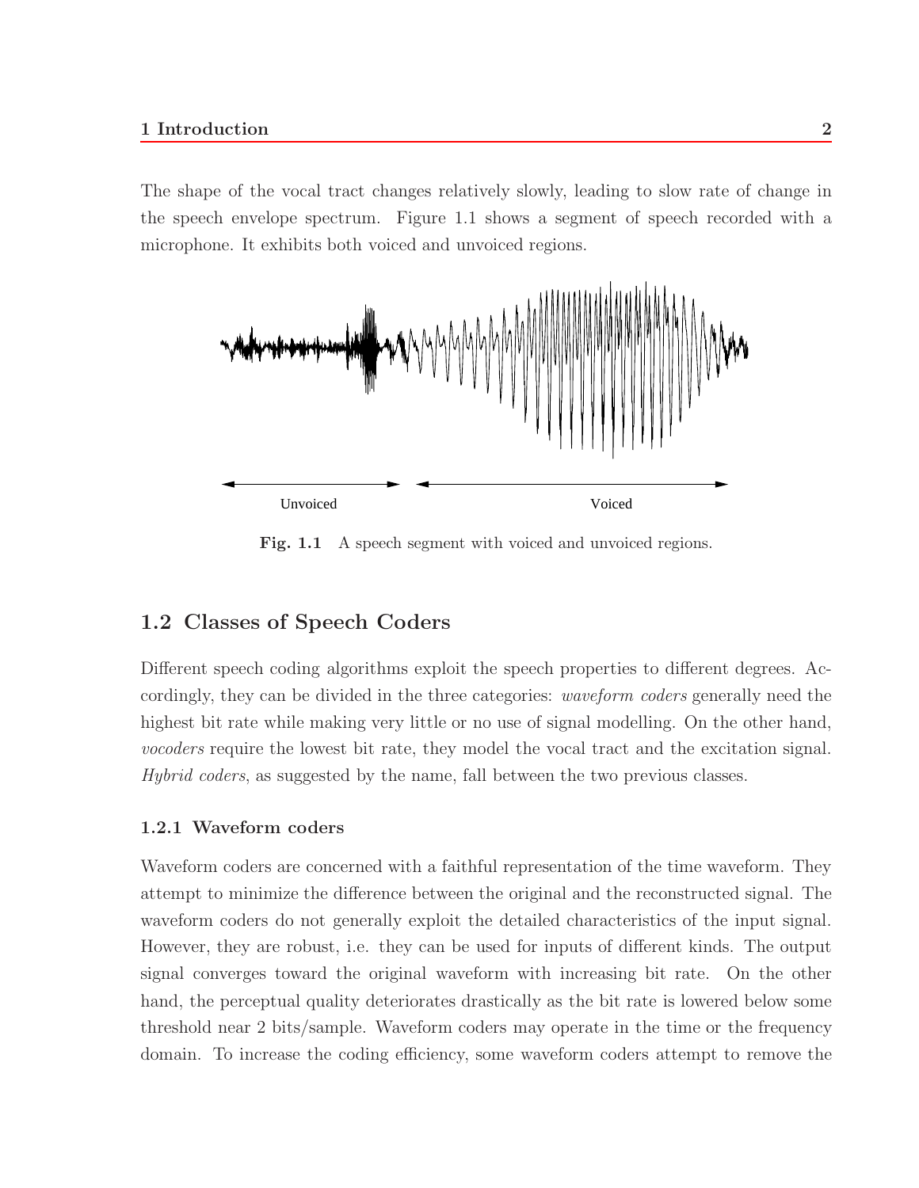The shape of the vocal tract changes relatively slowly, leading to slow rate of change in the speech envelope spectrum. Figure 1.1 shows a segment of speech recorded with a microphone. It exhibits both voiced and unvoiced regions.

**Fig. 1.1** A speech segment with voiced and unvoiced regions.

## 1.2 Classes of Speech Coders

Different speech coding algorithms exploit the speech properties to different degrees. Accordingly, they can be divided in the three categories: *waveform coders* generally need the highest bit rate while making very little or no use of signal modelling. On the other hand, *vocoders* require the lowest bit rate, they model the vocal tract and the excitation signal. *Hybrid coders*, as suggested by the name, fall between the two previous classes.

### 1.2.1 Waveform coders

Waveform coders are concerned with a faithful representation of the time waveform. They attempt to minimize the difference between the original and the reconstructed signal. The waveform coders do not generally exploit the detailed characteristics of the input signal. However, they are robust, i.e. they can be used for inputs of different kinds. The output signal converges toward the original waveform with increasing bit rate. On the other hand, the perceptual quality deteriorates drastically as the bit rate is lowered below some threshold near 2 bits/sample. Waveform coders may operate in the time or the frequency domain. To increase the coding efficiency, some waveform coders attempt to remove the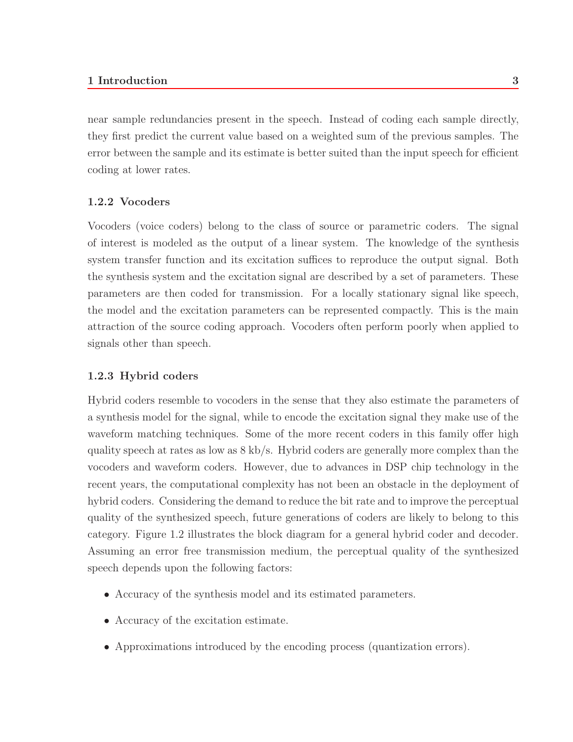near sample redundancies present in the speech. Instead of coding each sample directly, they first predict the current value based on a weighted sum of the previous samples. The error between the sample and its estimate is better suited than the input speech for efficient coding at lower rates.

### 1.2.2 Vocoders

Vocoders (voice coders) belong to the class of source or parametric coders. The signal of interest is modeled as the output of a linear system. The knowledge of the synthesis system transfer function and its excitation suffices to reproduce the output signal. Both the synthesis system and the excitation signal are described by a set of parameters. These parameters are then coded for transmission. For a locally stationary signal like speech, the model and the excitation parameters can be represented compactly. This is the main attraction of the source coding approach. Vocoders often perform poorly when applied to signals other than speech.

### 1.2.3 Hybrid coders

Hybrid coders resemble to vocoders in the sense that they also estimate the parameters of a synthesis model for the signal, while to encode the excitation signal they make use of the waveform matching techniques. Some of the more recent coders in this family offer high quality speech at rates as low as 8 kb/s. Hybrid coders are generally more complex than the vocoders and waveform coders. However, due to advances in DSP chip technology in the recent years, the computational complexity has not been an obstacle in the deployment of hybrid coders. Considering the demand to reduce the bit rate and to improve the perceptual quality of the synthesized speech, future generations of coders are likely to belong to this category. Figure 1.2 illustrates the block diagram for a general hybrid coder and decoder. Assuming an error free transmission medium, the perceptual quality of the synthesized speech depends upon the following factors:

- Accuracy of the synthesis model and its estimated parameters.
- Accuracy of the excitation estimate.
- Approximations introduced by the encoding process (quantization errors).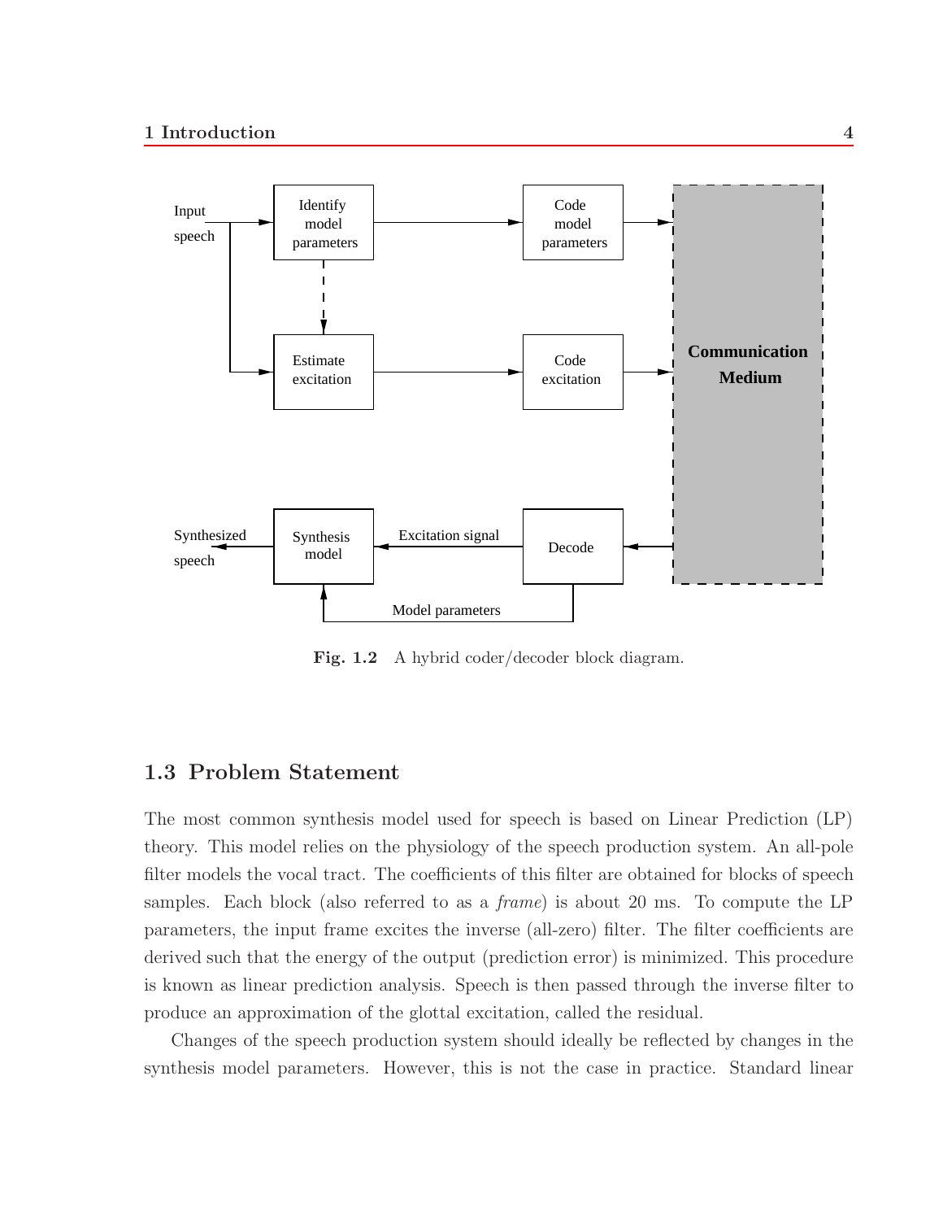**Fig. 1.2** A hybrid coder/decoder block diagram.

## 1.3 Problem Statement

The most common synthesis model used for speech is based on Linear Prediction (LP) theory. This model relies on the physiology of the speech production system. An all-pole filter models the vocal tract. The coefficients of this filter are obtained for blocks of speech samples. Each block (also referred to as a *frame*) is about 20 ms. To compute the LP parameters, the input frame excites the inverse (all-zero) filter. The filter coefficients are derived such that the energy of the output (prediction error) is minimized. This procedure is known as linear prediction analysis. Speech is then passed through the inverse filter to produce an approximation of the glottal excitation, called the residual.

Changes of the speech production system should ideally be reflected by changes in the synthesis model parameters. However, this is not the case in practice. Standard linear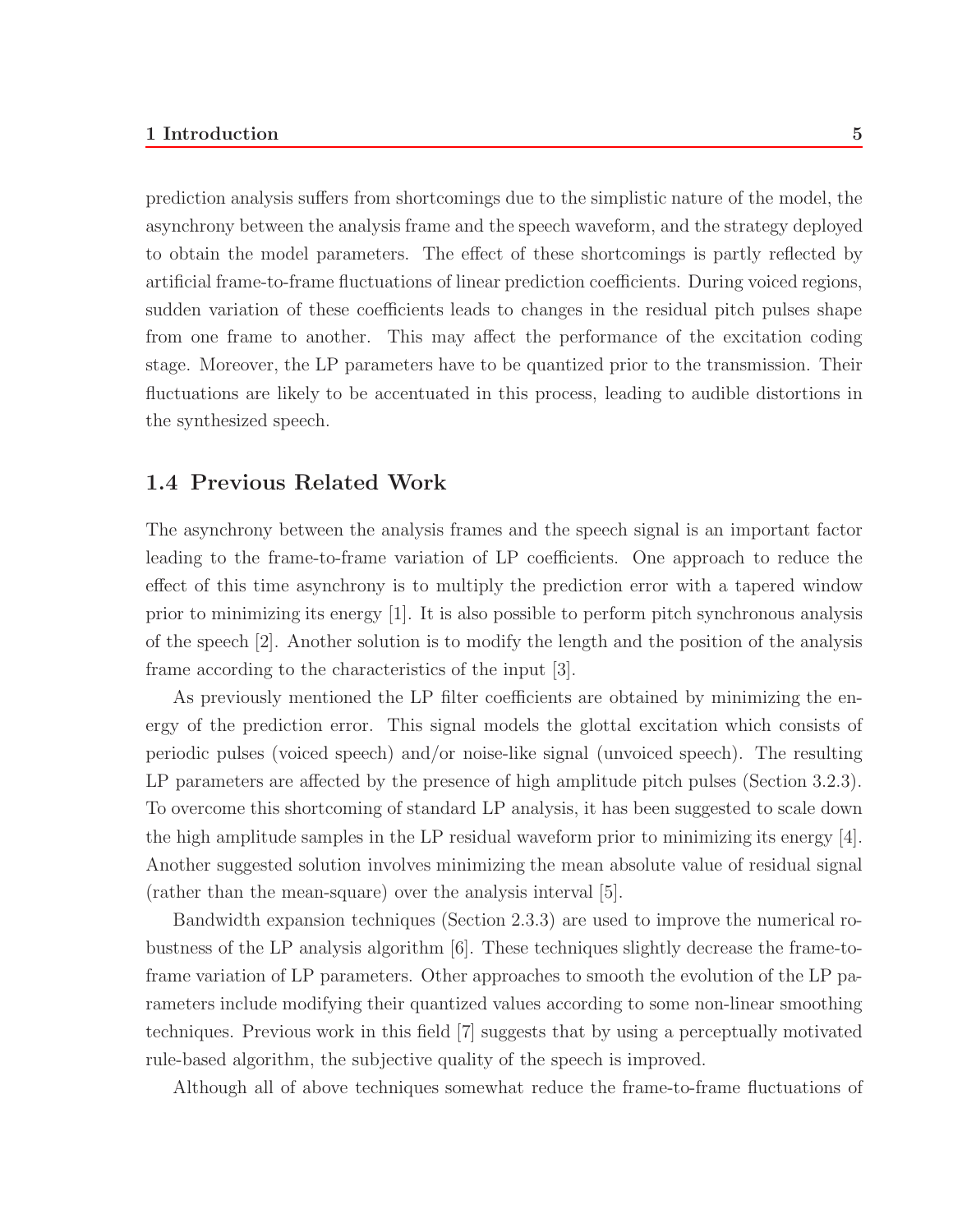prediction analysis suffers from shortcomings due to the simplistic nature of the model, the asynchrony between the analysis frame and the speech waveform, and the strategy deployed to obtain the model parameters. The effect of these shortcomings is partly reflected by artificial frame-to-frame fluctuations of linear prediction coefficients. During voiced regions, sudden variation of these coefficients leads to changes in the residual pitch pulses shape from one frame to another. This may affect the performance of the excitation coding stage. Moreover, the LP parameters have to be quantized prior to the transmission. Their fluctuations are likely to be accentuated in this process, leading to audible distortions in the synthesized speech.

## 1.4 Previous Related Work

The asynchrony between the analysis frames and the speech signal is an important factor leading to the frame-to-frame variation of LP coefficients. One approach to reduce the effect of this time asynchrony is to multiply the prediction error with a tapered window prior to minimizing its energy [1]. It is also possible to perform pitch synchronous analysis of the speech [2]. Another solution is to modify the length and the position of the analysis frame according to the characteristics of the input [3].

As previously mentioned the LP filter coefficients are obtained by minimizing the energy of the prediction error. This signal models the glottal excitation which consists of periodic pulses (voiced speech) and/or noise-like signal (unvoiced speech). The resulting LP parameters are affected by the presence of high amplitude pitch pulses (Section 3.2.3). To overcome this shortcoming of standard LP analysis, it has been suggested to scale down the high amplitude samples in the LP residual waveform prior to minimizing its energy [4]. Another suggested solution involves minimizing the mean absolute value of residual signal (rather than the mean-square) over the analysis interval [5].

Bandwidth expansion techniques (Section 2.3.3) are used to improve the numerical robustness of the LP analysis algorithm [6]. These techniques slightly decrease the frame-to-frame variation of LP parameters. Other approaches to smooth the evolution of the LP parameters include modifying their quantized values according to some non-linear smoothing techniques. Previous work in this field [7] suggests that by using a perceptually motivated rule-based algorithm, the subjective quality of the speech is improved.

Although all of above techniques somewhat reduce the frame-to-frame fluctuations of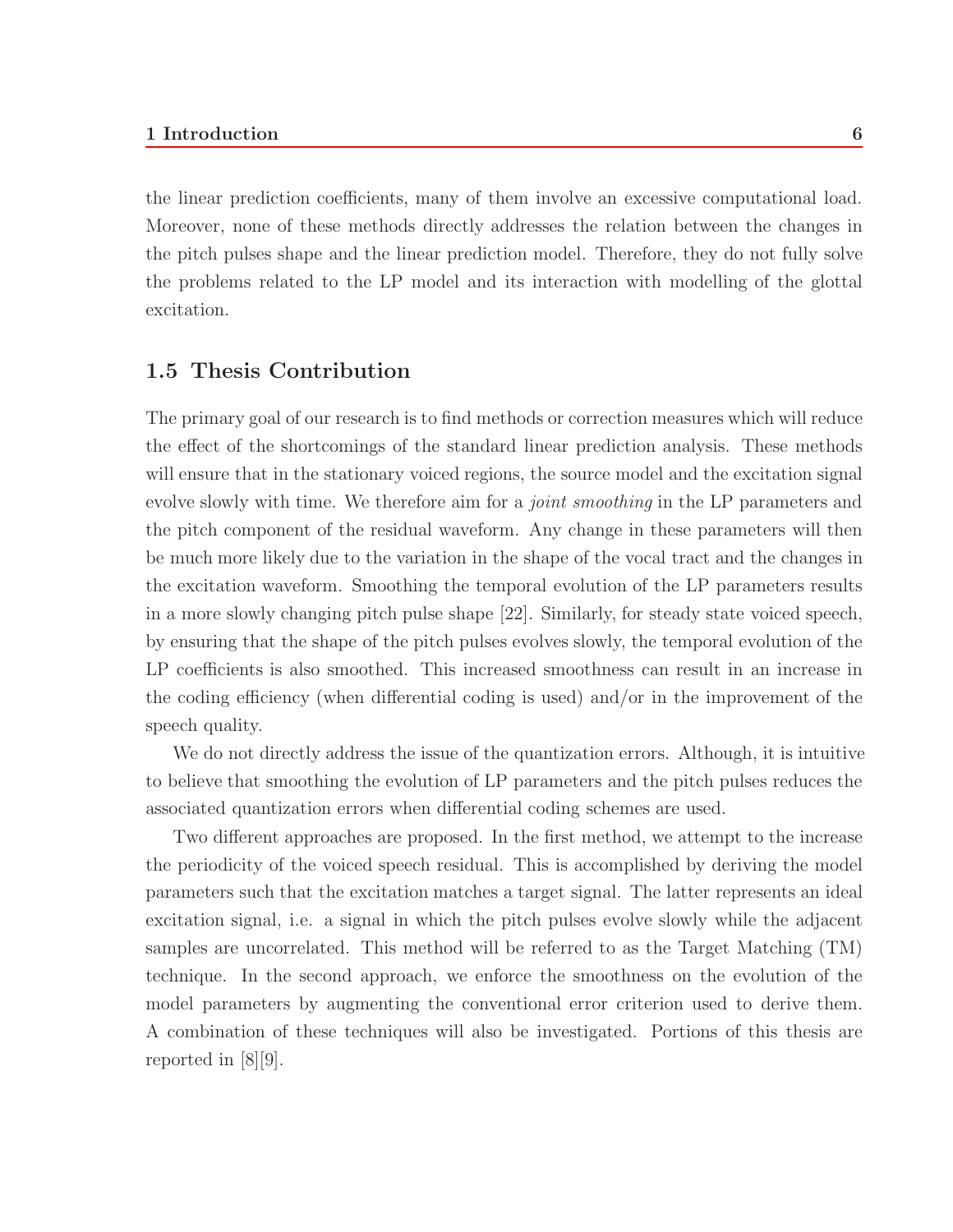the linear prediction coefficients, many of them involve an excessive computational load. Moreover, none of these methods directly addresses the relation between the changes in the pitch pulses shape and the linear prediction model. Therefore, they do not fully solve the problems related to the LP model and its interaction with modelling of the glottal excitation.

## 1.5 Thesis Contribution

The primary goal of our research is to find methods or correction measures which will reduce the effect of the shortcomings of the standard linear prediction analysis. These methods will ensure that in the stationary voiced regions, the source model and the excitation signal evolve slowly with time. We therefore aim for a *joint smoothing* in the LP parameters and the pitch component of the residual waveform. Any change in these parameters will then be much more likely due to the variation in the shape of the vocal tract and the changes in the excitation waveform. Smoothing the temporal evolution of the LP parameters results in a more slowly changing pitch pulse shape [22]. Similarly, for steady state voiced speech, by ensuring that the shape of the pitch pulses evolves slowly, the temporal evolution of the LP coefficients is also smoothed. This increased smoothness can result in an increase in the coding efficiency (when differential coding is used) and/or in the improvement of the speech quality.

We do not directly address the issue of the quantization errors. Although, it is intuitive to believe that smoothing the evolution of LP parameters and the pitch pulses reduces the associated quantization errors when differential coding schemes are used.

Two different approaches are proposed. In the first method, we attempt to the increase the periodicity of the voiced speech residual. This is accomplished by deriving the model parameters such that the excitation matches a target signal. The latter represents an ideal excitation signal, i.e. a signal in which the pitch pulses evolve slowly while the adjacent samples are uncorrelated. This method will be referred to as the Target Matching (TM) technique. In the second approach, we enforce the smoothness on the evolution of the model parameters by augmenting the conventional error criterion used to derive them. A combination of these techniques will also be investigated. Portions of this thesis are reported in [8][9].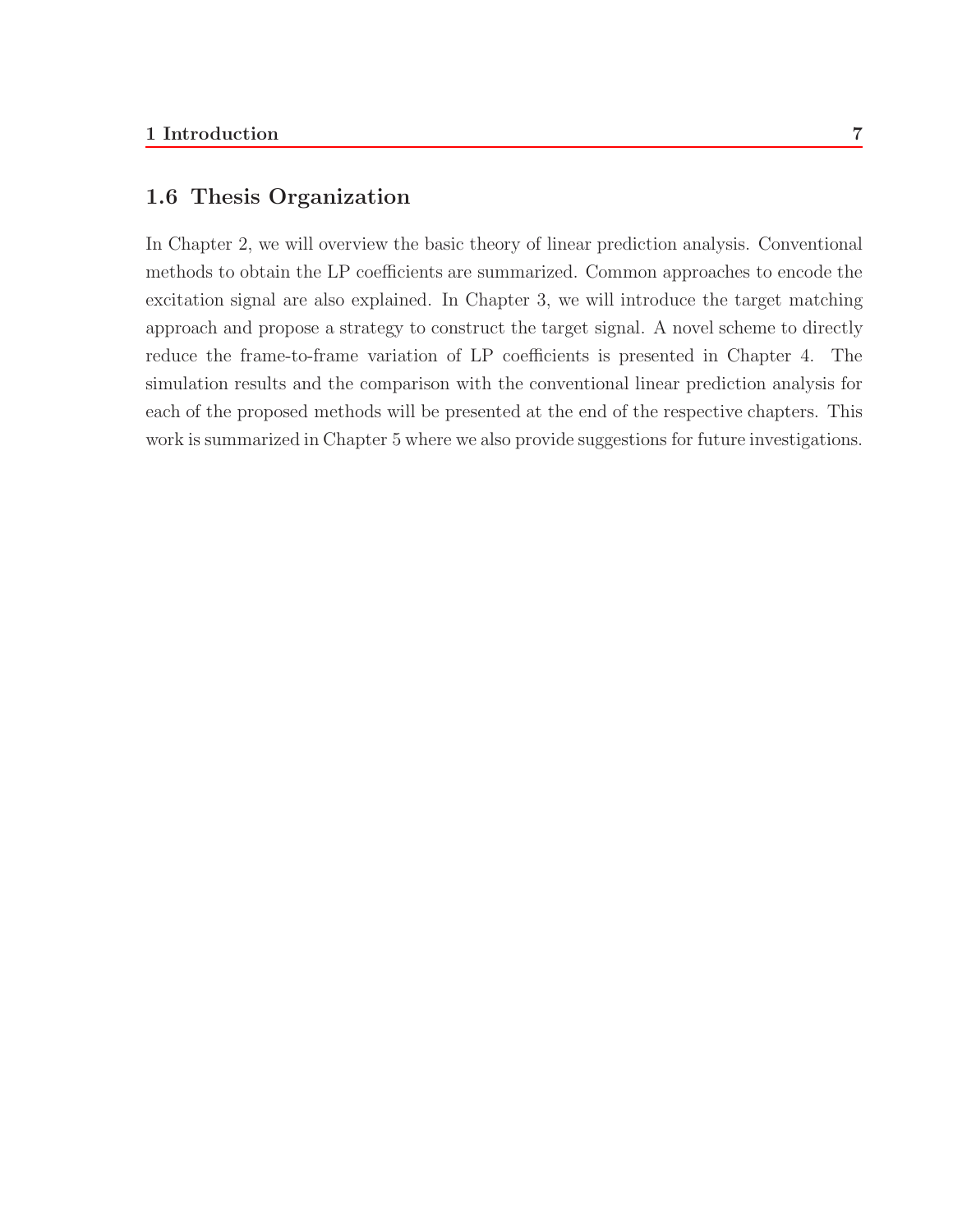## 1.6 Thesis Organization

In Chapter 2, we will overview the basic theory of linear prediction analysis. Conventional methods to obtain the LP coefficients are summarized. Common approaches to encode the excitation signal are also explained. In Chapter 3, we will introduce the target matching approach and propose a strategy to construct the target signal. A novel scheme to directly reduce the frame-to-frame variation of LP coefficients is presented in Chapter 4. The simulation results and the comparison with the conventional linear prediction analysis for each of the proposed methods will be presented at the end of the respective chapters. This work is summarized in Chapter 5 where we also provide suggestions for future investigations.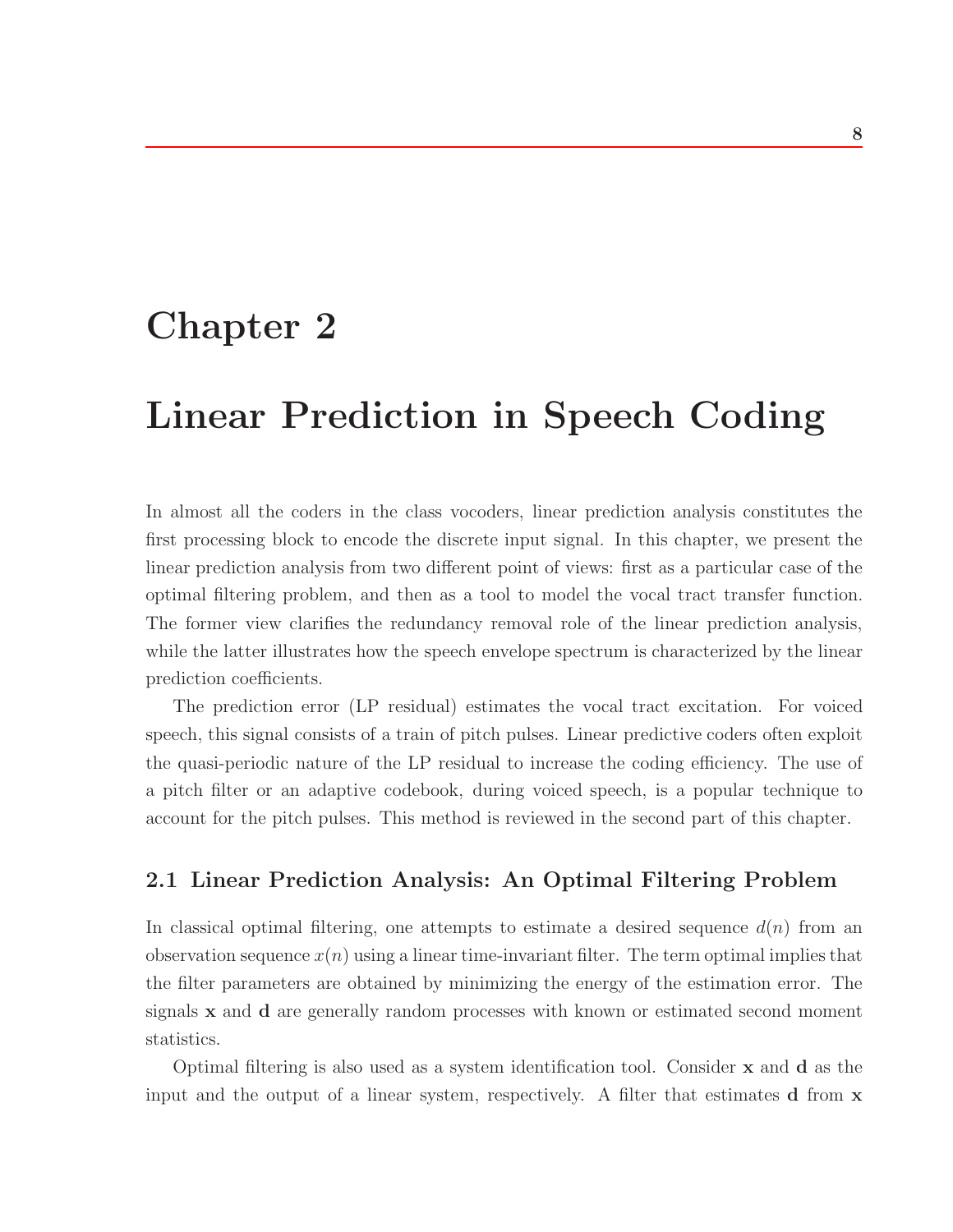# Chapter 2

# Linear Prediction in Speech Coding

In almost all the coders in the class vocoders, linear prediction analysis constitutes the first processing block to encode the discrete input signal. In this chapter, we present the linear prediction analysis from two different point of views: first as a particular case of the optimal filtering problem, and then as a tool to model the vocal tract transfer function. The former view clarifies the redundancy removal role of the linear prediction analysis, while the latter illustrates how the speech envelope spectrum is characterized by the linear prediction coefficients.

The prediction error (LP residual) estimates the vocal tract excitation. For voiced speech, this signal consists of a train of pitch pulses. Linear predictive coders often exploit the quasi-periodic nature of the LP residual to increase the coding efficiency. The use of a pitch filter or an adaptive codebook, during voiced speech, is a popular technique to account for the pitch pulses. This method is reviewed in the second part of this chapter.

## 2.1 Linear Prediction Analysis: An Optimal Filtering Problem

In classical optimal filtering, one attempts to estimate a desired sequence $d(n)$ from an observation sequence $x(n)$ using a linear time-invariant filter. The term optimal implies that the filter parameters are obtained by minimizing the energy of the estimation error. The signals $\mathbf{x}$ and $\mathbf{d}$ are generally random processes with known or estimated second moment statistics.

Optimal filtering is also used as a system identification tool. Consider $\mathbf{x}$ and $\mathbf{d}$ as the input and the output of a linear system, respectively. A filter that estimates $\mathbf{d}$ from $\mathbf{x}$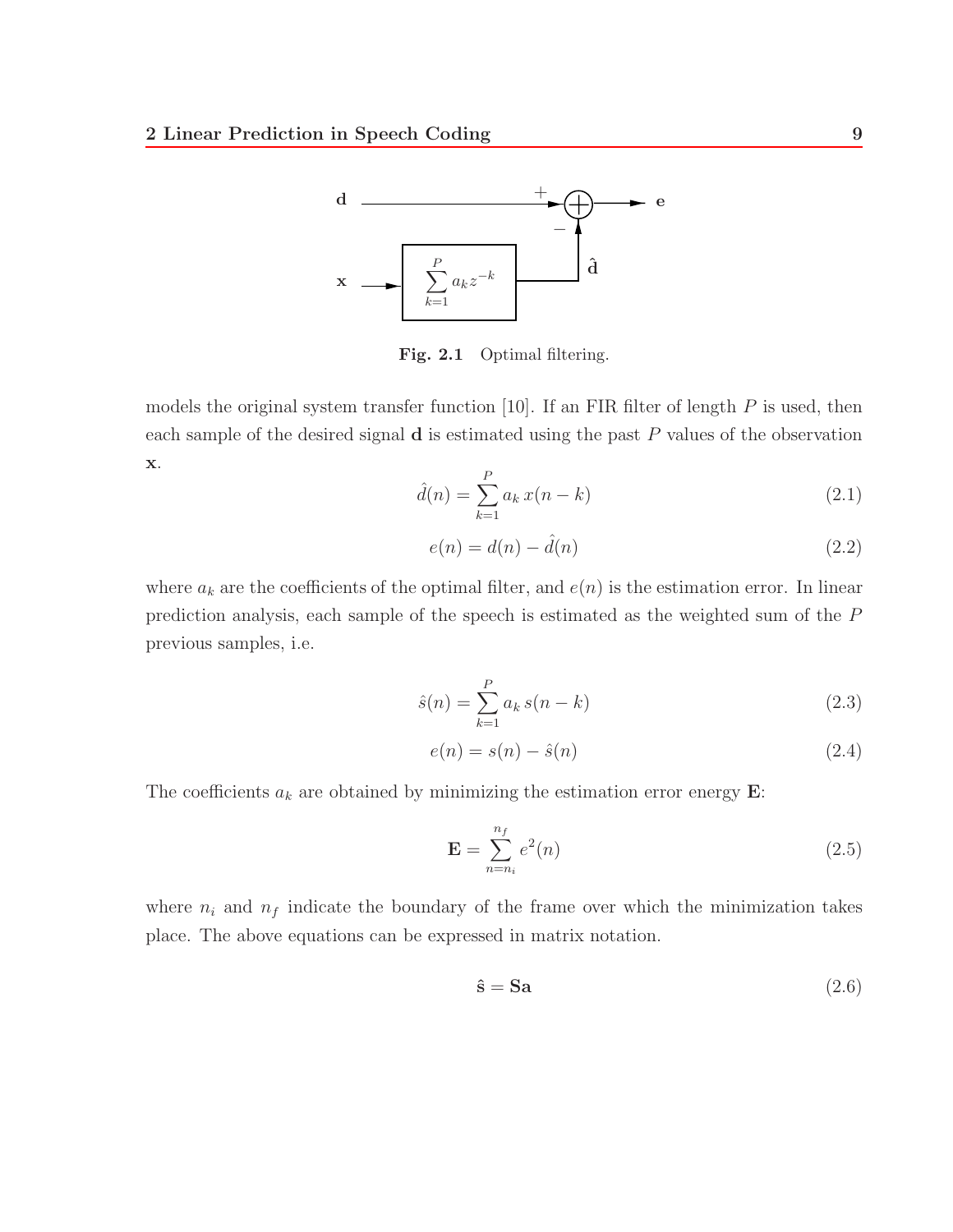Fig. 2.1 Optimal filtering.

models the original system transfer function [10]. If an FIR filter of length $P$ is used, then each sample of the desired signal $\mathbf{d}$ is estimated using the past $P$ values of the observation $\mathbf{x}$.

$$\hat{d}(n) = \sum_{k=1}^{P} a_k \, x(n-k) \tag{2.1}$$

$$e(n) = d(n) - \hat{d}(n) \tag{2.2}$$

where $a_k$ are the coefficients of the optimal filter, and $e(n)$ is the estimation error. In linear prediction analysis, each sample of the speech is estimated as the weighted sum of the $P$ previous samples, i.e.

$$\hat{s}(n) = \sum_{k=1}^{P} a_k \, s(n-k) \tag{2.3}$$

$$e(n) = s(n) - \hat{s}(n) \tag{2.4}$$

The coefficients $a_k$ are obtained by minimizing the estimation error energy $\mathbf{E}$:

$$\mathbf{E} = \sum_{n=n_i}^{n_f} e^2(n) \tag{2.5}$$

where $n_i$ and $n_f$ indicate the boundary of the frame over which the minimization takes place. The above equations can be expressed in matrix notation.

$$\hat{\mathbf{s}} = \mathbf{S}\mathbf{a} \tag{2.6}$$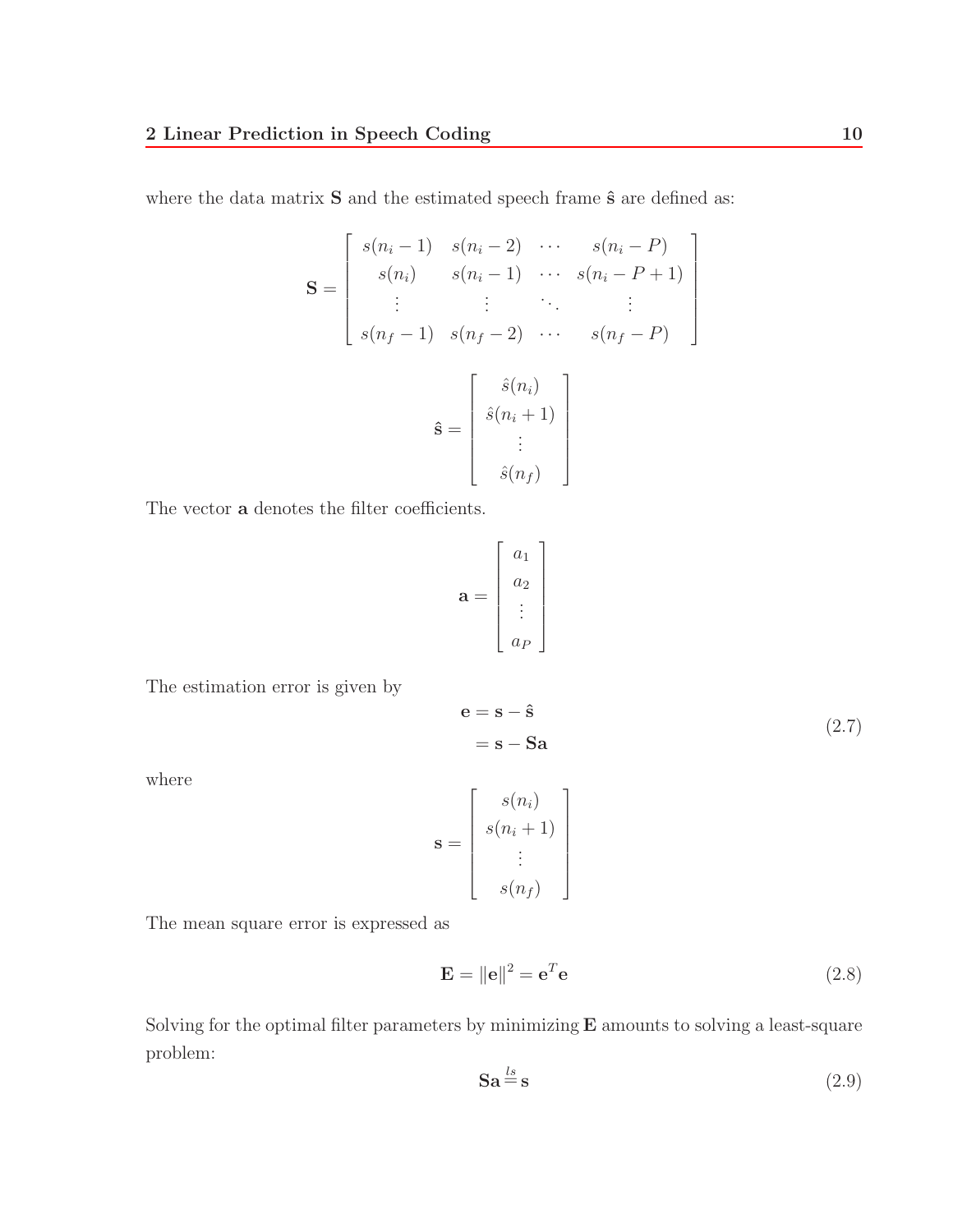where the data matrix $\mathbf{S}$ and the estimated speech frame $\hat{\mathbf{s}}$ are defined as:

$$\mathbf{S} = \begin{bmatrix} s(n_i - 1) & s(n_i - 2) & \cdots & s(n_i - P) \\ s(n_i) & s(n_i - 1) & \cdots & s(n_i - P + 1) \\ \vdots & \vdots & \ddots & \vdots \\ s(n_f - 1) & s(n_f - 2) & \cdots & s(n_f - P) \end{bmatrix}$$

$$\hat{\mathbf{s}} = \begin{bmatrix} \hat{s}(n_i) \\ \hat{s}(n_i + 1) \\ \vdots \\ \hat{s}(n_f) \end{bmatrix}$$

The vector $\mathbf{a}$ denotes the filter coefficients.

$$\mathbf{a} = \begin{bmatrix} a_1 \\ a_2 \\ \vdots \\ a_P \end{bmatrix}$$

The estimation error is given by

$$\begin{aligned} \mathbf{e} &= \mathbf{s} - \hat{\mathbf{s}} \\ &= \mathbf{s} - \mathbf{S}\mathbf{a} \end{aligned} \tag{2.7}$$

where

$$\mathbf{s} = \begin{bmatrix} s(n_i) \\ s(n_i + 1) \\ \vdots \\ s(n_f) \end{bmatrix}$$

The mean square error is expressed as

$$\mathbf{E} = \|\mathbf{e}\|^2 = \mathbf{e}^T\mathbf{e} \tag{2.8}$$

Solving for the optimal filter parameters by minimizing $\mathbf{E}$ amounts to solving a least-square problem:

$$\mathbf{S}\mathbf{a} \overset{ls}{=} \mathbf{s} \tag{2.9}$$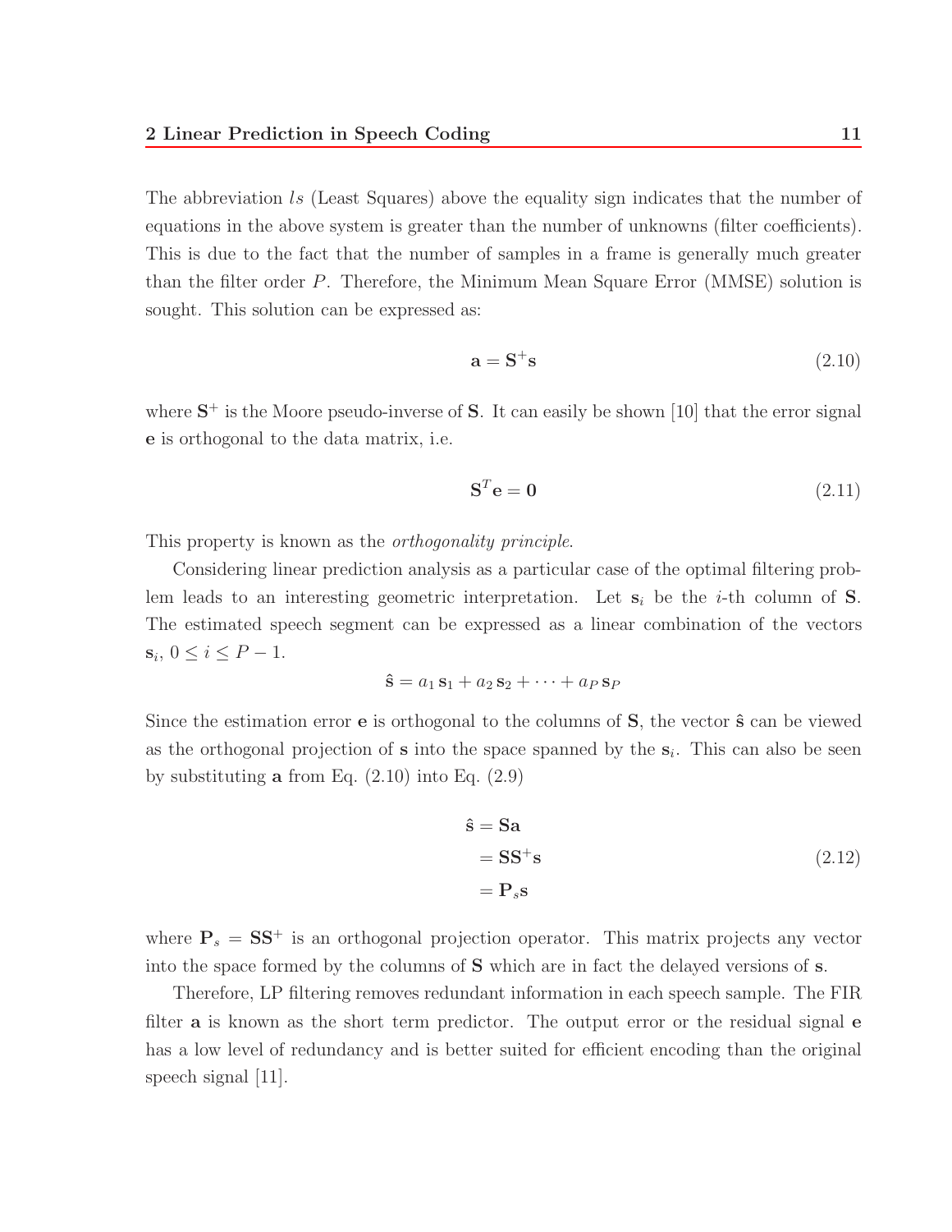The abbreviation *ls* (Least Squares) above the equality sign indicates that the number of equations in the above system is greater than the number of unknowns (filter coefficients). This is due to the fact that the number of samples in a frame is generally much greater than the filter order $P$. Therefore, the Minimum Mean Square Error (MMSE) solution is sought. This solution can be expressed as:

$$\mathbf{a} = \mathbf{S}^{+}\mathbf{s} \tag{2.10}$$

where $\mathbf{S}^{+}$ is the Moore pseudo-inverse of $\mathbf{S}$. It can easily be shown [10] that the error signal $\mathbf{e}$ is orthogonal to the data matrix, i.e.

$$\mathbf{S}^{T}\mathbf{e} = \mathbf{0} \tag{2.11}$$

This property is known as the *orthogonality principle*.

Considering linear prediction analysis as a particular case of the optimal filtering problem leads to an interesting geometric interpretation. Let $\mathbf{s}_i$ be the $i$-th column of $\mathbf{S}$. The estimated speech segment can be expressed as a linear combination of the vectors $\mathbf{s}_i$, $0 \leq i \leq P-1$.

$$\hat{\mathbf{s}} = a_1\,\mathbf{s}_1 + a_2\,\mathbf{s}_2 + \cdots + a_P\,\mathbf{s}_P$$

Since the estimation error $\mathbf{e}$ is orthogonal to the columns of $\mathbf{S}$, the vector $\hat{\mathbf{s}}$ can be viewed as the orthogonal projection of $\mathbf{s}$ into the space spanned by the $\mathbf{s}_i$. This can also be seen by substituting $\mathbf{a}$ from Eq. (2.10) into Eq. (2.9)

$$\begin{aligned}
\hat{\mathbf{s}} &= \mathbf{S}\mathbf{a} \\
&= \mathbf{S}\mathbf{S}^{+}\mathbf{s} \\
&= \mathbf{P}_s\mathbf{s}
\end{aligned} \tag{2.12}$$

where $\mathbf{P}_s = \mathbf{S}\mathbf{S}^{+}$ is an orthogonal projection operator. This matrix projects any vector into the space formed by the columns of $\mathbf{S}$ which are in fact the delayed versions of $\mathbf{s}$.

Therefore, LP filtering removes redundant information in each speech sample. The FIR filter $\mathbf{a}$ is known as the short term predictor. The output error or the residual signal $\mathbf{e}$ has a low level of redundancy and is better suited for efficient encoding than the original speech signal [11].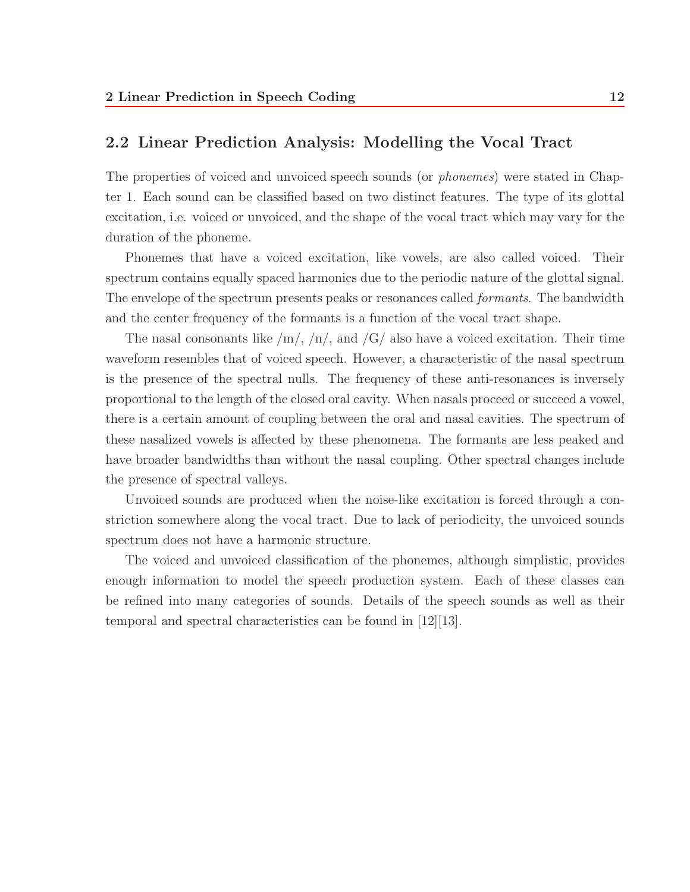## 2.2 Linear Prediction Analysis: Modelling the Vocal Tract

The properties of voiced and unvoiced speech sounds (or *phonemes*) were stated in Chapter 1. Each sound can be classified based on two distinct features. The type of its glottal excitation, i.e. voiced or unvoiced, and the shape of the vocal tract which may vary for the duration of the phoneme.

Phonemes that have a voiced excitation, like vowels, are also called voiced. Their spectrum contains equally spaced harmonics due to the periodic nature of the glottal signal. The envelope of the spectrum presents peaks or resonances called *formants*. The bandwidth and the center frequency of the formants is a function of the vocal tract shape.

The nasal consonants like /m/, /n/, and /G/ also have a voiced excitation. Their time waveform resembles that of voiced speech. However, a characteristic of the nasal spectrum is the presence of the spectral nulls. The frequency of these anti-resonances is inversely proportional to the length of the closed oral cavity. When nasals proceed or succeed a vowel, there is a certain amount of coupling between the oral and nasal cavities. The spectrum of these nasalized vowels is affected by these phenomena. The formants are less peaked and have broader bandwidths than without the nasal coupling. Other spectral changes include the presence of spectral valleys.

Unvoiced sounds are produced when the noise-like excitation is forced through a constriction somewhere along the vocal tract. Due to lack of periodicity, the unvoiced sounds spectrum does not have a harmonic structure.

The voiced and unvoiced classification of the phonemes, although simplistic, provides enough information to model the speech production system. Each of these classes can be refined into many categories of sounds. Details of the speech sounds as well as their temporal and spectral characteristics can be found in [12][13].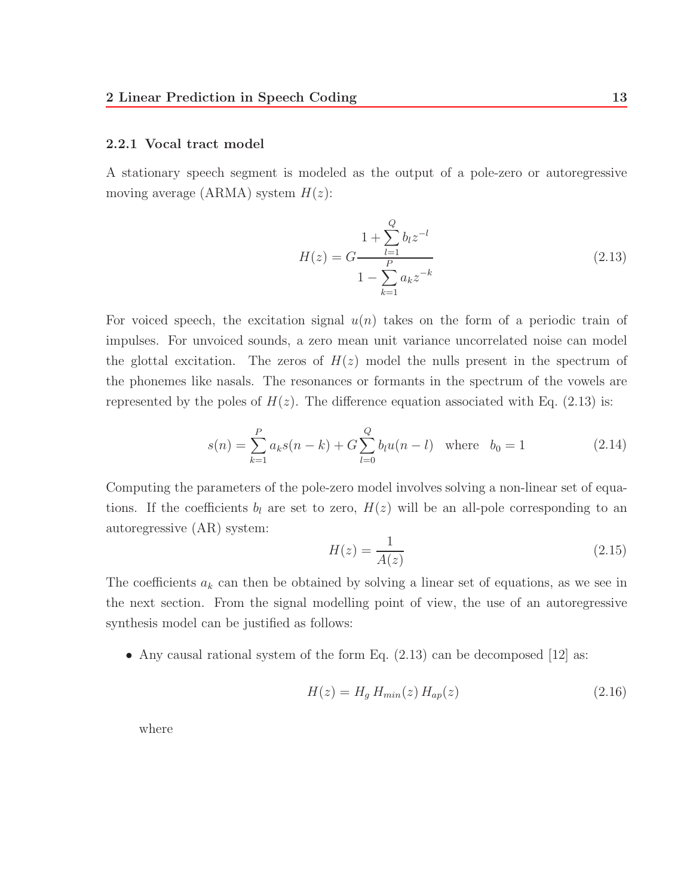### 2.2.1 Vocal tract model

A stationary speech segment is modeled as the output of a pole-zero or autoregressive moving average (ARMA) system $H(z)$:

$$H(z) = G \frac{1 + \sum_{l=1}^{Q} b_l z^{-l}}{1 - \sum_{k=1}^{P} a_k z^{-k}} \tag{2.13}$$

For voiced speech, the excitation signal $u(n)$ takes on the form of a periodic train of impulses. For unvoiced sounds, a zero mean unit variance uncorrelated noise can model the glottal excitation. The zeros of $H(z)$ model the nulls present in the spectrum of the phonemes like nasals. The resonances or formants in the spectrum of the vowels are represented by the poles of $H(z)$. The difference equation associated with Eq. (2.13) is:

$$s(n) = \sum_{k=1}^{P} a_k s(n-k) + G \sum_{l=0}^{Q} b_l u(n-l) \quad \text{where} \quad b_0 = 1 \tag{2.14}$$

Computing the parameters of the pole-zero model involves solving a non-linear set of equations. If the coefficients $b_l$ are set to zero, $H(z)$ will be an all-pole corresponding to an autoregressive (AR) system:

$$H(z) = \frac{1}{A(z)} \tag{2.15}$$

The coefficients $a_k$ can then be obtained by solving a linear set of equations, as we see in the next section. From the signal modelling point of view, the use of an autoregressive synthesis model can be justified as follows:

- Any causal rational system of the form Eq. (2.13) can be decomposed [12] as:

$$H(z) = H_g \, H_{min}(z) \, H_{ap}(z) \tag{2.16}$$

  where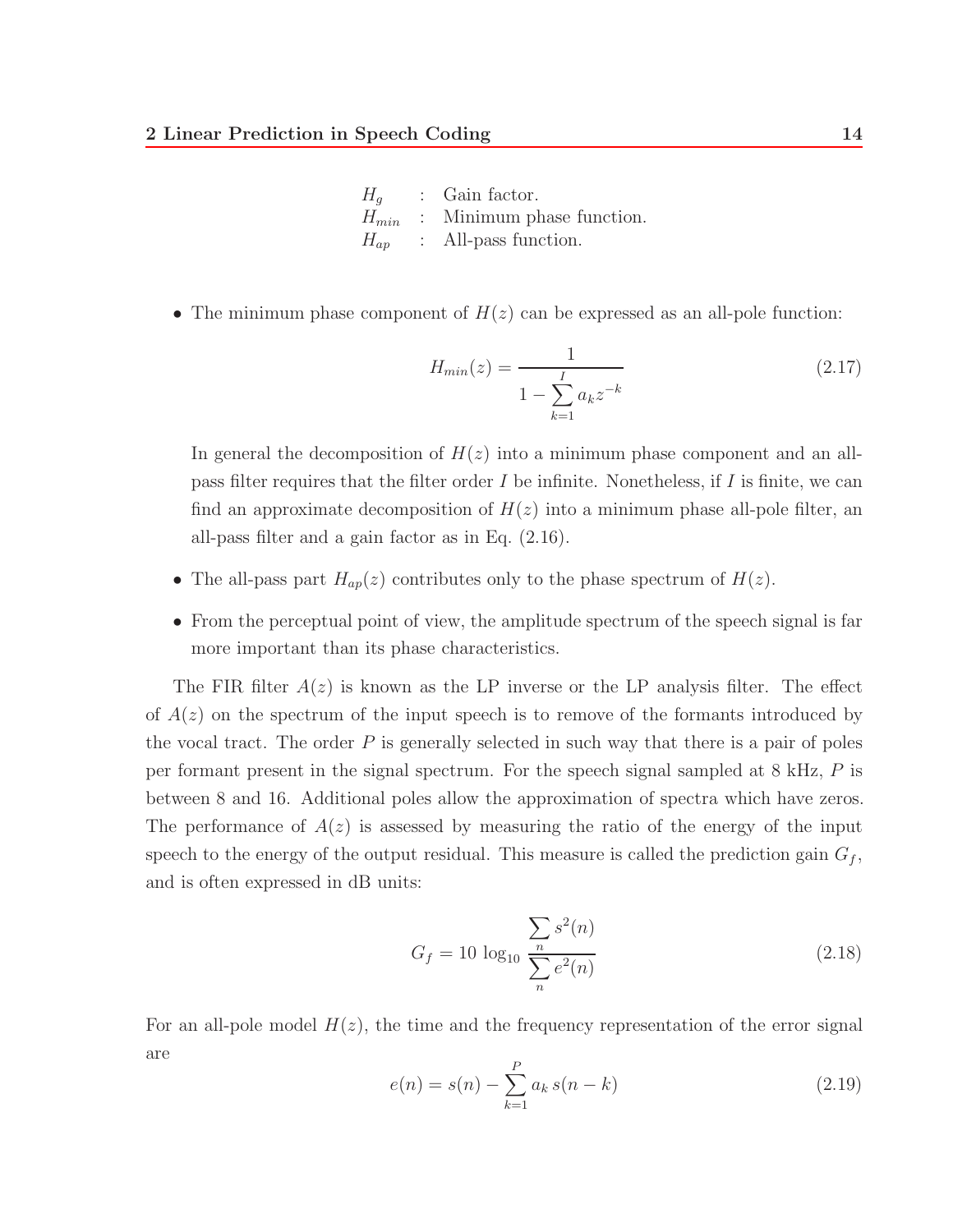$H_g$ : Gain factor.
$H_{min}$ : Minimum phase function.
$H_{ap}$ : All-pass function.

- The minimum phase component of $H(z)$ can be expressed as an all-pole function:

$$H_{min}(z) = \frac{1}{1 - \sum_{k=1}^{I} a_k z^{-k}} \tag{2.17}$$

  In general the decomposition of $H(z)$ into a minimum phase component and an all-pass filter requires that the filter order $I$ be infinite. Nonetheless, if $I$ is finite, we can find an approximate decomposition of $H(z)$ into a minimum phase all-pole filter, an all-pass filter and a gain factor as in Eq. (2.16).

- The all-pass part $H_{ap}(z)$ contributes only to the phase spectrum of $H(z)$.

- From the perceptual point of view, the amplitude spectrum of the speech signal is far more important than its phase characteristics.

The FIR filter $A(z)$ is known as the LP inverse or the LP analysis filter. The effect of $A(z)$ on the spectrum of the input speech is to remove of the formants introduced by the vocal tract. The order $P$ is generally selected in such way that there is a pair of poles per formant present in the signal spectrum. For the speech signal sampled at 8 kHz, $P$ is between 8 and 16. Additional poles allow the approximation of spectra which have zeros. The performance of $A(z)$ is assessed by measuring the ratio of the energy of the input speech to the energy of the output residual. This measure is called the prediction gain $G_f$, and is often expressed in dB units:

$$G_f = 10 \log_{10} \frac{\sum_n s^2(n)}{\sum_n e^2(n)} \tag{2.18}$$

For an all-pole model $H(z)$, the time and the frequency representation of the error signal are

$$e(n) = s(n) - \sum_{k=1}^{P} a_k \, s(n-k) \tag{2.19}$$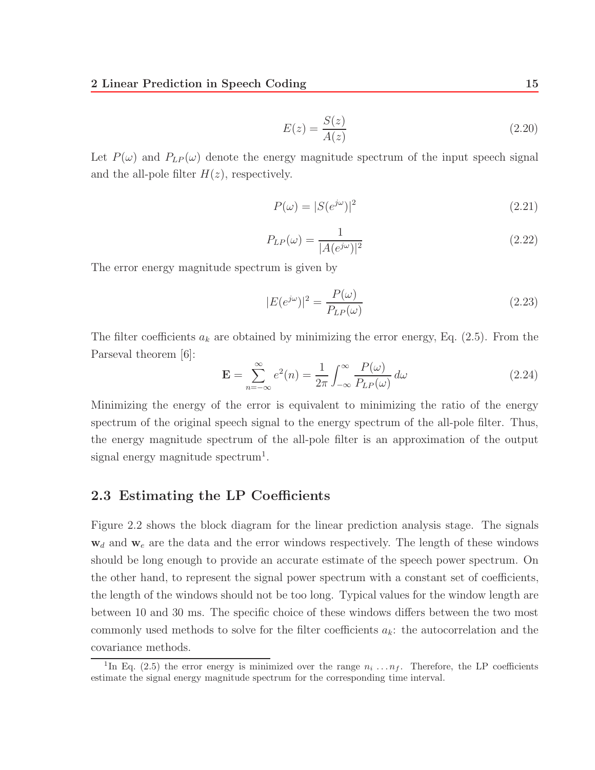$$E(z) = \frac{S(z)}{A(z)} \tag{2.20}$$

Let $P(\omega)$ and $P_{LP}(\omega)$ denote the energy magnitude spectrum of the input speech signal and the all-pole filter $H(z)$, respectively.

$$P(\omega) = |S(e^{j\omega})|^2 \tag{2.21}$$

$$P_{LP}(\omega) = \frac{1}{|A(e^{j\omega})|^2} \tag{2.22}$$

The error energy magnitude spectrum is given by

$$|E(e^{j\omega})|^2 = \frac{P(\omega)}{P_{LP}(\omega)} \tag{2.23}$$

The filter coefficients $a_k$ are obtained by minimizing the error energy, Eq. (2.5). From the Parseval theorem [6]:

$$\mathbf{E} = \sum_{n=-\infty}^{\infty} e^2(n) = \frac{1}{2\pi} \int_{-\infty}^{\infty} \frac{P(\omega)}{P_{LP}(\omega)}\, d\omega \tag{2.24}$$

Minimizing the energy of the error is equivalent to minimizing the ratio of the energy spectrum of the original speech signal to the energy spectrum of the all-pole filter. Thus, the energy magnitude spectrum of the all-pole filter is an approximation of the output signal energy magnitude spectrum[1].

## 2.3 Estimating the LP Coefficients

Figure 2.2 shows the block diagram for the linear prediction analysis stage. The signals $\mathbf{w}_d$ and $\mathbf{w}_e$ are the data and the error windows respectively. The length of these windows should be long enough to provide an accurate estimate of the speech power spectrum. On the other hand, to represent the signal power spectrum with a constant set of coefficients, the length of the windows should not be too long. Typical values for the window length are between 10 and 30 ms. The specific choice of these windows differs between the two most commonly used methods to solve for the filter coefficients $a_k$: the autocorrelation and the covariance methods.

[1] In Eq. (2.5) the error energy is minimized over the range $n_i \ldots n_f$. Therefore, the LP coefficients estimate the signal energy magnitude spectrum for the corresponding time interval.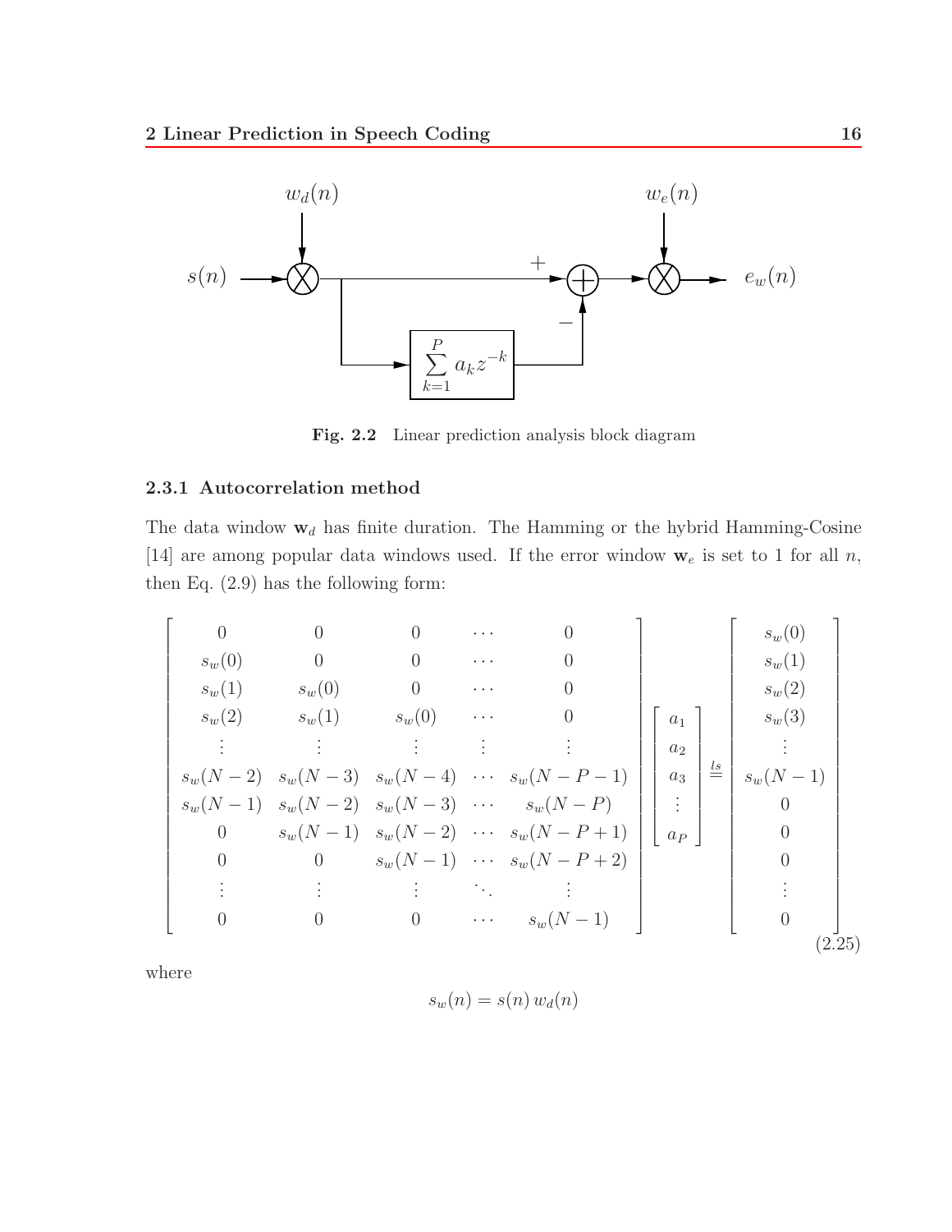Fig. 2.2 Linear prediction analysis block diagram

### 2.3.1 Autocorrelation method

The data window $\mathbf{w}_d$ has finite duration. The Hamming or the hybrid Hamming-Cosine [14] are among popular data windows used. If the error window $\mathbf{w}_e$ is set to 1 for all $n$, then Eq. (2.9) has the following form:

$$
\begin{bmatrix}
0 & 0 & 0 & \cdots & 0 \\
s_w(0) & 0 & 0 & \cdots & 0 \\
s_w(1) & s_w(0) & 0 & \cdots & 0 \\
s_w(2) & s_w(1) & s_w(0) & \cdots & 0 \\
\vdots & \vdots & \vdots & \vdots & \vdots \\
s_w(N-2) & s_w(N-3) & s_w(N-4) & \cdots & s_w(N-P-1) \\
s_w(N-1) & s_w(N-2) & s_w(N-3) & \cdots & s_w(N-P) \\
0 & s_w(N-1) & s_w(N-2) & \cdots & s_w(N-P+1) \\
0 & 0 & s_w(N-1) & \cdots & s_w(N-P+2) \\
\vdots & \vdots & \vdots & \ddots & \vdots \\
0 & 0 & 0 & \cdots & s_w(N-1)
\end{bmatrix}
\begin{bmatrix}
a_1 \\ a_2 \\ a_3 \\ \vdots \\ a_P
\end{bmatrix}
\overset{ls}{=}
\begin{bmatrix}
s_w(0) \\ s_w(1) \\ s_w(2) \\ s_w(3) \\ \vdots \\ s_w(N-1) \\ 0 \\ 0 \\ 0 \\ \vdots \\ 0
\end{bmatrix}
\tag{2.25}
$$

where

$$s_w(n) = s(n)\, w_d(n)$$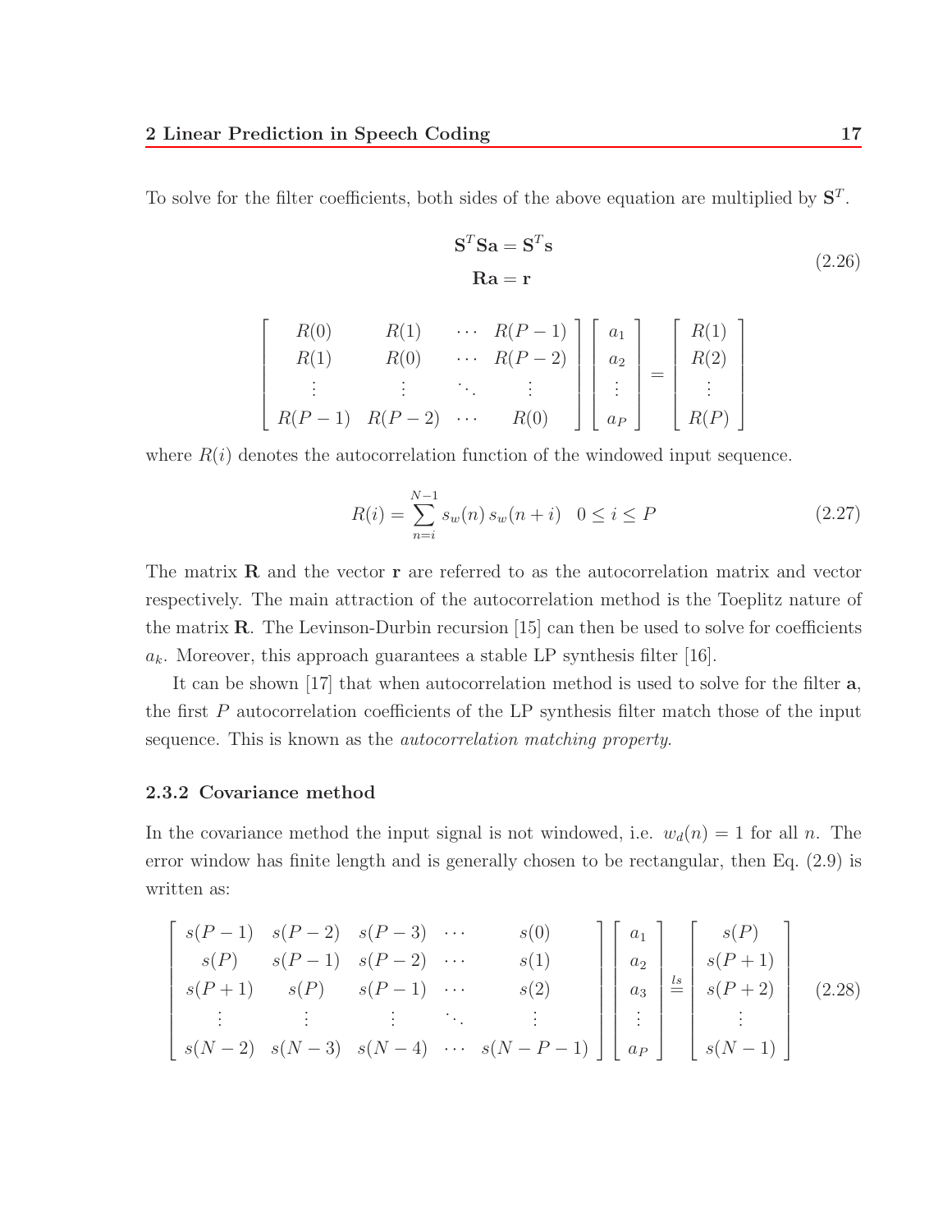To solve for the filter coefficients, both sides of the above equation are multiplied by $\mathbf{S}^T$.

$$
\begin{aligned}
\mathbf{S}^T\mathbf{S}\mathbf{a} &= \mathbf{S}^T\mathbf{s} \\
\mathbf{R}\mathbf{a} &= \mathbf{r}
\end{aligned}
\tag{2.26}
$$

$$
\begin{bmatrix}
R(0) & R(1) & \cdots & R(P-1) \\
R(1) & R(0) & \cdots & R(P-2) \\
\vdots & \vdots & \ddots & \vdots \\
R(P-1) & R(P-2) & \cdots & R(0)
\end{bmatrix}
\begin{bmatrix}
a_1 \\ a_2 \\ \vdots \\ a_P
\end{bmatrix}
=
\begin{bmatrix}
R(1) \\ R(2) \\ \vdots \\ R(P)
\end{bmatrix}
$$

where $R(i)$ denotes the autocorrelation function of the windowed input sequence.

$$
R(i) = \sum_{n=i}^{N-1} s_w(n)\, s_w(n+i) \quad 0 \leq i \leq P \tag{2.27}
$$

The matrix $\mathbf{R}$ and the vector $\mathbf{r}$ are referred to as the autocorrelation matrix and vector respectively. The main attraction of the autocorrelation method is the Toeplitz nature of the matrix $\mathbf{R}$. The Levinson-Durbin recursion [15] can then be used to solve for coefficients $a_k$. Moreover, this approach guarantees a stable LP synthesis filter [16].

It can be shown [17] that when autocorrelation method is used to solve for the filter $\mathbf{a}$, the first $P$ autocorrelation coefficients of the LP synthesis filter match those of the input sequence. This is known as the *autocorrelation matching property*.

### 2.3.2 Covariance method

In the covariance method the input signal is not windowed, i.e. $w_d(n) = 1$ for all $n$. The error window has finite length and is generally chosen to be rectangular, then Eq. (2.9) is written as:

$$
\begin{bmatrix}
s(P-1) & s(P-2) & s(P-3) & \cdots & s(0) \\
s(P) & s(P-1) & s(P-2) & \cdots & s(1) \\
s(P+1) & s(P) & s(P-1) & \cdots & s(2) \\
\vdots & \vdots & \vdots & \ddots & \vdots \\
s(N-2) & s(N-3) & s(N-4) & \cdots & s(N-P-1)
\end{bmatrix}
\begin{bmatrix}
a_1 \\ a_2 \\ a_3 \\ \vdots \\ a_P
\end{bmatrix}
\overset{ls}{=}
\begin{bmatrix}
s(P) \\ s(P+1) \\ s(P+2) \\ \vdots \\ s(N-1)
\end{bmatrix}
\tag{2.28}
$$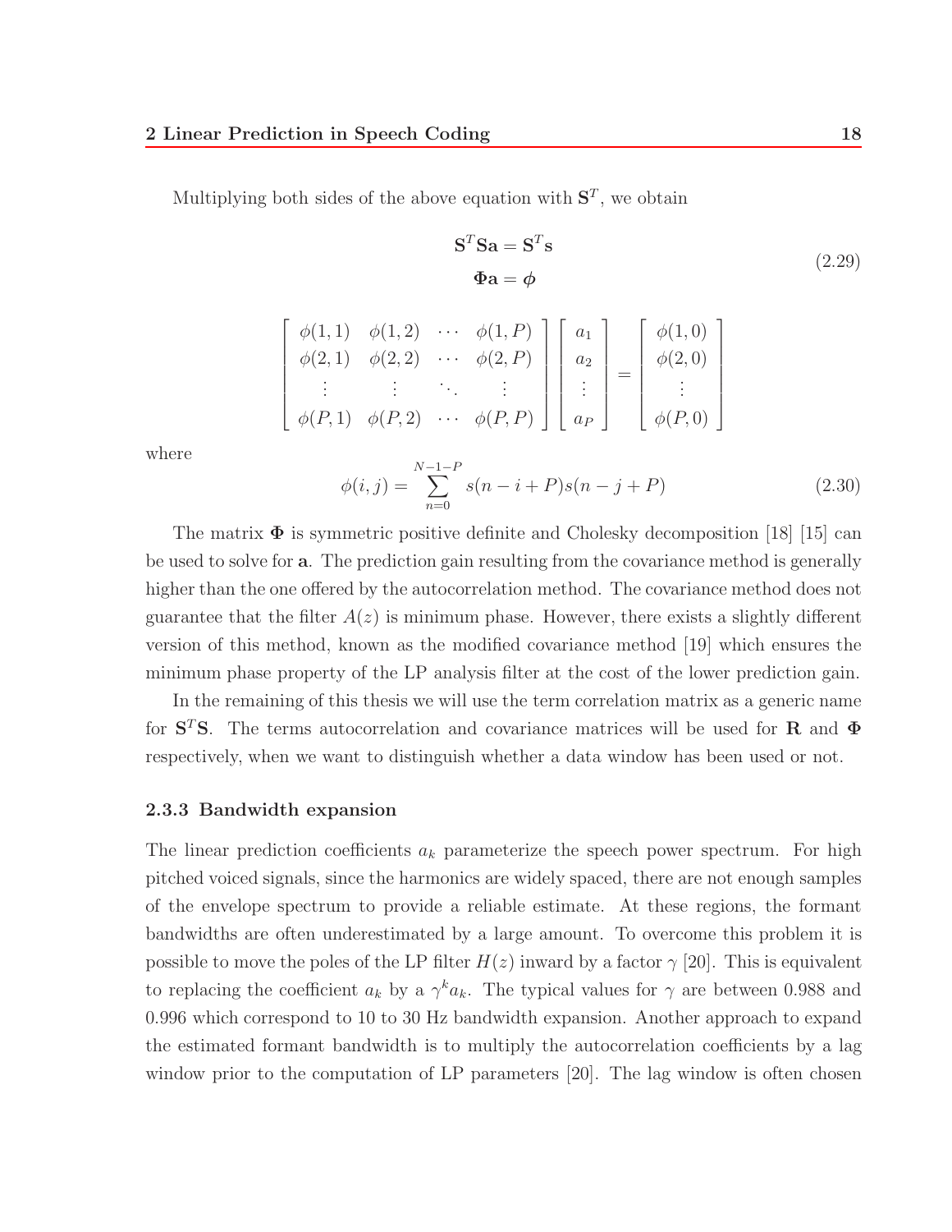Multiplying both sides of the above equation with $\mathbf{S}^T$, we obtain

$$
\begin{aligned}
\mathbf{S}^T\mathbf{S}\mathbf{a} &= \mathbf{S}^T\mathbf{s} \\
\mathbf{\Phi}\mathbf{a} &= \boldsymbol{\phi}
\end{aligned}
\tag{2.29}
$$

$$
\begin{bmatrix}
\phi(1,1) & \phi(1,2) & \cdots & \phi(1,P) \\
\phi(2,1) & \phi(2,2) & \cdots & \phi(2,P) \\
\vdots & \vdots & \ddots & \vdots \\
\phi(P,1) & \phi(P,2) & \cdots & \phi(P,P)
\end{bmatrix}
\begin{bmatrix}
a_1 \\ a_2 \\ \vdots \\ a_P
\end{bmatrix}
=
\begin{bmatrix}
\phi(1,0) \\ \phi(2,0) \\ \vdots \\ \phi(P,0)
\end{bmatrix}
$$

where

$$
\phi(i,j) = \sum_{n=0}^{N-1-P} s(n-i+P)s(n-j+P) \tag{2.30}
$$

The matrix $\mathbf{\Phi}$ is symmetric positive definite and Cholesky decomposition [18] [15] can be used to solve for $\mathbf{a}$. The prediction gain resulting from the covariance method is generally higher than the one offered by the autocorrelation method. The covariance method does not guarantee that the filter $A(z)$ is minimum phase. However, there exists a slightly different version of this method, known as the modified covariance method [19] which ensures the minimum phase property of the LP analysis filter at the cost of the lower prediction gain.

In the remaining of this thesis we will use the term correlation matrix as a generic name for $\mathbf{S}^T\mathbf{S}$. The terms autocorrelation and covariance matrices will be used for $\mathbf{R}$ and $\mathbf{\Phi}$ respectively, when we want to distinguish whether a data window has been used or not.

### 2.3.3 Bandwidth expansion

The linear prediction coefficients $a_k$ parameterize the speech power spectrum. For high pitched voiced signals, since the harmonics are widely spaced, there are not enough samples of the envelope spectrum to provide a reliable estimate. At these regions, the formant bandwidths are often underestimated by a large amount. To overcome this problem it is possible to move the poles of the LP filter $H(z)$ inward by a factor $\gamma$ [20]. This is equivalent to replacing the coefficient $a_k$ by a $\gamma^k a_k$. The typical values for $\gamma$ are between 0.988 and 0.996 which correspond to 10 to 30 Hz bandwidth expansion. Another approach to expand the estimated formant bandwidth is to multiply the autocorrelation coefficients by a lag window prior to the computation of LP parameters [20]. The lag window is often chosen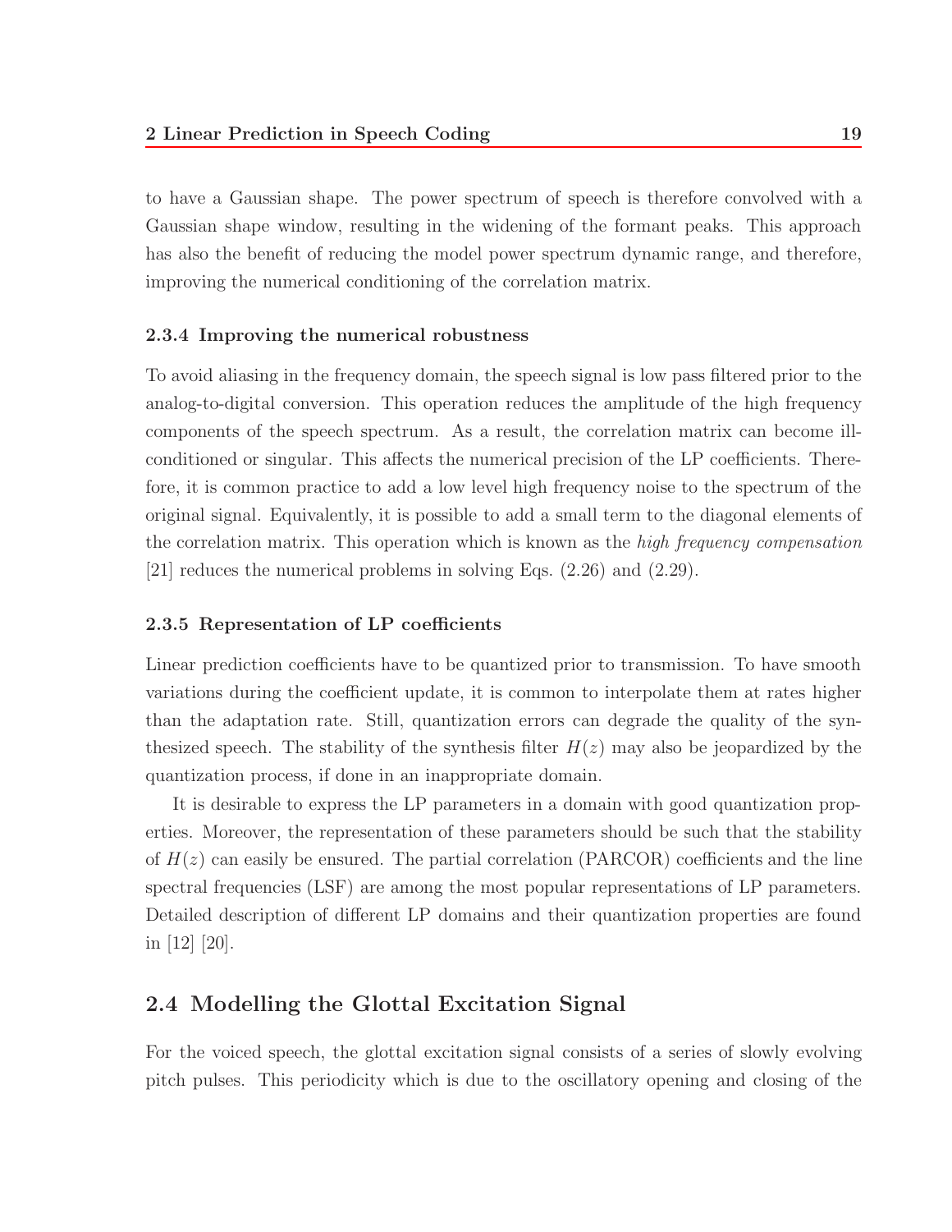to have a Gaussian shape. The power spectrum of speech is therefore convolved with a Gaussian shape window, resulting in the widening of the formant peaks. This approach has also the benefit of reducing the model power spectrum dynamic range, and therefore, improving the numerical conditioning of the correlation matrix.

### 2.3.4 Improving the numerical robustness

To avoid aliasing in the frequency domain, the speech signal is low pass filtered prior to the analog-to-digital conversion. This operation reduces the amplitude of the high frequency components of the speech spectrum. As a result, the correlation matrix can become ill-conditioned or singular. This affects the numerical precision of the LP coefficients. Therefore, it is common practice to add a low level high frequency noise to the spectrum of the original signal. Equivalently, it is possible to add a small term to the diagonal elements of the correlation matrix. This operation which is known as the *high frequency compensation* [21] reduces the numerical problems in solving Eqs. (2.26) and (2.29).

### 2.3.5 Representation of LP coefficients

Linear prediction coefficients have to be quantized prior to transmission. To have smooth variations during the coefficient update, it is common to interpolate them at rates higher than the adaptation rate. Still, quantization errors can degrade the quality of the synthesized speech. The stability of the synthesis filter $H(z)$ may also be jeopardized by the quantization process, if done in an inappropriate domain.

It is desirable to express the LP parameters in a domain with good quantization properties. Moreover, the representation of these parameters should be such that the stability of $H(z)$ can easily be ensured. The partial correlation (PARCOR) coefficients and the line spectral frequencies (LSF) are among the most popular representations of LP parameters. Detailed description of different LP domains and their quantization properties are found in [12] [20].

## 2.4 Modelling the Glottal Excitation Signal

For the voiced speech, the glottal excitation signal consists of a series of slowly evolving pitch pulses. This periodicity which is due to the oscillatory opening and closing of the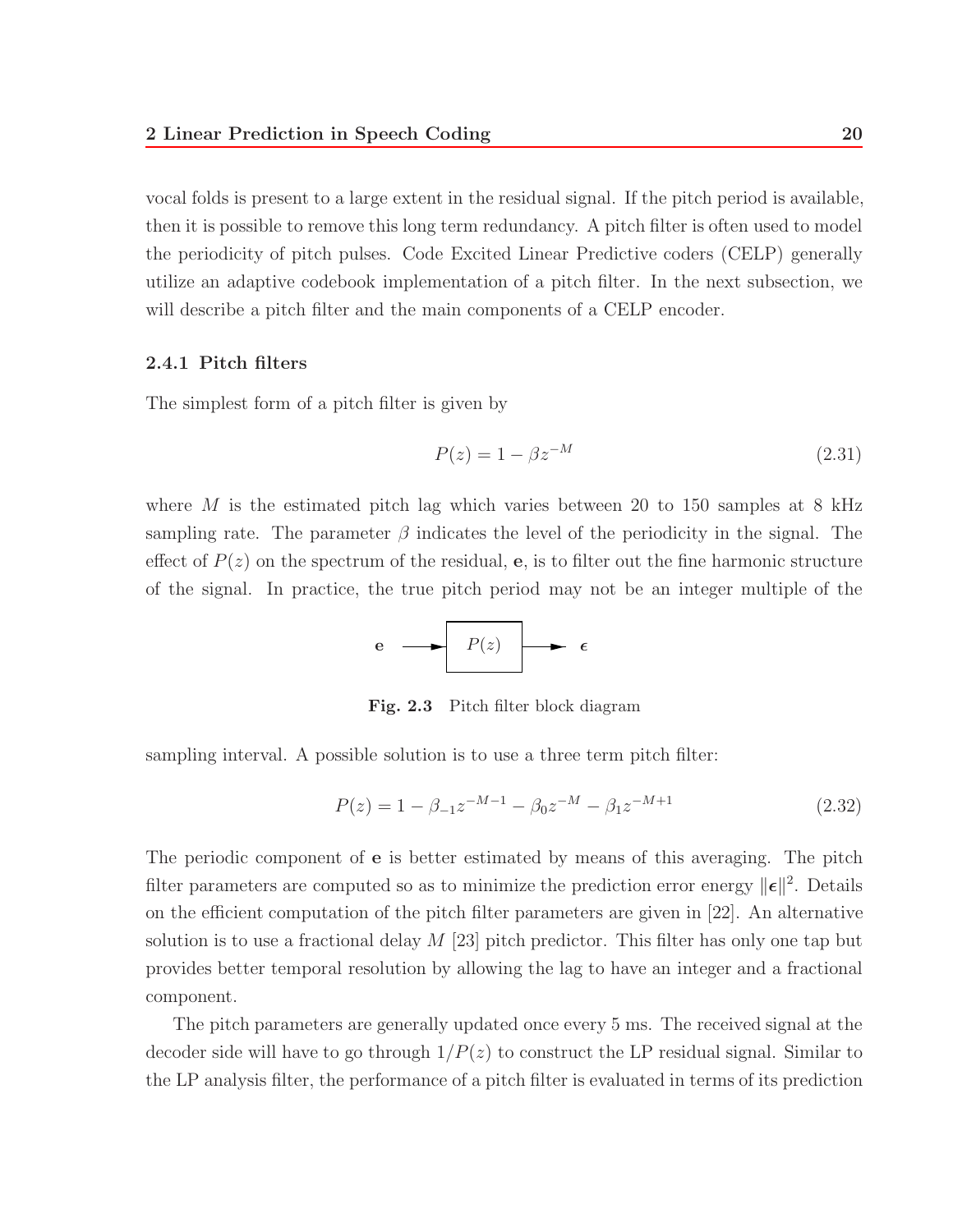vocal folds is present to a large extent in the residual signal. If the pitch period is available, then it is possible to remove this long term redundancy. A pitch filter is often used to model the periodicity of pitch pulses. Code Excited Linear Predictive coders (CELP) generally utilize an adaptive codebook implementation of a pitch filter. In the next subsection, we will describe a pitch filter and the main components of a CELP encoder.

### 2.4.1 Pitch filters

The simplest form of a pitch filter is given by

$$P(z) = 1 - \beta z^{-M} \tag{2.31}$$

where $M$ is the estimated pitch lag which varies between 20 to 150 samples at 8 kHz sampling rate. The parameter $\beta$ indicates the level of the periodicity in the signal. The effect of $P(z)$ on the spectrum of the residual, $\mathbf{e}$, is to filter out the fine harmonic structure of the signal. In practice, the true pitch period may not be an integer multiple of the sampling interval. A possible solution is to use a three term pitch filter:

$$\mathbf{e} \longrightarrow \boxed{P(z)} \longrightarrow \boldsymbol{\epsilon}$$

**Fig. 2.3** Pitch filter block diagram

$$P(z) = 1 - \beta_{-1} z^{-M-1} - \beta_0 z^{-M} - \beta_1 z^{-M+1} \tag{2.32}$$

The periodic component of $\mathbf{e}$ is better estimated by means of this averaging. The pitch filter parameters are computed so as to minimize the prediction error energy $\|\boldsymbol{\epsilon}\|^2$. Details on the efficient computation of the pitch filter parameters are given in [22]. An alternative solution is to use a fractional delay $M$ [23] pitch predictor. This filter has only one tap but provides better temporal resolution by allowing the lag to have an integer and a fractional component.

The pitch parameters are generally updated once every 5 ms. The received signal at the decoder side will have to go through $1/P(z)$ to construct the LP residual signal. Similar to the LP analysis filter, the performance of a pitch filter is evaluated in terms of its prediction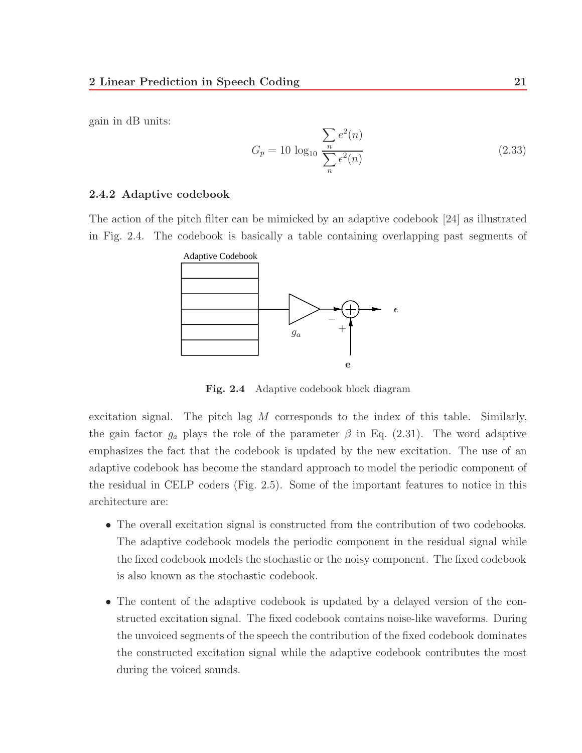gain in dB units:

$$G_p = 10 \log_{10} \frac{\sum_n e^2(n)}{\sum_n \epsilon^2(n)} \tag{2.33}$$

### 2.4.2 Adaptive codebook

The action of the pitch filter can be mimicked by an adaptive codebook [24] as illustrated in Fig. 2.4. The codebook is basically a table containing overlapping past segments of

**Fig. 2.4** Adaptive codebook block diagram

excitation signal. The pitch lag $M$ corresponds to the index of this table. Similarly, the gain factor $g_a$ plays the role of the parameter $\beta$ in Eq. (2.31). The word adaptive emphasizes the fact that the codebook is updated by the new excitation. The use of an adaptive codebook has become the standard approach to model the periodic component of the residual in CELP coders (Fig. 2.5). Some of the important features to notice in this architecture are:

- The overall excitation signal is constructed from the contribution of two codebooks. The adaptive codebook models the periodic component in the residual signal while the fixed codebook models the stochastic or the noisy component. The fixed codebook is also known as the stochastic codebook.
- The content of the adaptive codebook is updated by a delayed version of the constructed excitation signal. The fixed codebook contains noise-like waveforms. During the unvoiced segments of the speech the contribution of the fixed codebook dominates the constructed excitation signal while the adaptive codebook contributes the most during the voiced sounds.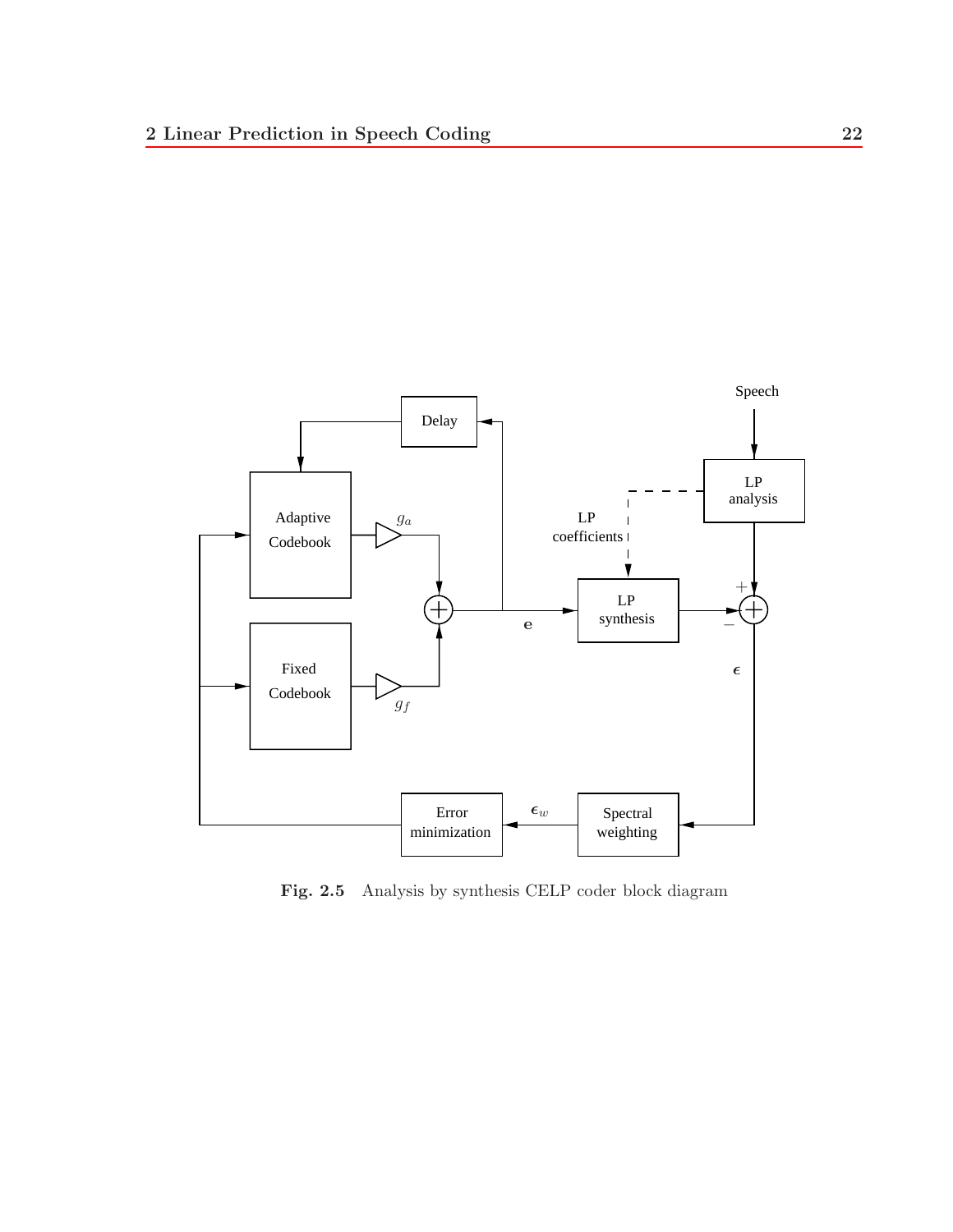Fig. 2.5 Analysis by synthesis CELP coder block diagram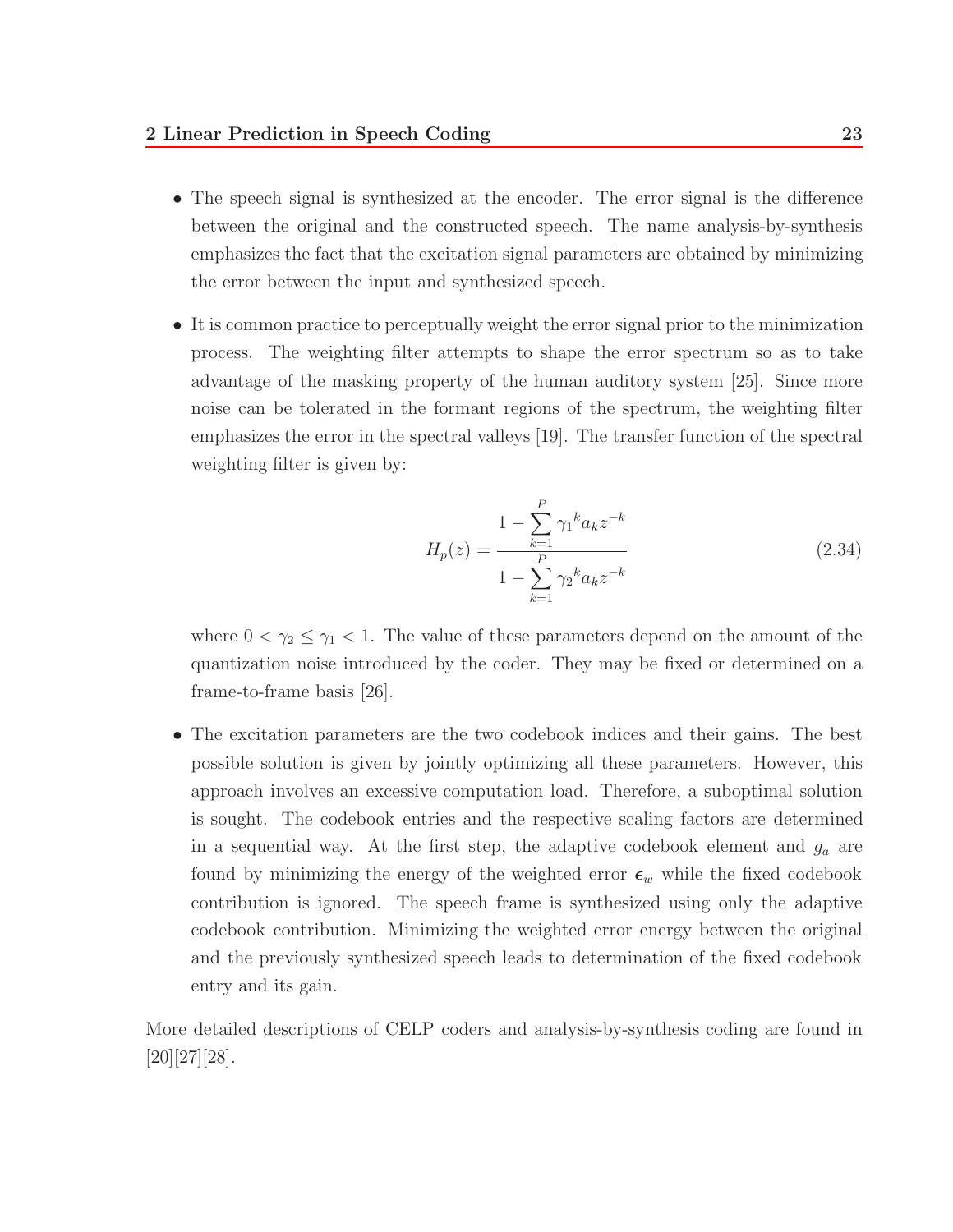- The speech signal is synthesized at the encoder. The error signal is the difference between the original and the constructed speech. The name analysis-by-synthesis emphasizes the fact that the excitation signal parameters are obtained by minimizing the error between the input and synthesized speech.

- It is common practice to perceptually weight the error signal prior to the minimization process. The weighting filter attempts to shape the error spectrum so as to take advantage of the masking property of the human auditory system [25]. Since more noise can be tolerated in the formant regions of the spectrum, the weighting filter emphasizes the error in the spectral valleys [19]. The transfer function of the spectral weighting filter is given by:

$$H_p(z) = \frac{1 - \sum_{k=1}^{P} {\gamma_1}^k a_k z^{-k}}{1 - \sum_{k=1}^{P} {\gamma_2}^k a_k z^{-k}} \tag{2.34}$$

  where $0 < \gamma_2 \leq \gamma_1 < 1$. The value of these parameters depend on the amount of the quantization noise introduced by the coder. They may be fixed or determined on a frame-to-frame basis [26].

- The excitation parameters are the two codebook indices and their gains. The best possible solution is given by jointly optimizing all these parameters. However, this approach involves an excessive computation load. Therefore, a suboptimal solution is sought. The codebook entries and the respective scaling factors are determined in a sequential way. At the first step, the adaptive codebook element and $g_a$ are found by minimizing the energy of the weighted error $\boldsymbol{\epsilon}_w$ while the fixed codebook contribution is ignored. The speech frame is synthesized using only the adaptive codebook contribution. Minimizing the weighted error energy between the original and the previously synthesized speech leads to determination of the fixed codebook entry and its gain.

More detailed descriptions of CELP coders and analysis-by-synthesis coding are found in [20][27][28].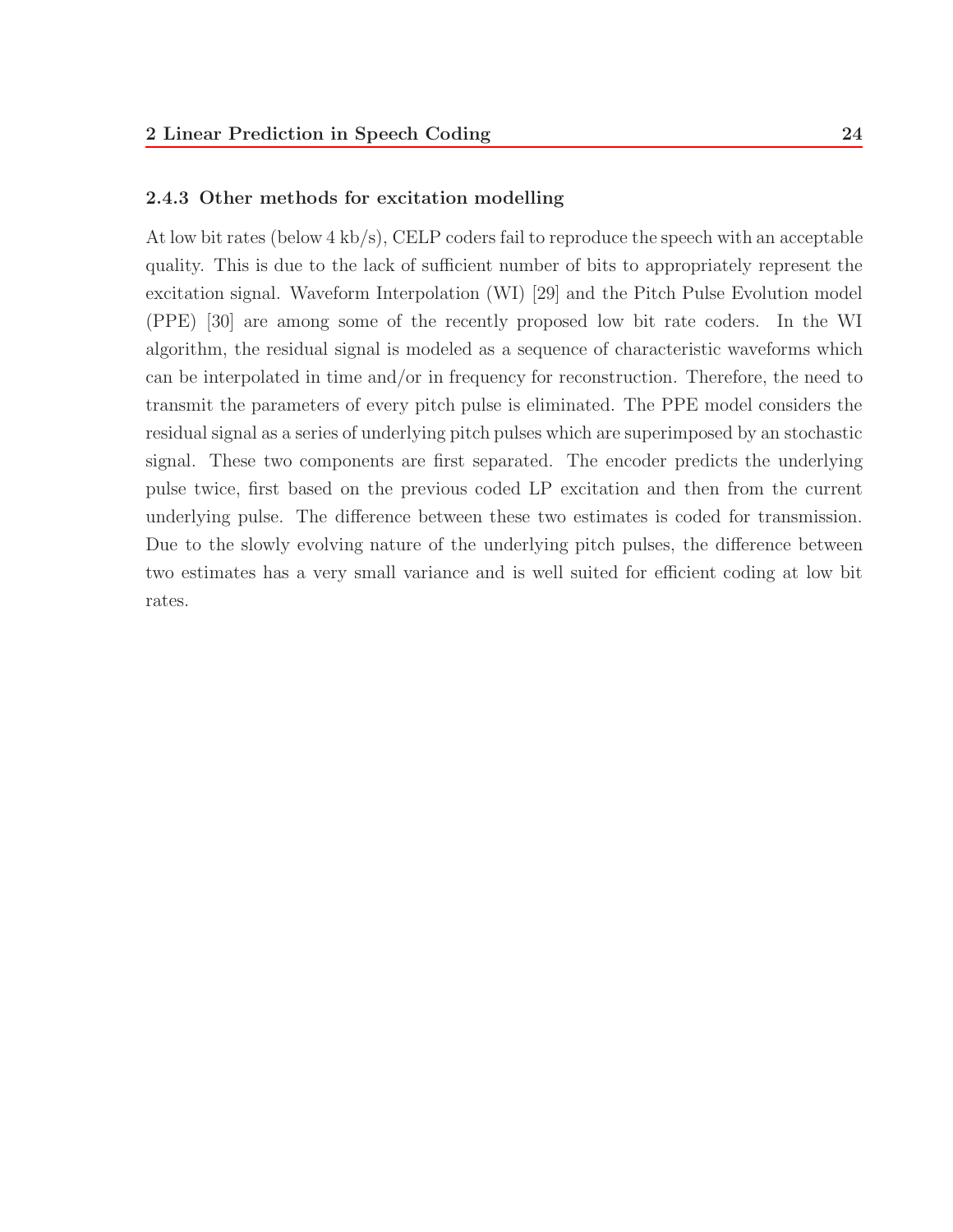### 2.4.3 Other methods for excitation modelling

At low bit rates (below 4 kb/s), CELP coders fail to reproduce the speech with an acceptable quality. This is due to the lack of sufficient number of bits to appropriately represent the excitation signal. Waveform Interpolation (WI) [29] and the Pitch Pulse Evolution model (PPE) [30] are among some of the recently proposed low bit rate coders. In the WI algorithm, the residual signal is modeled as a sequence of characteristic waveforms which can be interpolated in time and/or in frequency for reconstruction. Therefore, the need to transmit the parameters of every pitch pulse is eliminated. The PPE model considers the residual signal as a series of underlying pitch pulses which are superimposed by an stochastic signal. These two components are first separated. The encoder predicts the underlying pulse twice, first based on the previous coded LP excitation and then from the current underlying pulse. The difference between these two estimates is coded for transmission. Due to the slowly evolving nature of the underlying pitch pulses, the difference between two estimates has a very small variance and is well suited for efficient coding at low bit rates.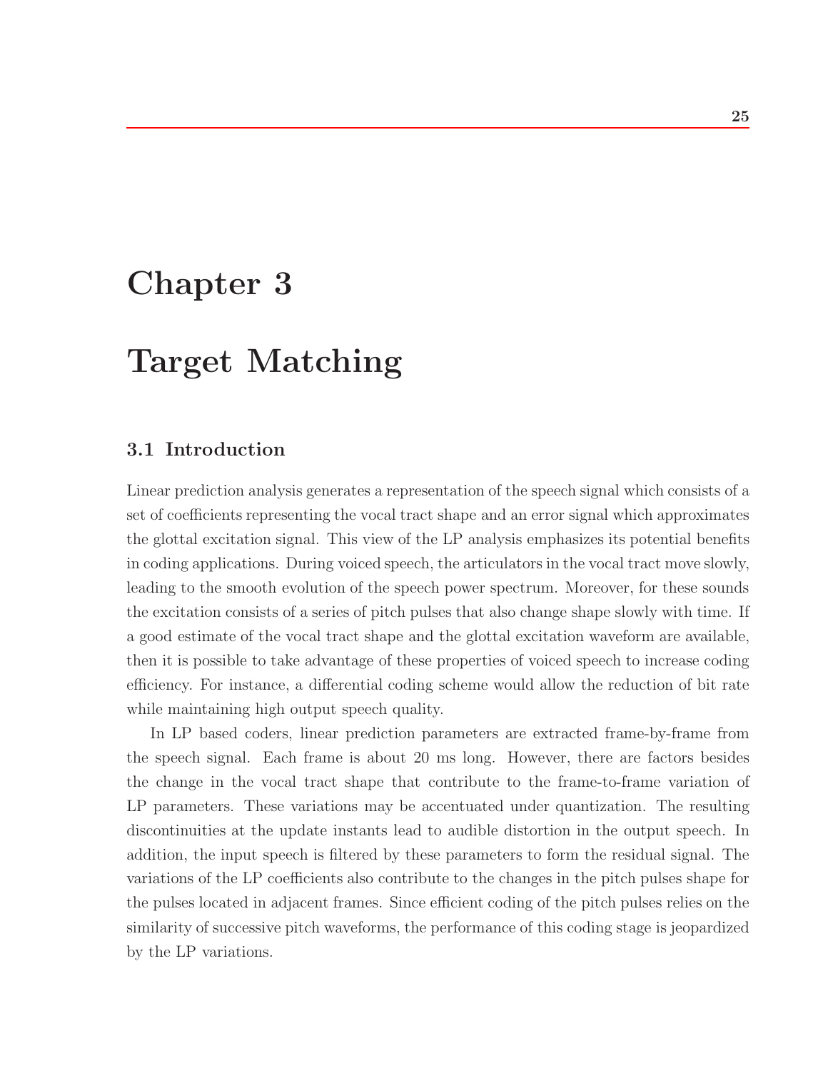# Chapter 3

# Target Matching

## 3.1 Introduction

Linear prediction analysis generates a representation of the speech signal which consists of a set of coefficients representing the vocal tract shape and an error signal which approximates the glottal excitation signal. This view of the LP analysis emphasizes its potential benefits in coding applications. During voiced speech, the articulators in the vocal tract move slowly, leading to the smooth evolution of the speech power spectrum. Moreover, for these sounds the excitation consists of a series of pitch pulses that also change shape slowly with time. If a good estimate of the vocal tract shape and the glottal excitation waveform are available, then it is possible to take advantage of these properties of voiced speech to increase coding efficiency. For instance, a differential coding scheme would allow the reduction of bit rate while maintaining high output speech quality.

In LP based coders, linear prediction parameters are extracted frame-by-frame from the speech signal. Each frame is about 20 ms long. However, there are factors besides the change in the vocal tract shape that contribute to the frame-to-frame variation of LP parameters. These variations may be accentuated under quantization. The resulting discontinuities at the update instants lead to audible distortion in the output speech. In addition, the input speech is filtered by these parameters to form the residual signal. The variations of the LP coefficients also contribute to the changes in the pitch pulses shape for the pulses located in adjacent frames. Since efficient coding of the pitch pulses relies on the similarity of successive pitch waveforms, the performance of this coding stage is jeopardized by the LP variations.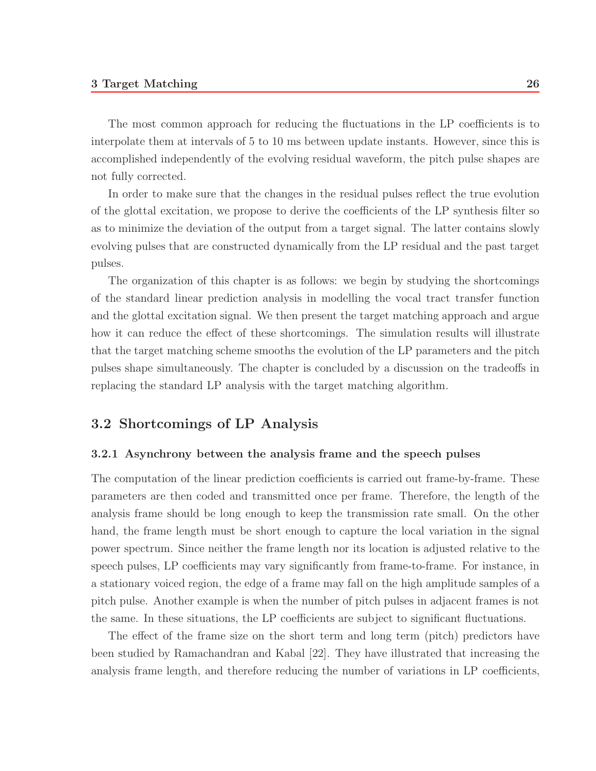The most common approach for reducing the fluctuations in the LP coefficients is to interpolate them at intervals of 5 to 10 ms between update instants. However, since this is accomplished independently of the evolving residual waveform, the pitch pulse shapes are not fully corrected.

In order to make sure that the changes in the residual pulses reflect the true evolution of the glottal excitation, we propose to derive the coefficients of the LP synthesis filter so as to minimize the deviation of the output from a target signal. The latter contains slowly evolving pulses that are constructed dynamically from the LP residual and the past target pulses.

The organization of this chapter is as follows: we begin by studying the shortcomings of the standard linear prediction analysis in modelling the vocal tract transfer function and the glottal excitation signal. We then present the target matching approach and argue how it can reduce the effect of these shortcomings. The simulation results will illustrate that the target matching scheme smooths the evolution of the LP parameters and the pitch pulses shape simultaneously. The chapter is concluded by a discussion on the tradeoffs in replacing the standard LP analysis with the target matching algorithm.

## 3.2 Shortcomings of LP Analysis

### 3.2.1 Asynchrony between the analysis frame and the speech pulses

The computation of the linear prediction coefficients is carried out frame-by-frame. These parameters are then coded and transmitted once per frame. Therefore, the length of the analysis frame should be long enough to keep the transmission rate small. On the other hand, the frame length must be short enough to capture the local variation in the signal power spectrum. Since neither the frame length nor its location is adjusted relative to the speech pulses, LP coefficients may vary significantly from frame-to-frame. For instance, in a stationary voiced region, the edge of a frame may fall on the high amplitude samples of a pitch pulse. Another example is when the number of pitch pulses in adjacent frames is not the same. In these situations, the LP coefficients are subject to significant fluctuations.

The effect of the frame size on the short term and long term (pitch) predictors have been studied by Ramachandran and Kabal [22]. They have illustrated that increasing the analysis frame length, and therefore reducing the number of variations in LP coefficients,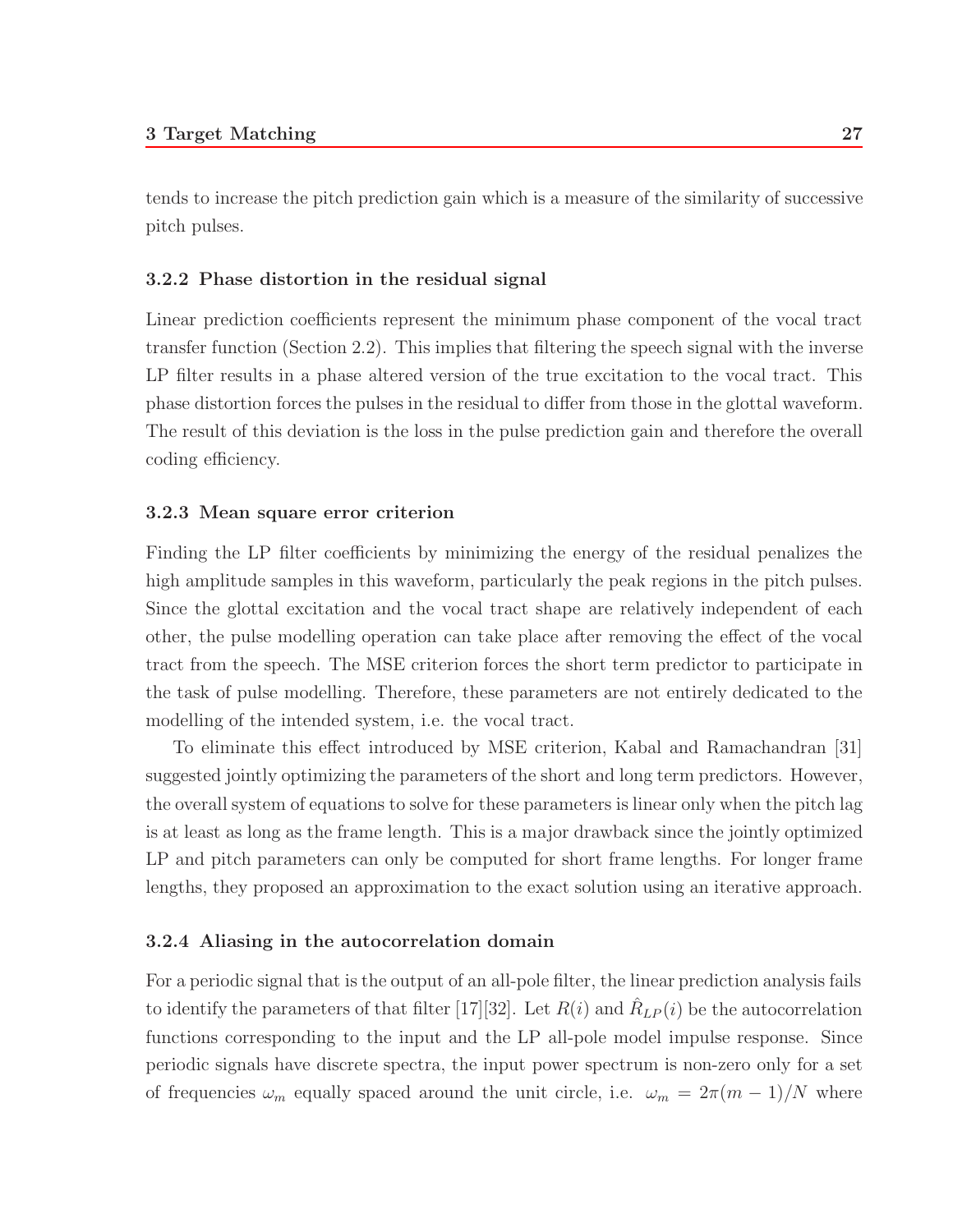tends to increase the pitch prediction gain which is a measure of the similarity of successive pitch pulses.

### 3.2.2 Phase distortion in the residual signal

Linear prediction coefficients represent the minimum phase component of the vocal tract transfer function (Section 2.2). This implies that filtering the speech signal with the inverse LP filter results in a phase altered version of the true excitation to the vocal tract. This phase distortion forces the pulses in the residual to differ from those in the glottal waveform. The result of this deviation is the loss in the pulse prediction gain and therefore the overall coding efficiency.

### 3.2.3 Mean square error criterion

Finding the LP filter coefficients by minimizing the energy of the residual penalizes the high amplitude samples in this waveform, particularly the peak regions in the pitch pulses. Since the glottal excitation and the vocal tract shape are relatively independent of each other, the pulse modelling operation can take place after removing the effect of the vocal tract from the speech. The MSE criterion forces the short term predictor to participate in the task of pulse modelling. Therefore, these parameters are not entirely dedicated to the modelling of the intended system, i.e. the vocal tract.

To eliminate this effect introduced by MSE criterion, Kabal and Ramachandran [31] suggested jointly optimizing the parameters of the short and long term predictors. However, the overall system of equations to solve for these parameters is linear only when the pitch lag is at least as long as the frame length. This is a major drawback since the jointly optimized LP and pitch parameters can only be computed for short frame lengths. For longer frame lengths, they proposed an approximation to the exact solution using an iterative approach.

### 3.2.4 Aliasing in the autocorrelation domain

For a periodic signal that is the output of an all-pole filter, the linear prediction analysis fails to identify the parameters of that filter [17][32]. Let $R(i)$ and $\hat{R}_{LP}(i)$ be the autocorrelation functions corresponding to the input and the LP all-pole model impulse response. Since periodic signals have discrete spectra, the input power spectrum is non-zero only for a set of frequencies $\omega_m$ equally spaced around the unit circle, i.e. $\omega_m = 2\pi(m-1)/N$ where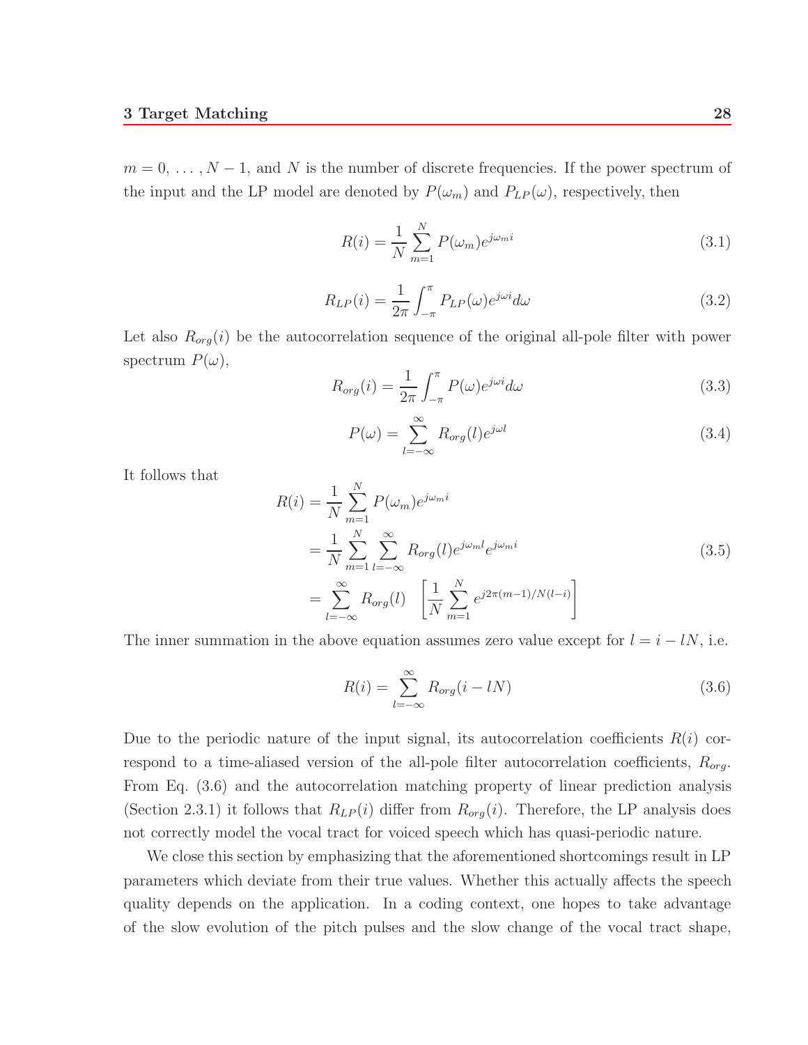$m = 0, \ldots, N-1$, and $N$ is the number of discrete frequencies. If the power spectrum of the input and the LP model are denoted by $P(\omega_m)$ and $P_{LP}(\omega)$, respectively, then

$$R(i) = \frac{1}{N} \sum_{m=1}^{N} P(\omega_m) e^{j\omega_m i} \tag{3.1}$$

$$R_{LP}(i) = \frac{1}{2\pi} \int_{-\pi}^{\pi} P_{LP}(\omega) e^{j\omega i} d\omega \tag{3.2}$$

Let also $R_{org}(i)$ be the autocorrelation sequence of the original all-pole filter with power spectrum $P(\omega)$,

$$R_{org}(i) = \frac{1}{2\pi} \int_{-\pi}^{\pi} P(\omega) e^{j\omega i} d\omega \tag{3.3}$$

$$P(\omega) = \sum_{l=-\infty}^{\infty} R_{org}(l) e^{j\omega l} \tag{3.4}$$

It follows that

$$\begin{aligned} R(i) &= \frac{1}{N} \sum_{m=1}^{N} P(\omega_m) e^{j\omega_m i} \\ &= \frac{1}{N} \sum_{m=1}^{N} \sum_{l=-\infty}^{\infty} R_{org}(l) e^{j\omega_m l} e^{j\omega_m i} \\ &= \sum_{l=-\infty}^{\infty} R_{org}(l) \quad \left[ \frac{1}{N} \sum_{m=1}^{N} e^{j2\pi(m-1)/N(l-i)} \right] \end{aligned} \tag{3.5}$$

The inner summation in the above equation assumes zero value except for $l = i - lN$, i.e.

$$R(i) = \sum_{l=-\infty}^{\infty} R_{org}(i - lN) \tag{3.6}$$

Due to the periodic nature of the input signal, its autocorrelation coefficients $R(i)$ correspond to a time-aliased version of the all-pole filter autocorrelation coefficients, $R_{org}$. From Eq. (3.6) and the autocorrelation matching property of linear prediction analysis (Section 2.3.1) it follows that $R_{LP}(i)$ differ from $R_{org}(i)$. Therefore, the LP analysis does not correctly model the vocal tract for voiced speech which has quasi-periodic nature.

We close this section by emphasizing that the aforementioned shortcomings result in LP parameters which deviate from their true values. Whether this actually affects the speech quality depends on the application. In a coding context, one hopes to take advantage of the slow evolution of the pitch pulses and the slow change of the vocal tract shape,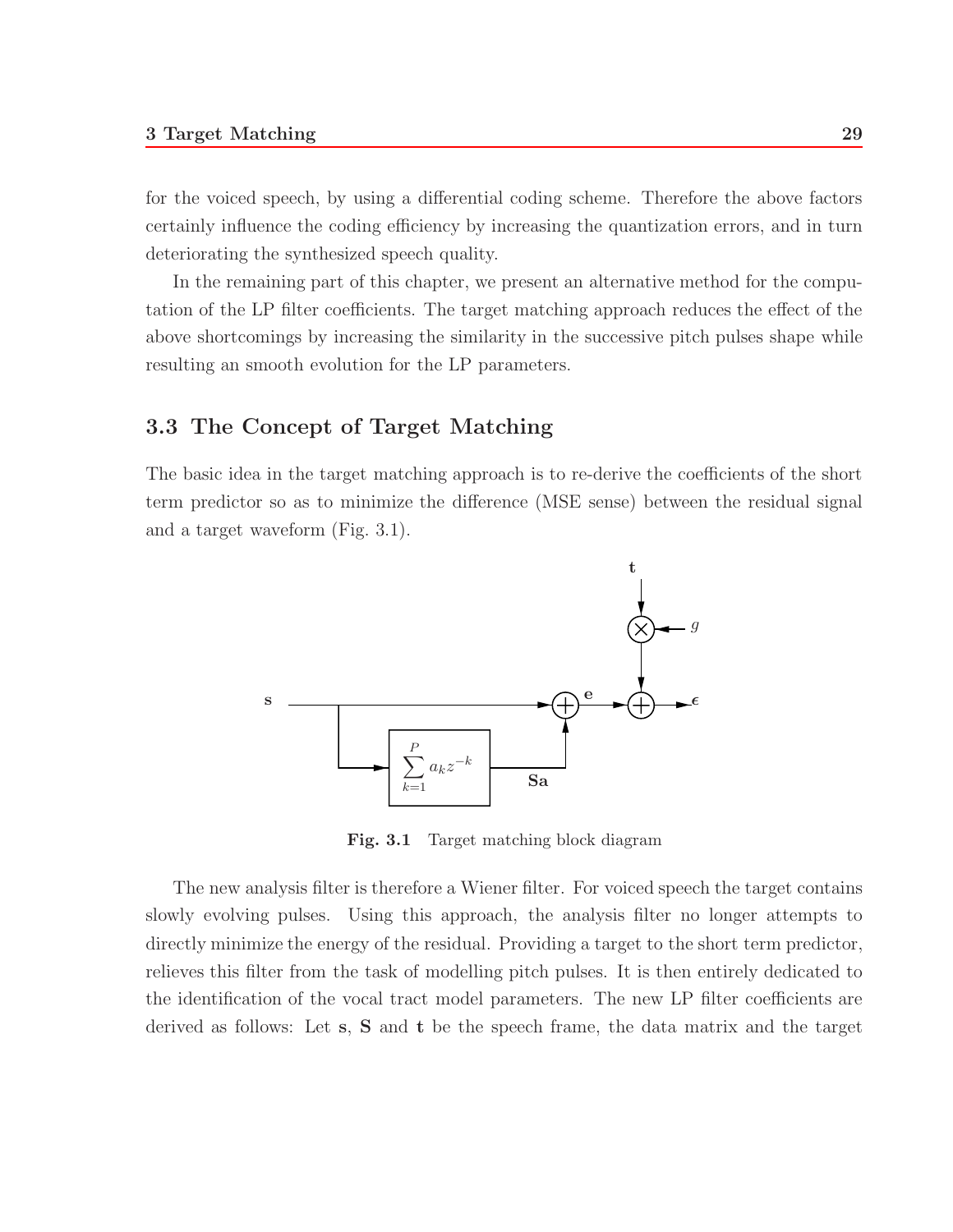for the voiced speech, by using a differential coding scheme. Therefore the above factors certainly influence the coding efficiency by increasing the quantization errors, and in turn deteriorating the synthesized speech quality.

In the remaining part of this chapter, we present an alternative method for the computation of the LP filter coefficients. The target matching approach reduces the effect of the above shortcomings by increasing the similarity in the successive pitch pulses shape while resulting an smooth evolution for the LP parameters.

## 3.3 The Concept of Target Matching

The basic idea in the target matching approach is to re-derive the coefficients of the short term predictor so as to minimize the difference (MSE sense) between the residual signal and a target waveform (Fig. 3.1).

**Fig. 3.1** Target matching block diagram

The new analysis filter is therefore a Wiener filter. For voiced speech the target contains slowly evolving pulses. Using this approach, the analysis filter no longer attempts to directly minimize the energy of the residual. Providing a target to the short term predictor, relieves this filter from the task of modelling pitch pulses. It is then entirely dedicated to the identification of the vocal tract model parameters. The new LP filter coefficients are derived as follows: Let $\mathbf{s}$, $\mathbf{S}$ and $\mathbf{t}$ be the speech frame, the data matrix and the target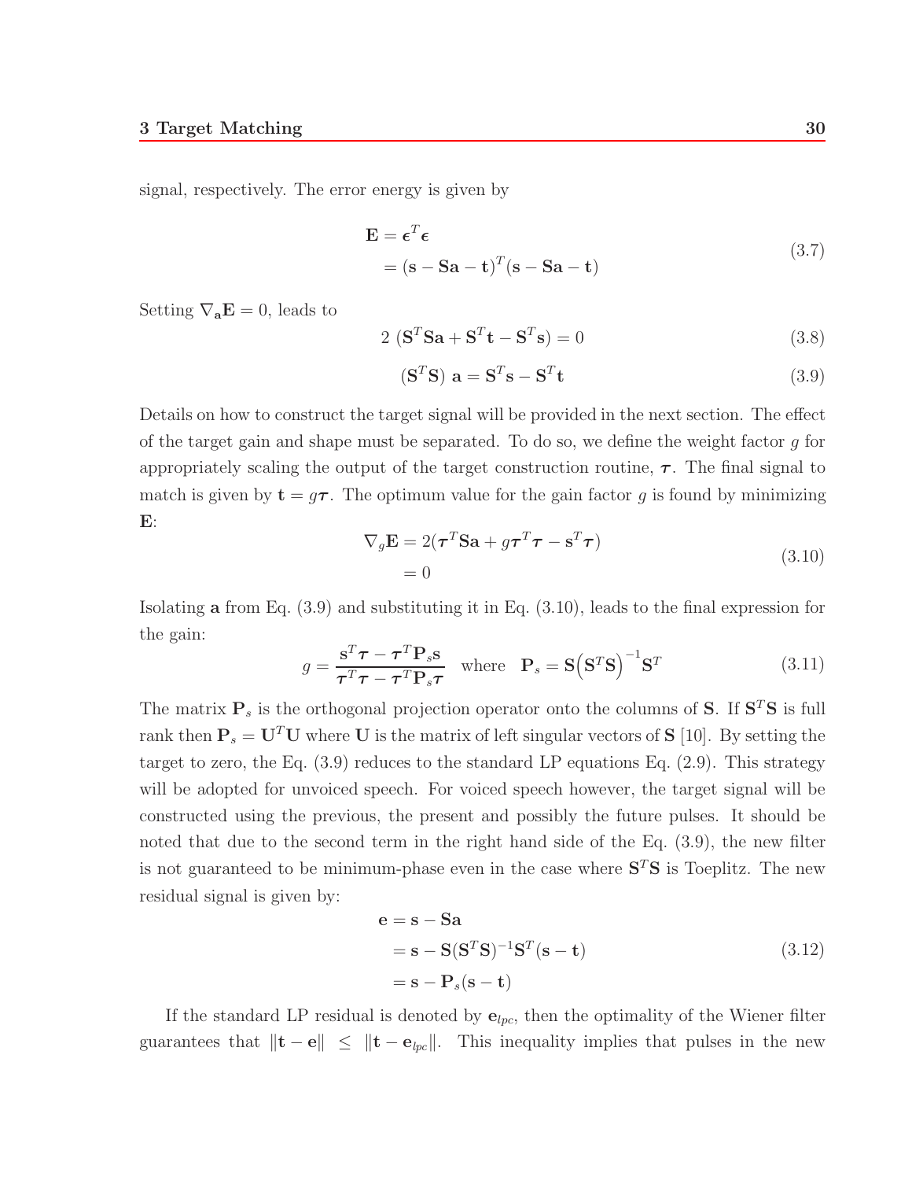signal, respectively. The error energy is given by

$$
\begin{aligned}
\mathbf{E} &= \boldsymbol{\epsilon}^T \boldsymbol{\epsilon} \\
&= (\mathbf{s} - \mathbf{S}\mathbf{a} - \mathbf{t})^T (\mathbf{s} - \mathbf{S}\mathbf{a} - \mathbf{t})
\end{aligned}
\tag{3.7}
$$

Setting $\nabla_{\mathbf{a}} \mathbf{E} = 0$, leads to

$$
2\ (\mathbf{S}^T\mathbf{S}\mathbf{a} + \mathbf{S}^T\mathbf{t} - \mathbf{S}^T\mathbf{s}) = 0 \tag{3.8}
$$

$$
(\mathbf{S}^T\mathbf{S})\ \mathbf{a} = \mathbf{S}^T\mathbf{s} - \mathbf{S}^T\mathbf{t} \tag{3.9}
$$

Details on how to construct the target signal will be provided in the next section. The effect of the target gain and shape must be separated. To do so, we define the weight factor $g$ for appropriately scaling the output of the target construction routine, $\boldsymbol{\tau}$. The final signal to match is given by $\mathbf{t} = g\boldsymbol{\tau}$. The optimum value for the gain factor $g$ is found by minimizing $\mathbf{E}$:

$$
\begin{aligned}
\nabla_g \mathbf{E} &= 2(\boldsymbol{\tau}^T\mathbf{S}\mathbf{a} + g\boldsymbol{\tau}^T\boldsymbol{\tau} - \mathbf{s}^T\boldsymbol{\tau}) \\
&= 0
\end{aligned}
\tag{3.10}
$$

Isolating $\mathbf{a}$ from Eq. (3.9) and substituting it in Eq. (3.10), leads to the final expression for the gain:

$$
g = \frac{\mathbf{s}^T\boldsymbol{\tau} - \boldsymbol{\tau}^T\mathbf{P}_s\mathbf{s}}{\boldsymbol{\tau}^T\boldsymbol{\tau} - \boldsymbol{\tau}^T\mathbf{P}_s\boldsymbol{\tau}} \quad \text{where} \quad \mathbf{P}_s = \mathbf{S}\big(\mathbf{S}^T\mathbf{S}\big)^{-1}\mathbf{S}^T \tag{3.11}
$$

The matrix $\mathbf{P}_s$ is the orthogonal projection operator onto the columns of $\mathbf{S}$. If $\mathbf{S}^T\mathbf{S}$ is full rank then $\mathbf{P}_s = \mathbf{U}^T\mathbf{U}$ where $\mathbf{U}$ is the matrix of left singular vectors of $\mathbf{S}$ [10]. By setting the target to zero, the Eq. (3.9) reduces to the standard LP equations Eq. (2.9). This strategy will be adopted for unvoiced speech. For voiced speech however, the target signal will be constructed using the previous, the present and possibly the future pulses. It should be noted that due to the second term in the right hand side of the Eq. (3.9), the new filter is not guaranteed to be minimum-phase even in the case where $\mathbf{S}^T\mathbf{S}$ is Toeplitz. The new residual signal is given by:

$$
\begin{aligned}
\mathbf{e} &= \mathbf{s} - \mathbf{S}\mathbf{a} \\
&= \mathbf{s} - \mathbf{S}(\mathbf{S}^T\mathbf{S})^{-1}\mathbf{S}^T(\mathbf{s} - \mathbf{t}) \\
&= \mathbf{s} - \mathbf{P}_s(\mathbf{s} - \mathbf{t})
\end{aligned}
\tag{3.12}
$$

If the standard LP residual is denoted by $\mathbf{e}_{lpc}$, then the optimality of the Wiener filter guarantees that $\|\mathbf{t} - \mathbf{e}\| \ \leq\ \|\mathbf{t} - \mathbf{e}_{lpc}\|$. This inequality implies that pulses in the new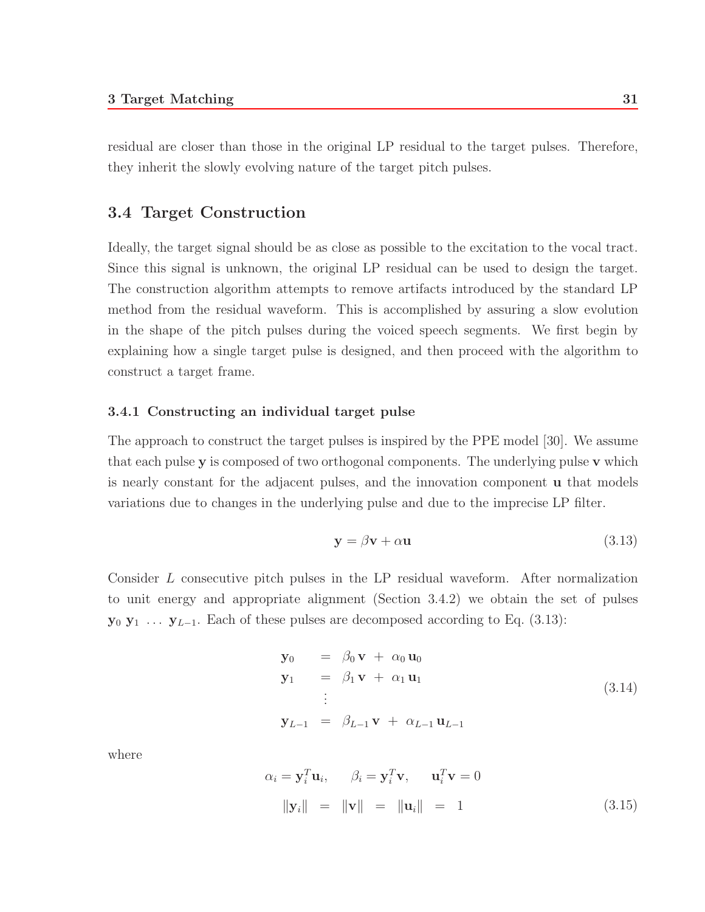residual are closer than those in the original LP residual to the target pulses. Therefore, they inherit the slowly evolving nature of the target pitch pulses.

## 3.4 Target Construction

Ideally, the target signal should be as close as possible to the excitation to the vocal tract. Since this signal is unknown, the original LP residual can be used to design the target. The construction algorithm attempts to remove artifacts introduced by the standard LP method from the residual waveform. This is accomplished by assuring a slow evolution in the shape of the pitch pulses during the voiced speech segments. We first begin by explaining how a single target pulse is designed, and then proceed with the algorithm to construct a target frame.

### 3.4.1 Constructing an individual target pulse

The approach to construct the target pulses is inspired by the PPE model [30]. We assume that each pulse $\mathbf{y}$ is composed of two orthogonal components. The underlying pulse $\mathbf{v}$ which is nearly constant for the adjacent pulses, and the innovation component $\mathbf{u}$ that models variations due to changes in the underlying pulse and due to the imprecise LP filter.

$$\mathbf{y} = \beta \mathbf{v} + \alpha \mathbf{u} \tag{3.13}$$

Consider $L$ consecutive pitch pulses in the LP residual waveform. After normalization to unit energy and appropriate alignment (Section 3.4.2) we obtain the set of pulses $\mathbf{y}_0 \; \mathbf{y}_1 \; \ldots \; \mathbf{y}_{L-1}$. Each of these pulses are decomposed according to Eq. (3.13):

$$\begin{array}{lcl} \mathbf{y}_0 & = & \beta_0 \, \mathbf{v} \; + \; \alpha_0 \, \mathbf{u}_0 \\ \mathbf{y}_1 & = & \beta_1 \, \mathbf{v} \; + \; \alpha_1 \, \mathbf{u}_1 \\ & \vdots & \\ \mathbf{y}_{L-1} & = & \beta_{L-1} \, \mathbf{v} \; + \; \alpha_{L-1} \, \mathbf{u}_{L-1} \end{array} \tag{3.14}$$

where

$$\begin{array}{c} \alpha_i = \mathbf{y}_i^T \mathbf{u}_i, \qquad \beta_i = \mathbf{y}_i^T \mathbf{v}, \qquad \mathbf{u}_i^T \mathbf{v} = 0 \\ \|\mathbf{y}_i\| \; = \; \|\mathbf{v}\| \; = \; \|\mathbf{u}_i\| \; = \; 1 \end{array} \tag{3.15}$$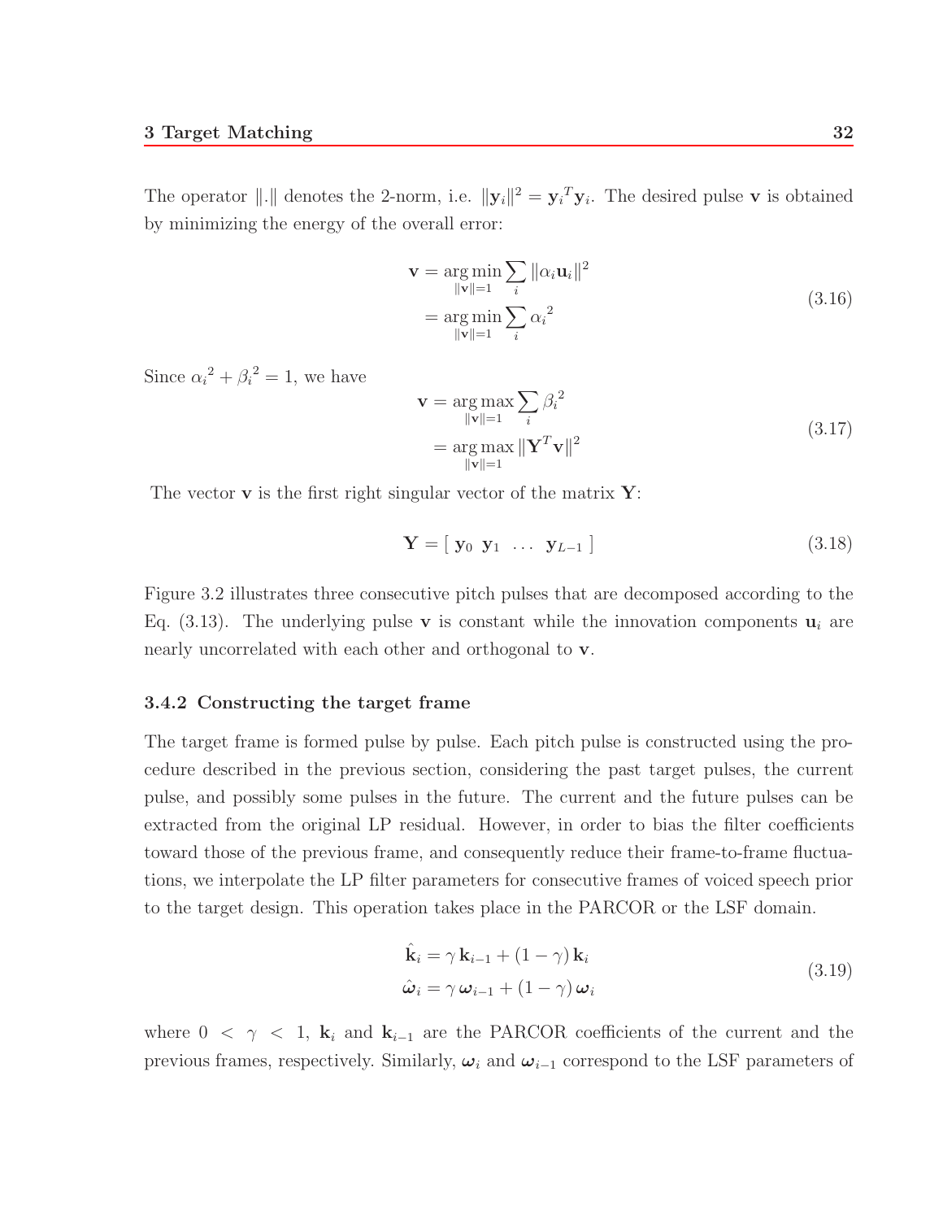The operator $\|.\|$ denotes the 2-norm, i.e. $\|\mathbf{y}_i\|^2 = \mathbf{y}_i{}^T\mathbf{y}_i$. The desired pulse $\mathbf{v}$ is obtained by minimizing the energy of the overall error:

$$
\begin{aligned}
\mathbf{v} &= \underset{\|\mathbf{v}\|=1}{\arg\min} \sum_i \|\alpha_i \mathbf{u}_i\|^2 \\
&= \underset{\|\mathbf{v}\|=1}{\arg\min} \sum_i {\alpha_i}^2
\end{aligned}
\tag{3.16}
$$

Since ${\alpha_i}^2 + {\beta_i}^2 = 1$, we have

$$
\begin{aligned}
\mathbf{v} &= \underset{\|\mathbf{v}\|=1}{\arg\max} \sum_i {\beta_i}^2 \\
&= \underset{\|\mathbf{v}\|=1}{\arg\max} \|\mathbf{Y}^T\mathbf{v}\|^2
\end{aligned}
\tag{3.17}
$$

The vector $\mathbf{v}$ is the first right singular vector of the matrix $\mathbf{Y}$:

$$
\mathbf{Y} = [\ \mathbf{y}_0\ \ \mathbf{y}_1\ \ \ldots\ \ \mathbf{y}_{L-1}\ ]
\tag{3.18}
$$

Figure 3.2 illustrates three consecutive pitch pulses that are decomposed according to the Eq. (3.13). The underlying pulse $\mathbf{v}$ is constant while the innovation components $\mathbf{u}_i$ are nearly uncorrelated with each other and orthogonal to $\mathbf{v}$.

### 3.4.2 Constructing the target frame

The target frame is formed pulse by pulse. Each pitch pulse is constructed using the procedure described in the previous section, considering the past target pulses, the current pulse, and possibly some pulses in the future. The current and the future pulses can be extracted from the original LP residual. However, in order to bias the filter coefficients toward those of the previous frame, and consequently reduce their frame-to-frame fluctuations, we interpolate the LP filter parameters for consecutive frames of voiced speech prior to the target design. This operation takes place in the PARCOR or the LSF domain.

$$
\begin{aligned}
\hat{\mathbf{k}}_i &= \gamma\, \mathbf{k}_{i-1} + (1-\gamma)\, \mathbf{k}_i \\
\hat{\boldsymbol{\omega}}_i &= \gamma\, \boldsymbol{\omega}_{i-1} + (1-\gamma)\, \boldsymbol{\omega}_i
\end{aligned}
\tag{3.19}
$$

where $0 < \gamma < 1$, $\mathbf{k}_i$ and $\mathbf{k}_{i-1}$ are the PARCOR coefficients of the current and the previous frames, respectively. Similarly, $\boldsymbol{\omega}_i$ and $\boldsymbol{\omega}_{i-1}$ correspond to the LSF parameters of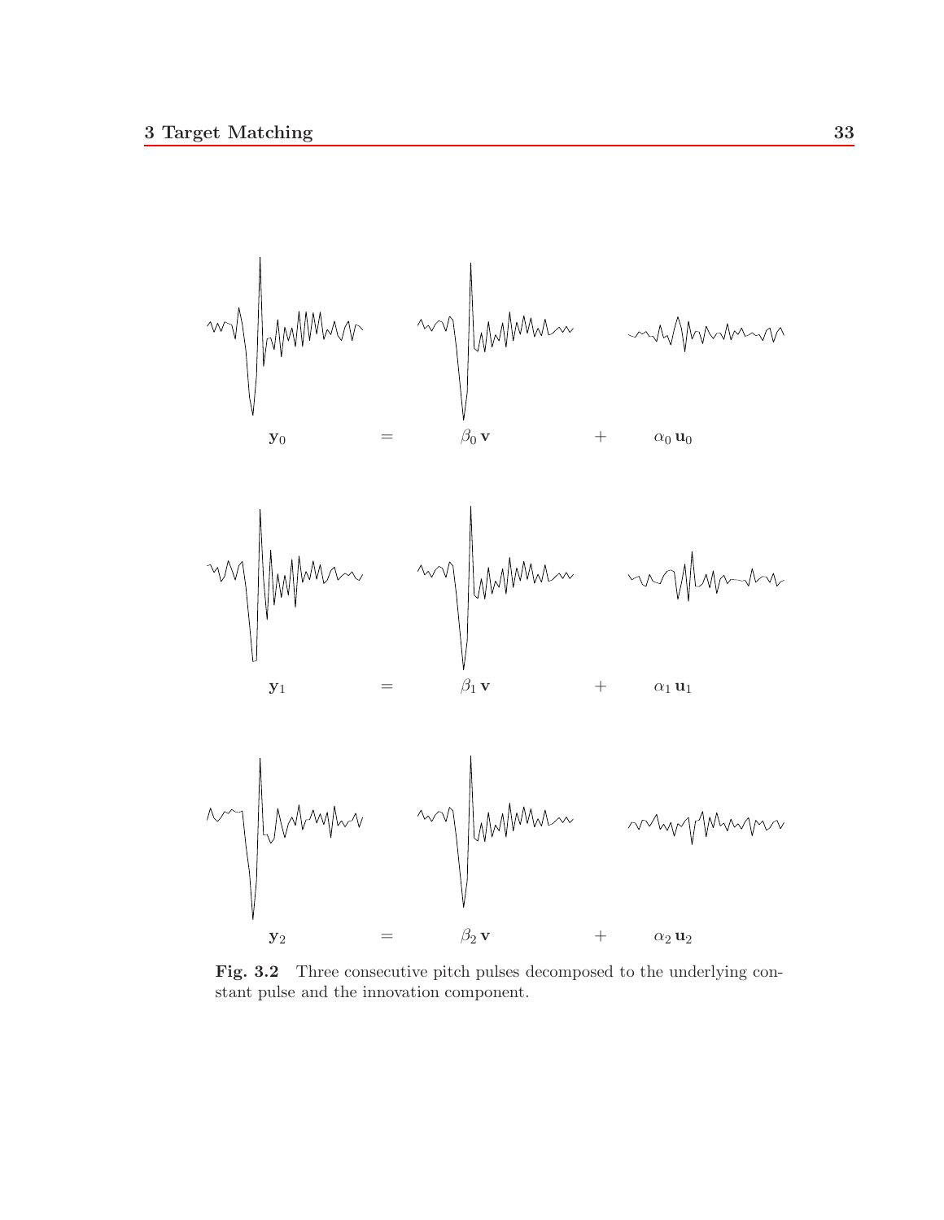$$\mathbf{y}_0 = \beta_0\,\mathbf{v} + \alpha_0\,\mathbf{u}_0$$

$$\mathbf{y}_1 = \beta_1\,\mathbf{v} + \alpha_1\,\mathbf{u}_1$$

$$\mathbf{y}_2 = \beta_2\,\mathbf{v} + \alpha_2\,\mathbf{u}_2$$

**Fig. 3.2** Three consecutive pitch pulses decomposed to the underlying constant pulse and the innovation component.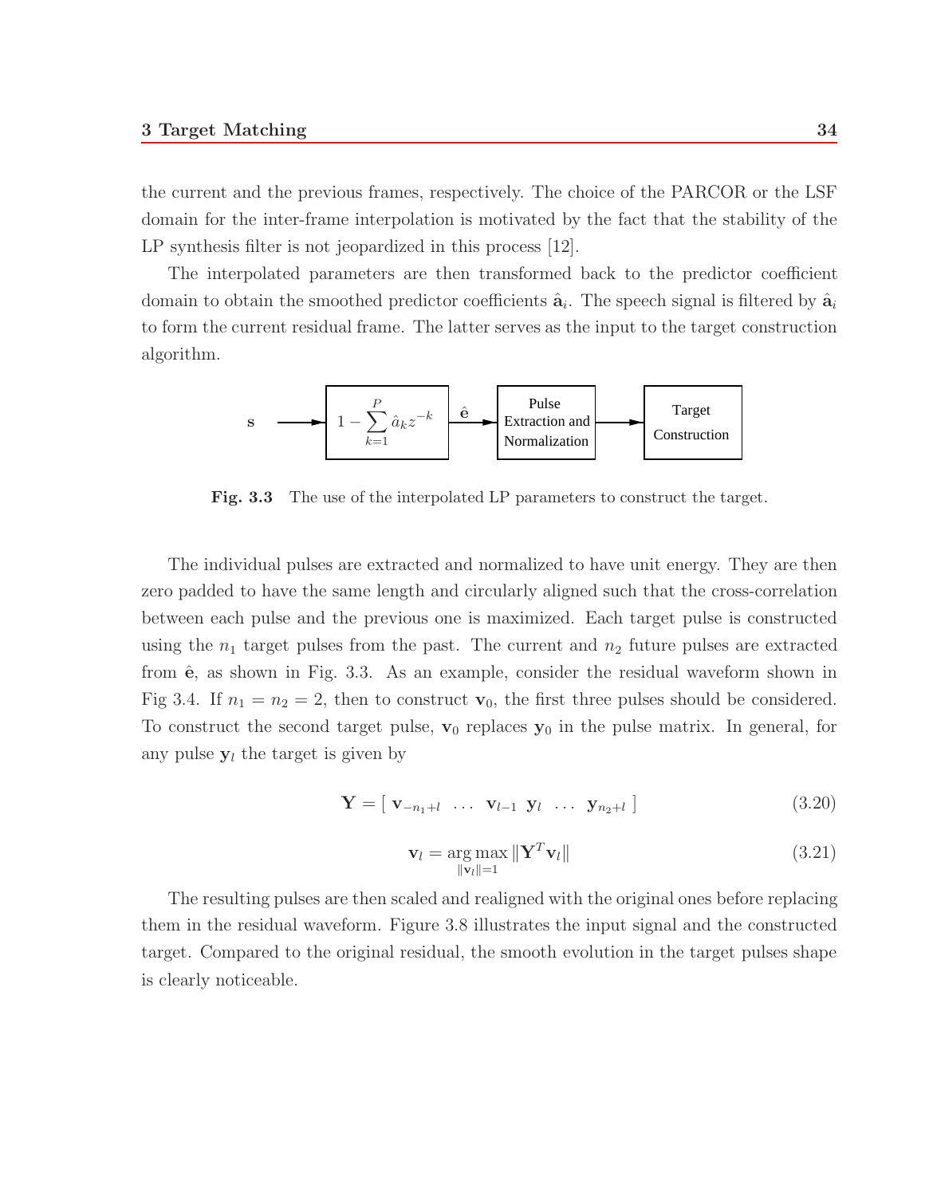the current and the previous frames, respectively. The choice of the PARCOR or the LSF domain for the inter-frame interpolation is motivated by the fact that the stability of the LP synthesis filter is not jeopardized in this process [12].

The interpolated parameters are then transformed back to the predictor coefficient domain to obtain the smoothed predictor coefficients $\hat{\mathbf{a}}_i$. The speech signal is filtered by $\hat{\mathbf{a}}_i$ to form the current residual frame. The latter serves as the input to the target construction algorithm.

**Fig. 3.3** The use of the interpolated LP parameters to construct the target.

The individual pulses are extracted and normalized to have unit energy. They are then zero padded to have the same length and circularly aligned such that the cross-correlation between each pulse and the previous one is maximized. Each target pulse is constructed using the $n_1$ target pulses from the past. The current and $n_2$ future pulses are extracted from $\hat{\mathbf{e}}$, as shown in Fig. 3.3. As an example, consider the residual waveform shown in Fig 3.4. If $n_1 = n_2 = 2$, then to construct $\mathbf{v}_0$, the first three pulses should be considered. To construct the second target pulse, $\mathbf{v}_0$ replaces $\mathbf{y}_0$ in the pulse matrix. In general, for any pulse $\mathbf{y}_l$ the target is given by

$$\mathbf{Y} = [\ \mathbf{v}_{-n_1+l} \ \ \ldots \ \ \mathbf{v}_{l-1} \ \ \mathbf{y}_l \ \ \ldots \ \ \mathbf{y}_{n_2+l}\ ] \tag{3.20}$$

$$\mathbf{v}_l = \underset{\|\mathbf{v}_l\|=1}{\arg\max} \, \|\mathbf{Y}^T \mathbf{v}_l\| \tag{3.21}$$

The resulting pulses are then scaled and realigned with the original ones before replacing them in the residual waveform. Figure 3.8 illustrates the input signal and the constructed target. Compared to the original residual, the smooth evolution in the target pulses shape is clearly noticeable.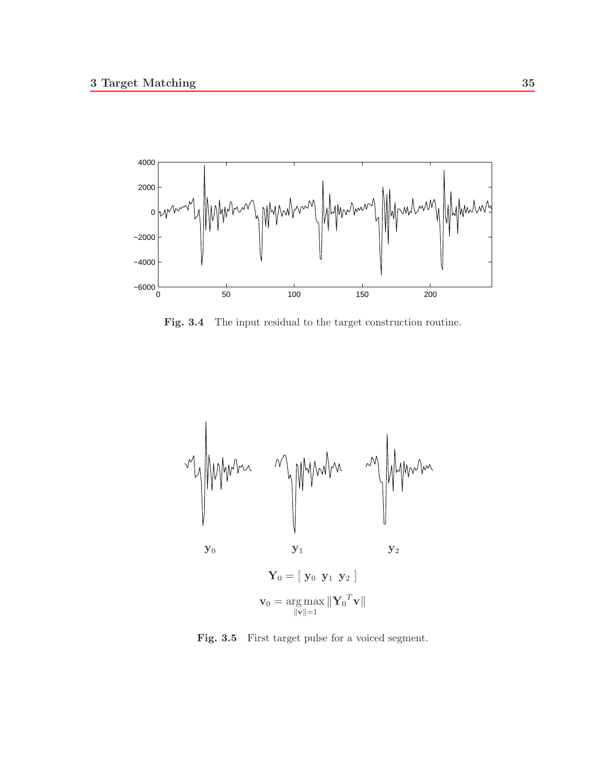Fig. 3.4 The input residual to the target construction routine.

$\mathbf{y}_0$ $\mathbf{y}_1$ $\mathbf{y}_2$

$$\mathbf{Y}_0 = [\ \mathbf{y}_0\ \ \mathbf{y}_1\ \ \mathbf{y}_2\ ]$$

$$\mathbf{v}_0 = \underset{\|\mathbf{v}\|=1}{\arg\max} \|\mathbf{Y}_0{}^T \mathbf{v}\|$$

Fig. 3.5 First target pulse for a voiced segment.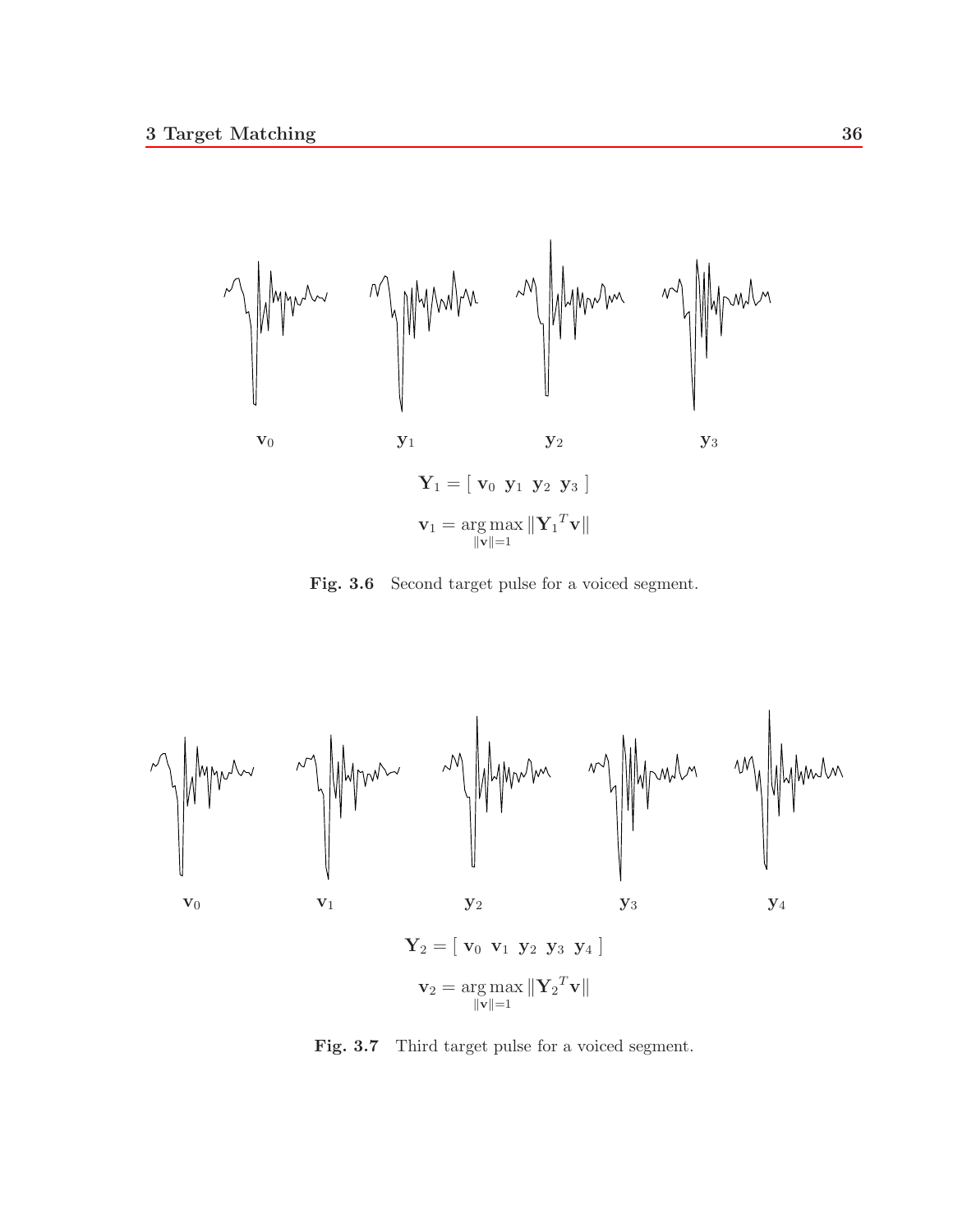$\mathbf{v}_0$ $\mathbf{y}_1$ $\mathbf{y}_2$ $\mathbf{y}_3$

$$\mathbf{Y}_1 = [\ \mathbf{v}_0\ \ \mathbf{y}_1\ \ \mathbf{y}_2\ \ \mathbf{y}_3\ ]$$

$$\mathbf{v}_1 = \underset{\|\mathbf{v}\|=1}{\arg\max}\, \|\mathbf{Y}_1{}^T\mathbf{v}\|$$

**Fig. 3.6** Second target pulse for a voiced segment.

$\mathbf{v}_0$ $\mathbf{v}_1$ $\mathbf{y}_2$ $\mathbf{y}_3$ $\mathbf{y}_4$

$$\mathbf{Y}_2 = [\ \mathbf{v}_0\ \ \mathbf{v}_1\ \ \mathbf{y}_2\ \ \mathbf{y}_3\ \ \mathbf{y}_4\ ]$$

$$\mathbf{v}_2 = \underset{\|\mathbf{v}\|=1}{\arg\max}\, \|\mathbf{Y}_2{}^T\mathbf{v}\|$$

**Fig. 3.7** Third target pulse for a voiced segment.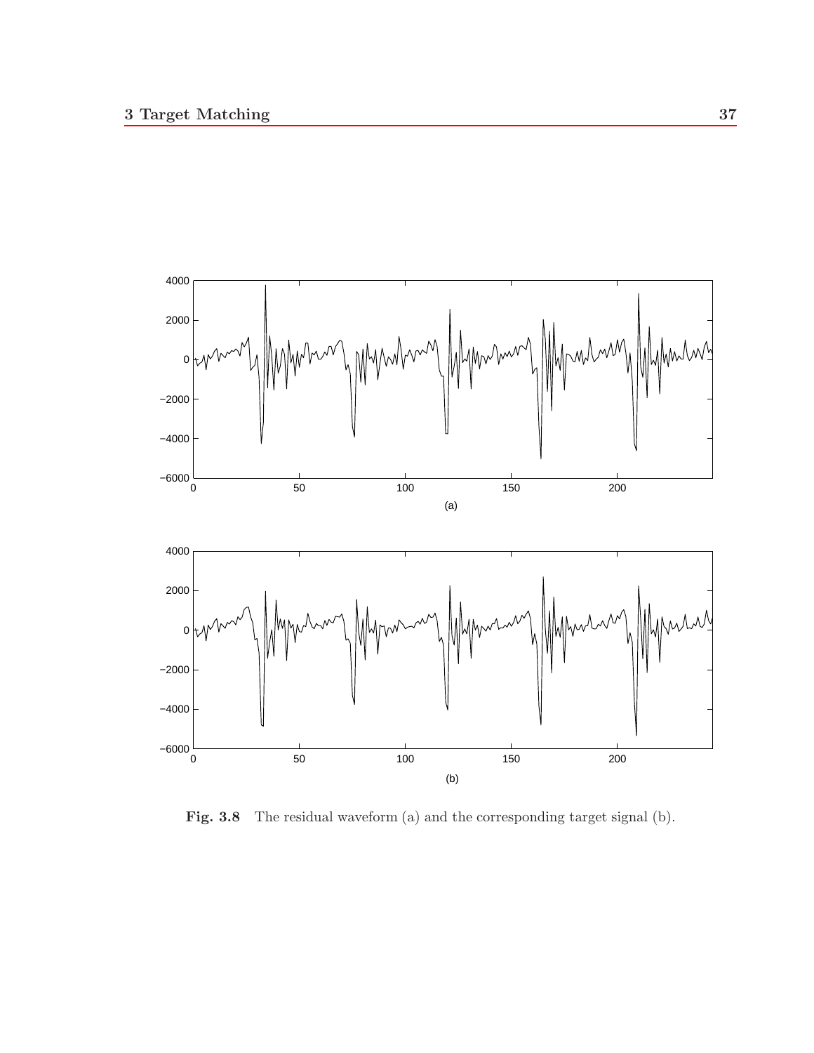**Fig. 3.8** The residual waveform (a) and the corresponding target signal (b).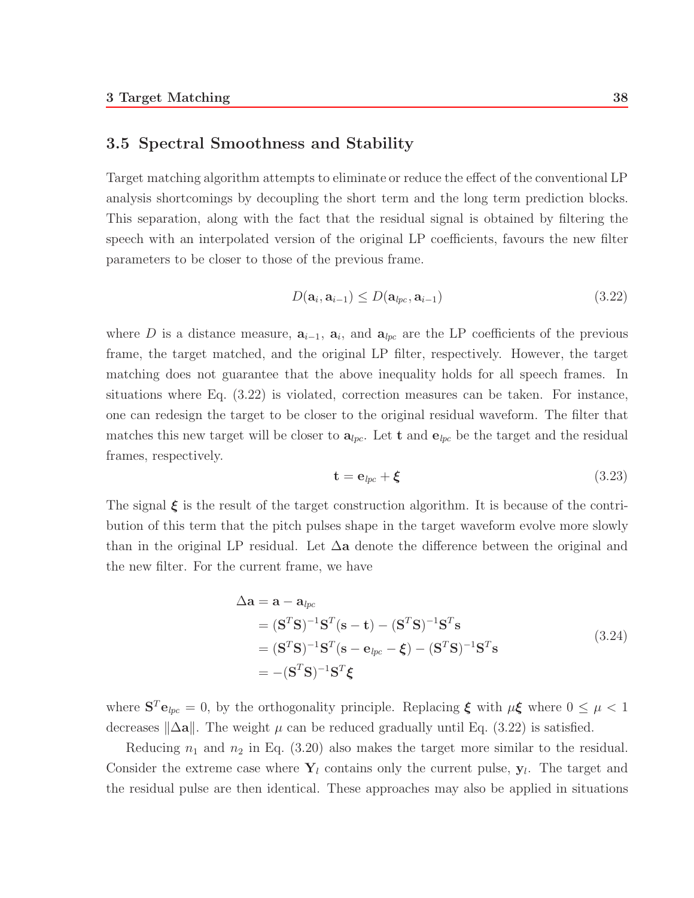## 3.5 Spectral Smoothness and Stability

Target matching algorithm attempts to eliminate or reduce the effect of the conventional LP analysis shortcomings by decoupling the short term and the long term prediction blocks. This separation, along with the fact that the residual signal is obtained by filtering the speech with an interpolated version of the original LP coefficients, favours the new filter parameters to be closer to those of the previous frame.

$$D(\mathbf{a}_i, \mathbf{a}_{i-1}) \leq D(\mathbf{a}_{lpc}, \mathbf{a}_{i-1}) \tag{3.22}$$

where $D$ is a distance measure, $\mathbf{a}_{i-1}$, $\mathbf{a}_i$, and $\mathbf{a}_{lpc}$ are the LP coefficients of the previous frame, the target matched, and the original LP filter, respectively. However, the target matching does not guarantee that the above inequality holds for all speech frames. In situations where Eq. (3.22) is violated, correction measures can be taken. For instance, one can redesign the target to be closer to the original residual waveform. The filter that matches this new target will be closer to $\mathbf{a}_{lpc}$. Let $\mathbf{t}$ and $\mathbf{e}_{lpc}$ be the target and the residual frames, respectively.

$$\mathbf{t} = \mathbf{e}_{lpc} + \boldsymbol{\xi} \tag{3.23}$$

The signal $\boldsymbol{\xi}$ is the result of the target construction algorithm. It is because of the contribution of this term that the pitch pulses shape in the target waveform evolve more slowly than in the original LP residual. Let $\Delta\mathbf{a}$ denote the difference between the original and the new filter. For the current frame, we have

$$\begin{aligned}
\Delta\mathbf{a} &= \mathbf{a} - \mathbf{a}_{lpc} \\
&= (\mathbf{S}^T\mathbf{S})^{-1}\mathbf{S}^T(\mathbf{s} - \mathbf{t}) - (\mathbf{S}^T\mathbf{S})^{-1}\mathbf{S}^T\mathbf{s} \\
&= (\mathbf{S}^T\mathbf{S})^{-1}\mathbf{S}^T(\mathbf{s} - \mathbf{e}_{lpc} - \boldsymbol{\xi}) - (\mathbf{S}^T\mathbf{S})^{-1}\mathbf{S}^T\mathbf{s} \\
&= -(\mathbf{S}^T\mathbf{S})^{-1}\mathbf{S}^T\boldsymbol{\xi}
\end{aligned} \tag{3.24}$$

where $\mathbf{S}^T\mathbf{e}_{lpc} = 0$, by the orthogonality principle. Replacing $\boldsymbol{\xi}$ with $\mu\boldsymbol{\xi}$ where $0 \leq \mu < 1$ decreases $\|\Delta\mathbf{a}\|$. The weight $\mu$ can be reduced gradually until Eq. (3.22) is satisfied.

Reducing $n_1$ and $n_2$ in Eq. (3.20) also makes the target more similar to the residual. Consider the extreme case where $\mathbf{Y}_l$ contains only the current pulse, $\mathbf{y}_l$. The target and the residual pulse are then identical. These approaches may also be applied in situations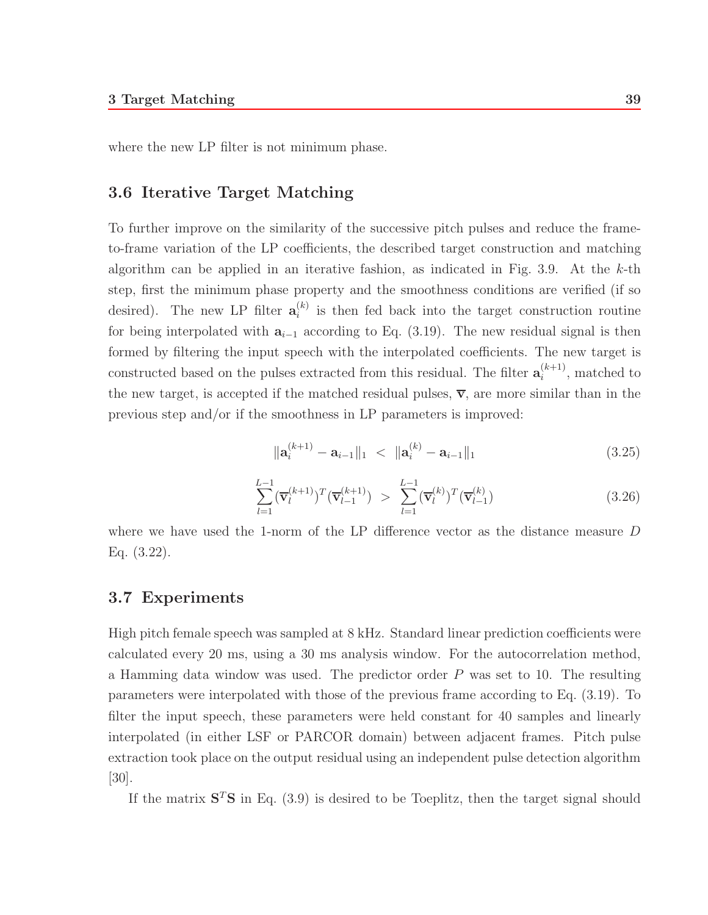where the new LP filter is not minimum phase.

## 3.6 Iterative Target Matching

To further improve on the similarity of the successive pitch pulses and reduce the frame-to-frame variation of the LP coefficients, the described target construction and matching algorithm can be applied in an iterative fashion, as indicated in Fig. 3.9. At the $k$-th step, first the minimum phase property and the smoothness conditions are verified (if so desired). The new LP filter $\mathbf{a}_i^{(k)}$ is then fed back into the target construction routine for being interpolated with $\mathbf{a}_{i-1}$ according to Eq. (3.19). The new residual signal is then formed by filtering the input speech with the interpolated coefficients. The new target is constructed based on the pulses extracted from this residual. The filter $\mathbf{a}_i^{(k+1)}$, matched to the new target, is accepted if the matched residual pulses, $\overline{\mathbf{v}}$, are more similar than in the previous step and/or if the smoothness in LP parameters is improved:

$$\|\mathbf{a}_i^{(k+1)} - \mathbf{a}_{i-1}\|_1 \;<\; \|\mathbf{a}_i^{(k)} - \mathbf{a}_{i-1}\|_1 \tag{3.25}$$

$$\sum_{l=1}^{L-1} (\overline{\mathbf{v}}_l^{(k+1)})^T (\overline{\mathbf{v}}_{l-1}^{(k+1)}) \;>\; \sum_{l=1}^{L-1} (\overline{\mathbf{v}}_l^{(k)})^T (\overline{\mathbf{v}}_{l-1}^{(k)}) \tag{3.26}$$

where we have used the 1-norm of the LP difference vector as the distance measure $D$ Eq. (3.22).

## 3.7 Experiments

High pitch female speech was sampled at 8 kHz. Standard linear prediction coefficients were calculated every 20 ms, using a 30 ms analysis window. For the autocorrelation method, a Hamming data window was used. The predictor order $P$ was set to 10. The resulting parameters were interpolated with those of the previous frame according to Eq. (3.19). To filter the input speech, these parameters were held constant for 40 samples and linearly interpolated (in either LSF or PARCOR domain) between adjacent frames. Pitch pulse extraction took place on the output residual using an independent pulse detection algorithm [30].

If the matrix $\mathbf{S}^T\mathbf{S}$ in Eq. (3.9) is desired to be Toeplitz, then the target signal should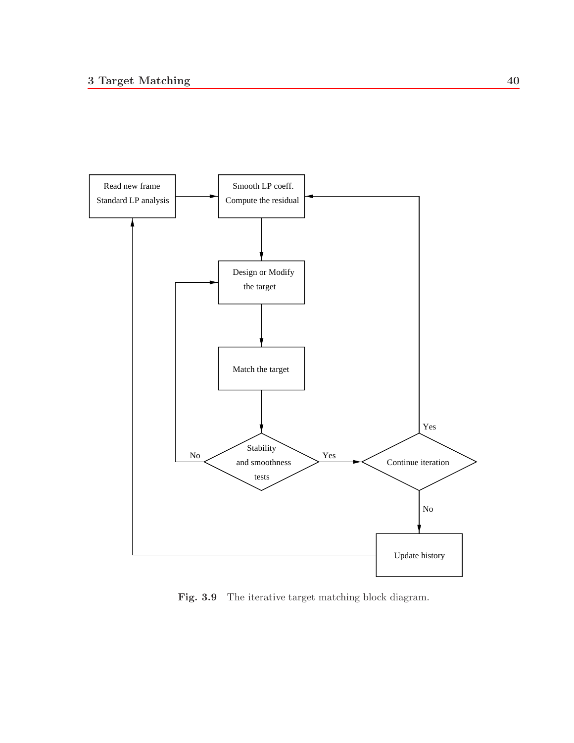Read new frame
Standard LP analysis

Smooth LP coeff.
Compute the residual

Design or Modify
the target

Match the target

Stability
and smoothness
tests

No

Yes

Continue iteration

Yes

No

Update history

**Fig. 3.9** The iterative target matching block diagram.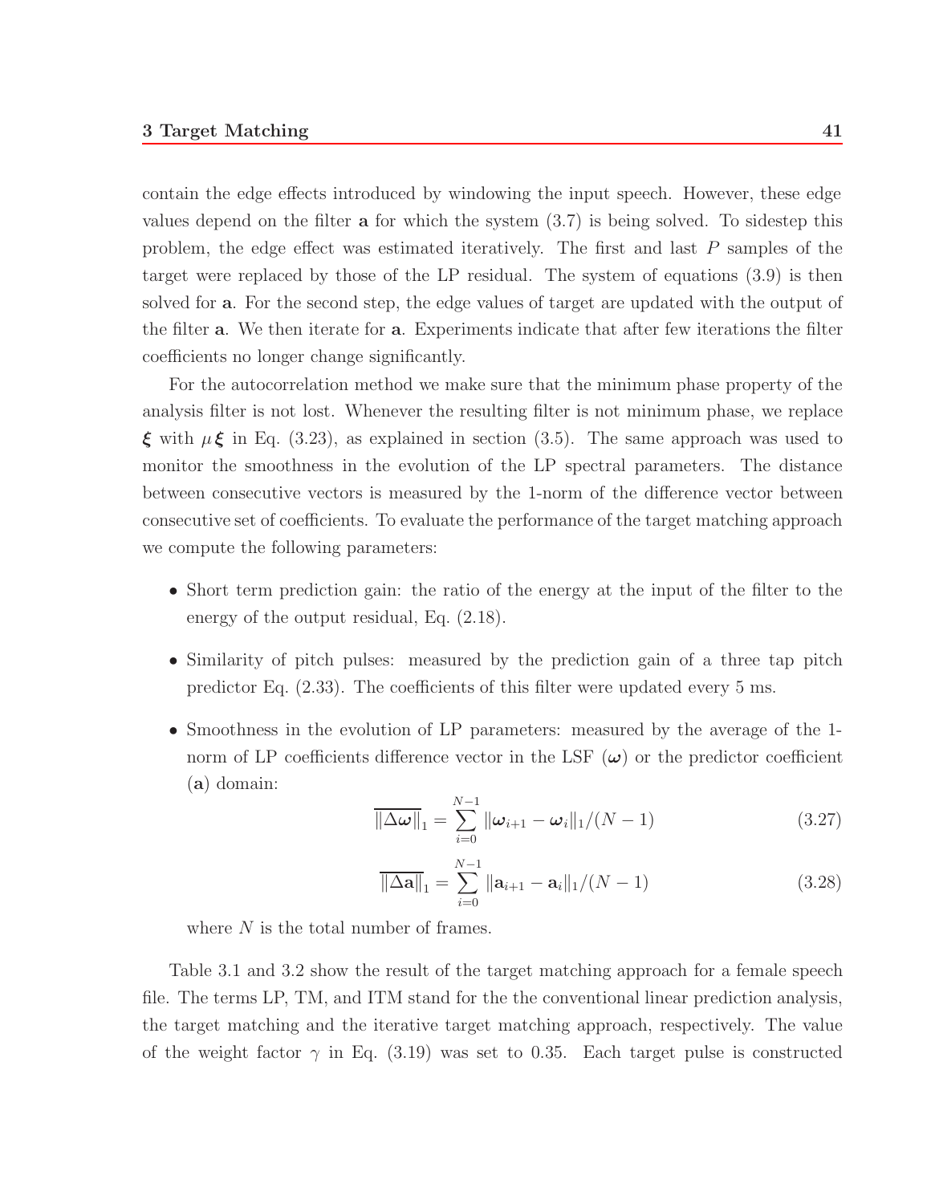contain the edge effects introduced by windowing the input speech. However, these edge values depend on the filter $\mathbf{a}$ for which the system (3.7) is being solved. To sidestep this problem, the edge effect was estimated iteratively. The first and last $P$ samples of the target were replaced by those of the LP residual. The system of equations (3.9) is then solved for $\mathbf{a}$. For the second step, the edge values of target are updated with the output of the filter $\mathbf{a}$. We then iterate for $\mathbf{a}$. Experiments indicate that after few iterations the filter coefficients no longer change significantly.

For the autocorrelation method we make sure that the minimum phase property of the analysis filter is not lost. Whenever the resulting filter is not minimum phase, we replace $\boldsymbol{\xi}$ with $\mu\boldsymbol{\xi}$ in Eq. (3.23), as explained in section (3.5). The same approach was used to monitor the smoothness in the evolution of the LP spectral parameters. The distance between consecutive vectors is measured by the 1-norm of the difference vector between consecutive set of coefficients. To evaluate the performance of the target matching approach we compute the following parameters:

- Short term prediction gain: the ratio of the energy at the input of the filter to the energy of the output residual, Eq. (2.18).
- Similarity of pitch pulses: measured by the prediction gain of a three tap pitch predictor Eq. (2.33). The coefficients of this filter were updated every 5 ms.
- Smoothness in the evolution of LP parameters: measured by the average of the 1-norm of LP coefficients difference vector in the LSF ($\boldsymbol{\omega}$) or the predictor coefficient ($\mathbf{a}$) domain:

$$\overline{\|\Delta\boldsymbol{\omega}\|}_1 = \sum_{i=0}^{N-1} \|\boldsymbol{\omega}_{i+1} - \boldsymbol{\omega}_i\|_1/(N-1) \tag{3.27}$$

$$\overline{\|\Delta\mathbf{a}\|}_1 = \sum_{i=0}^{N-1} \|\mathbf{a}_{i+1} - \mathbf{a}_i\|_1/(N-1) \tag{3.28}$$

where $N$ is the total number of frames.

Table 3.1 and 3.2 show the result of the target matching approach for a female speech file. The terms LP, TM, and ITM stand for the the conventional linear prediction analysis, the target matching and the iterative target matching approach, respectively. The value of the weight factor $\gamma$ in Eq. (3.19) was set to 0.35. Each target pulse is constructed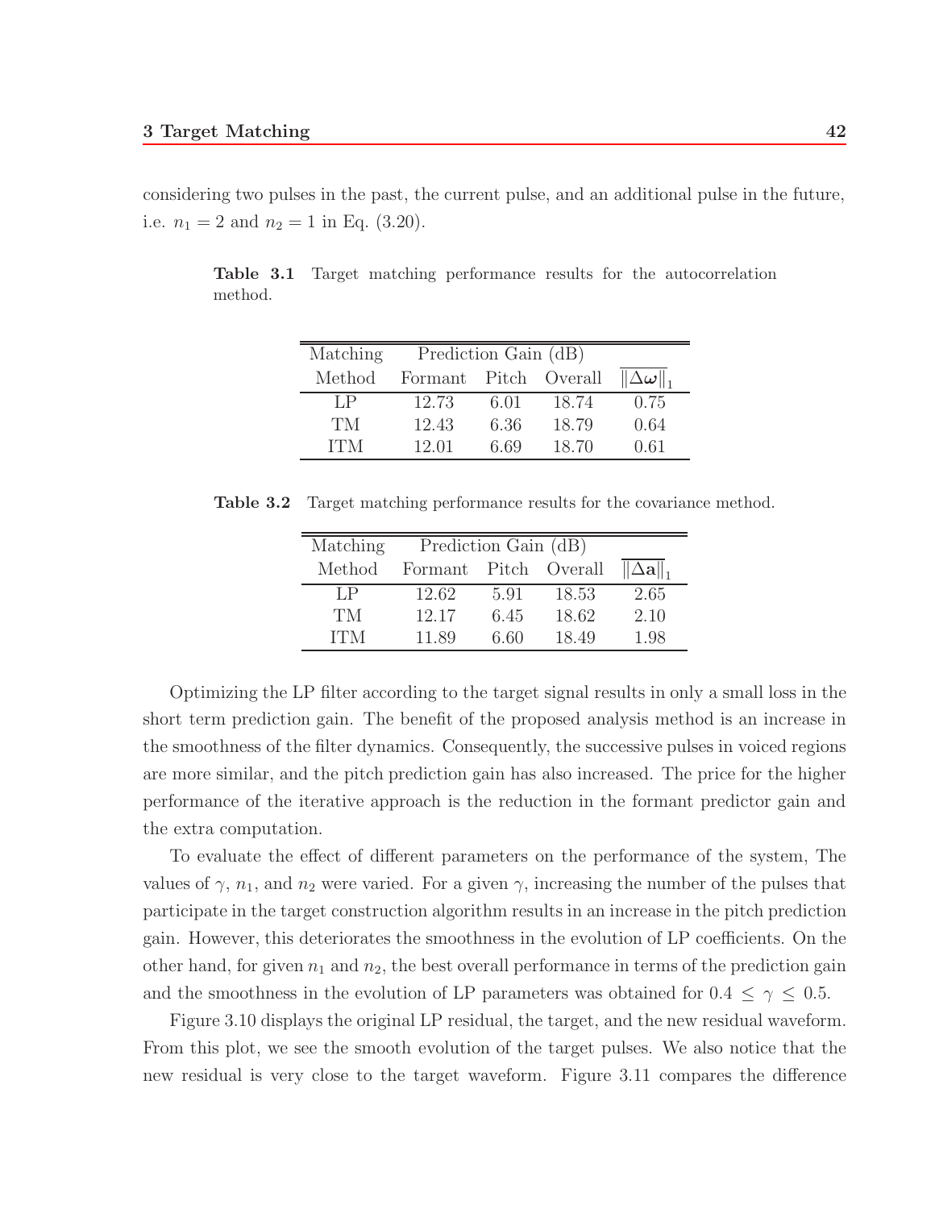considering two pulses in the past, the current pulse, and an additional pulse in the future, i.e. $n_1 = 2$ and $n_2 = 1$ in Eq. (3.20).

**Table 3.1** Target matching performance results for the autocorrelation method.

| Matching | Prediction Gain (dB) | | | |
|---|---|---|---|---|
| Method | Formant | Pitch | Overall | $\overline{\|\Delta\boldsymbol{\omega}\|_1}$ |
| LP | 12.73 | 6.01 | 18.74 | 0.75 |
| TM | 12.43 | 6.36 | 18.79 | 0.64 |
| ITM | 12.01 | 6.69 | 18.70 | 0.61 |

**Table 3.2** Target matching performance results for the covariance method.

| Matching | Prediction Gain (dB) | | | |
|---|---|---|---|---|
| Method | Formant | Pitch | Overall | $\overline{\|\Delta\mathbf{a}\|_1}$ |
| LP | 12.62 | 5.91 | 18.53 | 2.65 |
| TM | 12.17 | 6.45 | 18.62 | 2.10 |
| ITM | 11.89 | 6.60 | 18.49 | 1.98 |

Optimizing the LP filter according to the target signal results in only a small loss in the short term prediction gain. The benefit of the proposed analysis method is an increase in the smoothness of the filter dynamics. Consequently, the successive pulses in voiced regions are more similar, and the pitch prediction gain has also increased. The price for the higher performance of the iterative approach is the reduction in the formant predictor gain and the extra computation.

To evaluate the effect of different parameters on the performance of the system, The values of $\gamma$, $n_1$, and $n_2$ were varied. For a given $\gamma$, increasing the number of the pulses that participate in the target construction algorithm results in an increase in the pitch prediction gain. However, this deteriorates the smoothness in the evolution of LP coefficients. On the other hand, for given $n_1$ and $n_2$, the best overall performance in terms of the prediction gain and the smoothness in the evolution of LP parameters was obtained for $0.4 \leq \gamma \leq 0.5$.

Figure 3.10 displays the original LP residual, the target, and the new residual waveform. From this plot, we see the smooth evolution of the target pulses. We also notice that the new residual is very close to the target waveform. Figure 3.11 compares the difference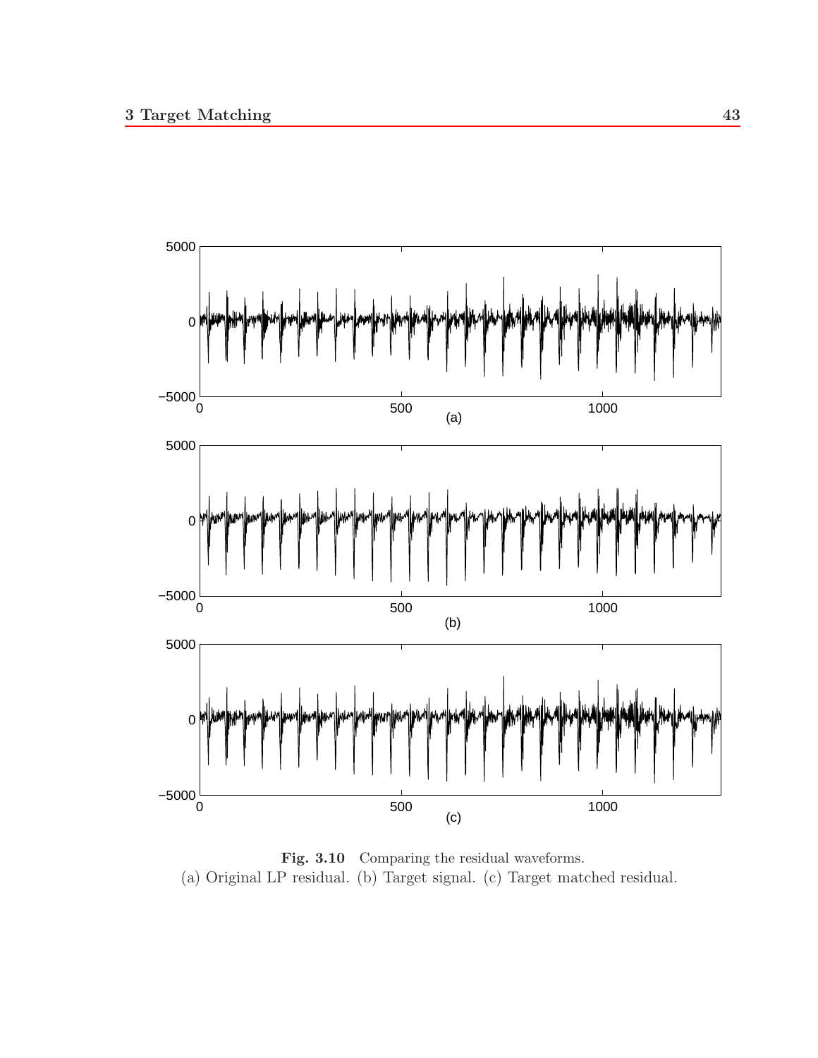**Fig. 3.10** Comparing the residual waveforms.
(a) Original LP residual. (b) Target signal. (c) Target matched residual.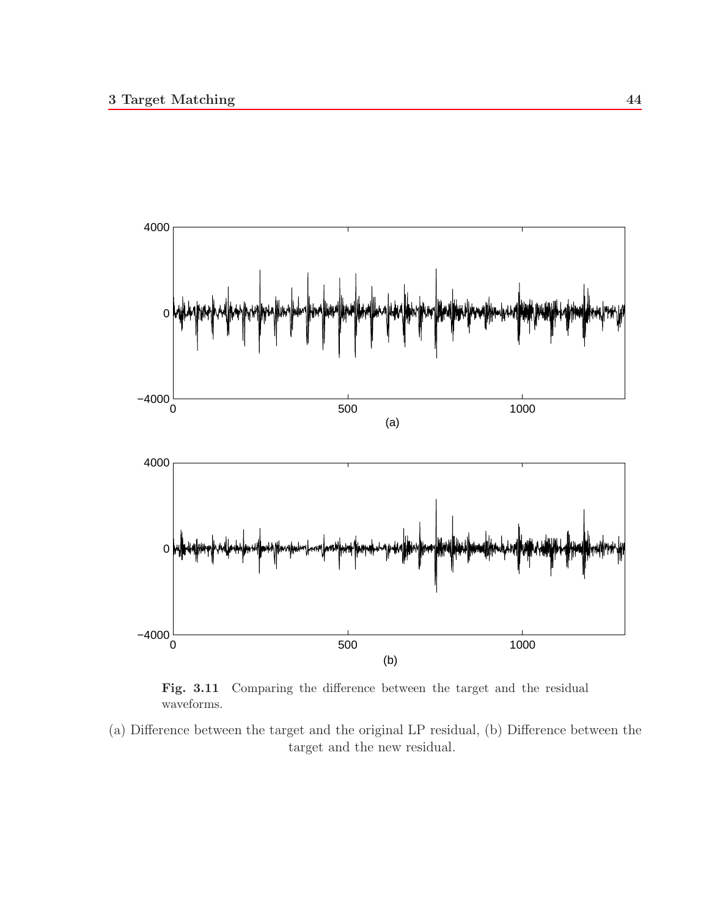**Fig. 3.11** Comparing the difference between the target and the residual waveforms.

(a) Difference between the target and the original LP residual, (b) Difference between the target and the new residual.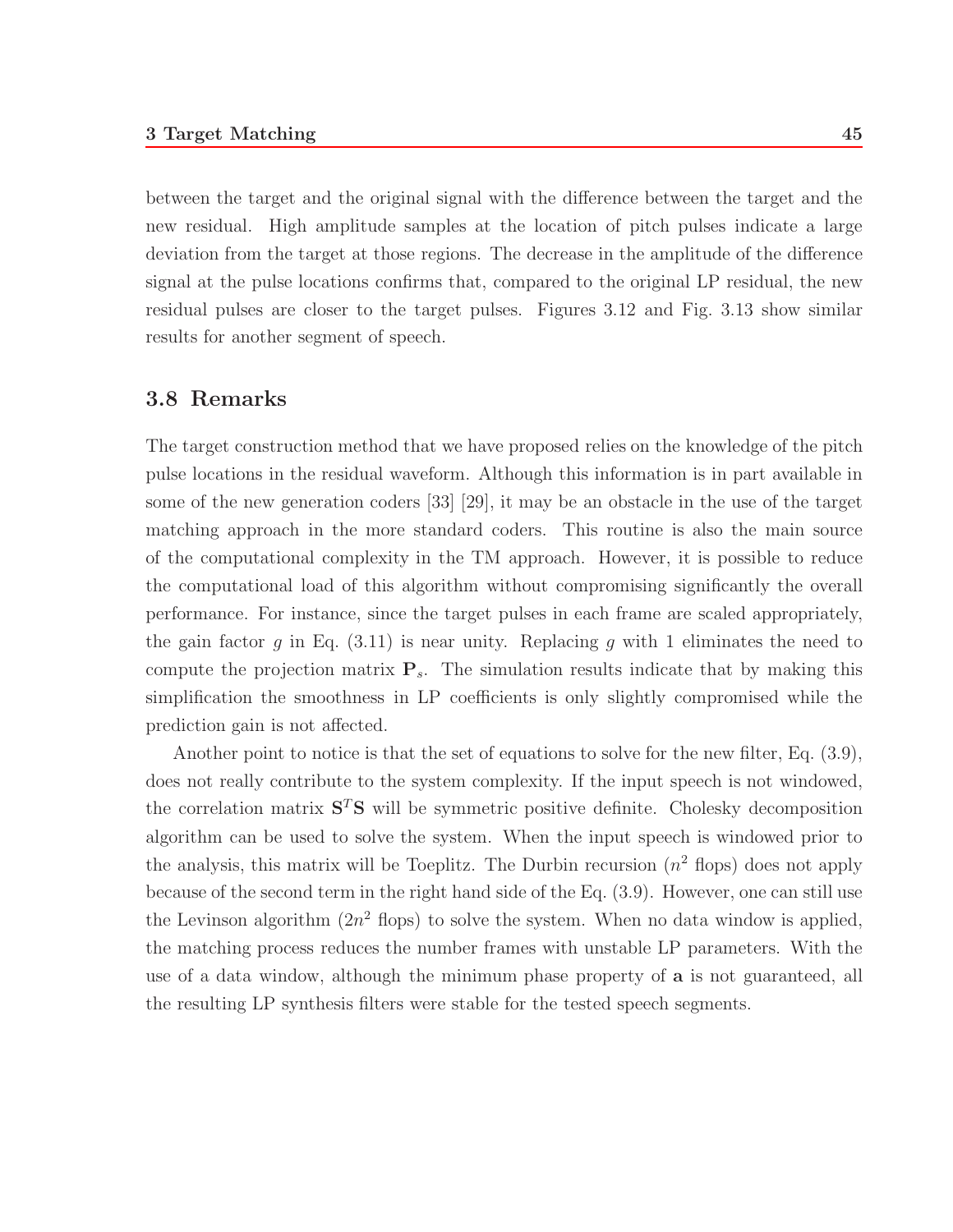between the target and the original signal with the difference between the target and the new residual. High amplitude samples at the location of pitch pulses indicate a large deviation from the target at those regions. The decrease in the amplitude of the difference signal at the pulse locations confirms that, compared to the original LP residual, the new residual pulses are closer to the target pulses. Figures 3.12 and Fig. 3.13 show similar results for another segment of speech.

## 3.8 Remarks

The target construction method that we have proposed relies on the knowledge of the pitch pulse locations in the residual waveform. Although this information is in part available in some of the new generation coders [33] [29], it may be an obstacle in the use of the target matching approach in the more standard coders. This routine is also the main source of the computational complexity in the TM approach. However, it is possible to reduce the computational load of this algorithm without compromising significantly the overall performance. For instance, since the target pulses in each frame are scaled appropriately, the gain factor $g$ in Eq. (3.11) is near unity. Replacing $g$ with 1 eliminates the need to compute the projection matrix $\mathbf{P}_s$. The simulation results indicate that by making this simplification the smoothness in LP coefficients is only slightly compromised while the prediction gain is not affected.

Another point to notice is that the set of equations to solve for the new filter, Eq. (3.9), does not really contribute to the system complexity. If the input speech is not windowed, the correlation matrix $\mathbf{S}^T\mathbf{S}$ will be symmetric positive definite. Cholesky decomposition algorithm can be used to solve the system. When the input speech is windowed prior to the analysis, this matrix will be Toeplitz. The Durbin recursion ($n^2$ flops) does not apply because of the second term in the right hand side of the Eq. (3.9). However, one can still use the Levinson algorithm ($2n^2$ flops) to solve the system. When no data window is applied, the matching process reduces the number frames with unstable LP parameters. With the use of a data window, although the minimum phase property of $\mathbf{a}$ is not guaranteed, all the resulting LP synthesis filters were stable for the tested speech segments.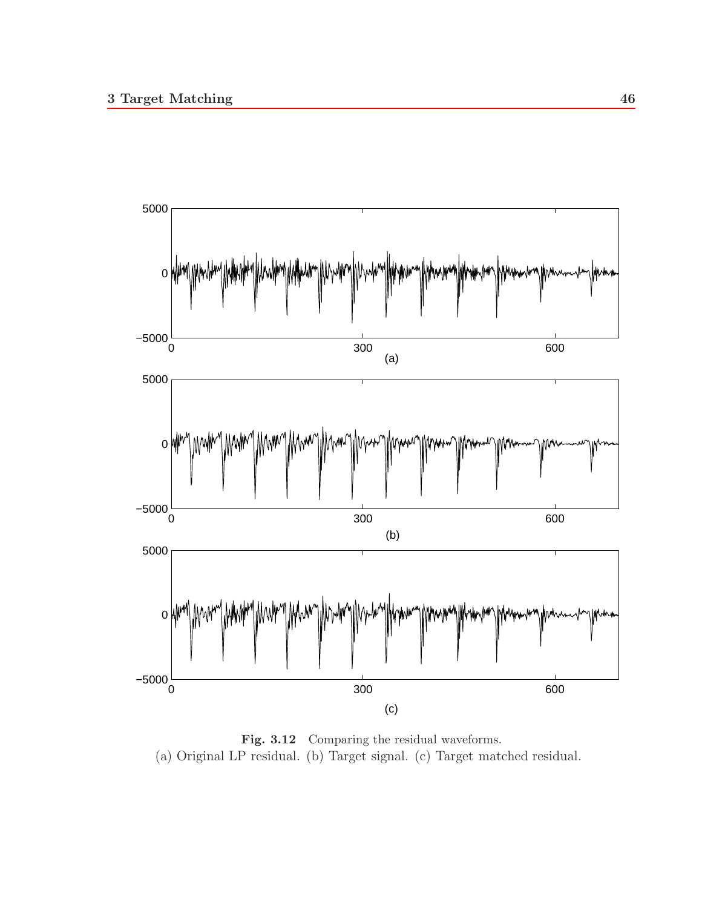**Fig. 3.12** Comparing the residual waveforms.
(a) Original LP residual. (b) Target signal. (c) Target matched residual.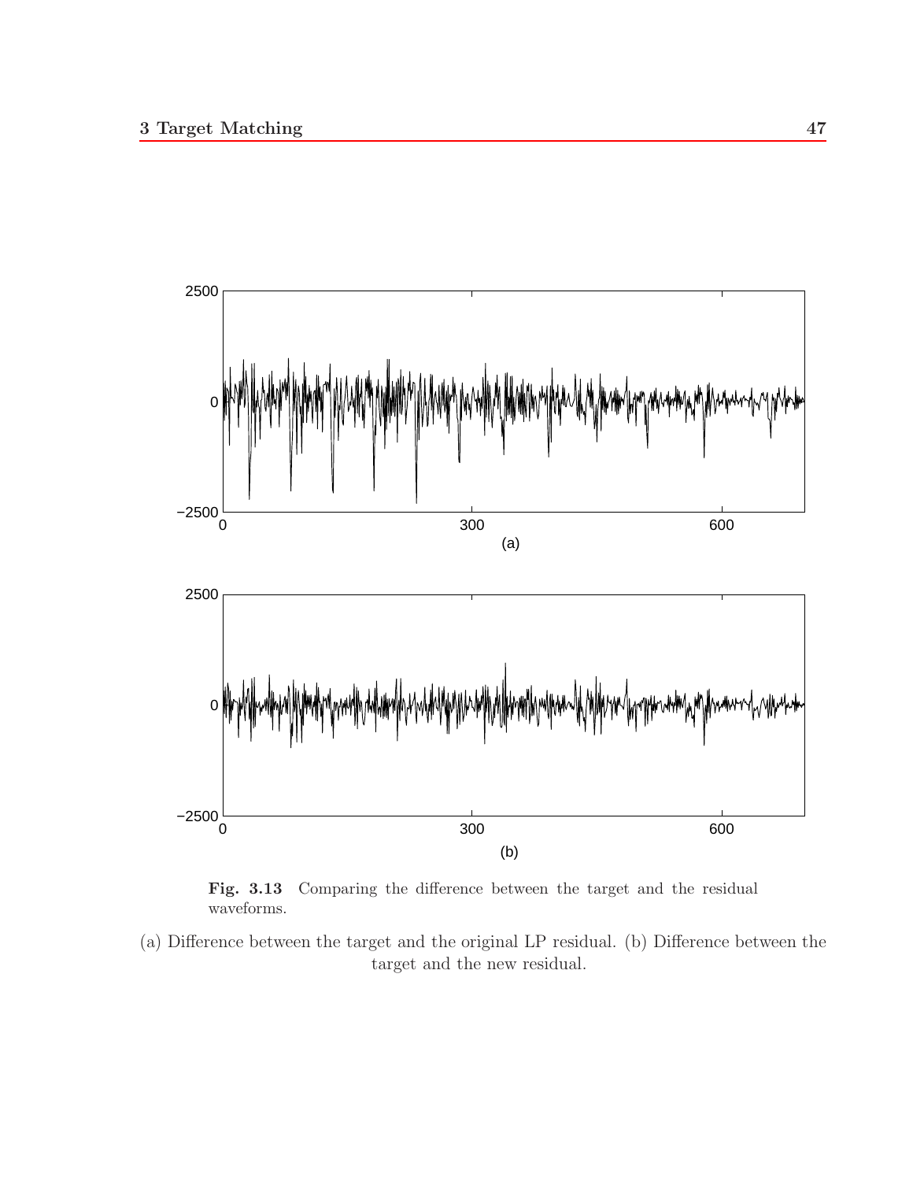**Fig. 3.13** Comparing the difference between the target and the residual waveforms.

(a) Difference between the target and the original LP residual. (b) Difference between the target and the new residual.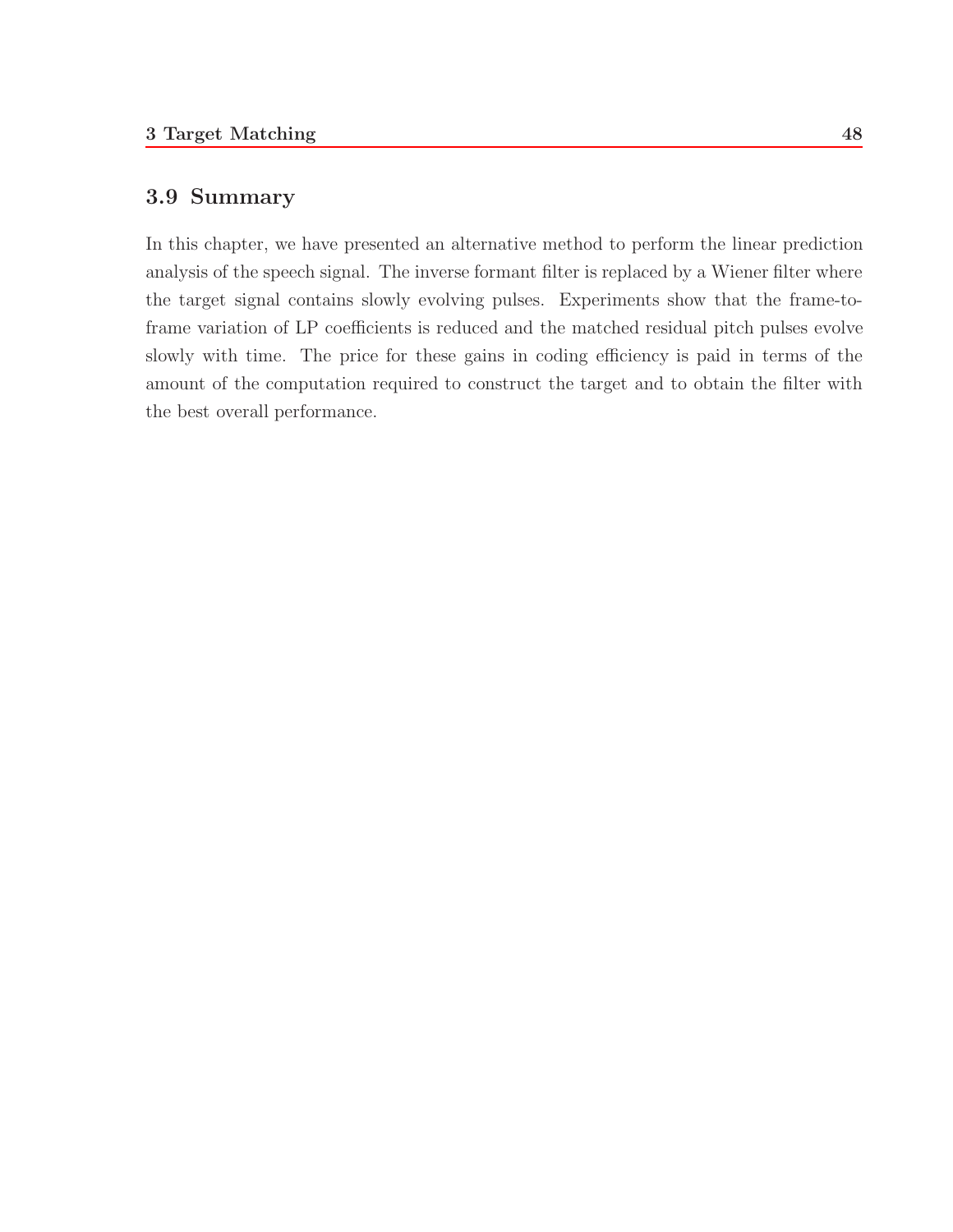## 3.9 Summary

In this chapter, we have presented an alternative method to perform the linear prediction analysis of the speech signal. The inverse formant filter is replaced by a Wiener filter where the target signal contains slowly evolving pulses. Experiments show that the frame-to-frame variation of LP coefficients is reduced and the matched residual pitch pulses evolve slowly with time. The price for these gains in coding efficiency is paid in terms of the amount of the computation required to construct the target and to obtain the filter with the best overall performance.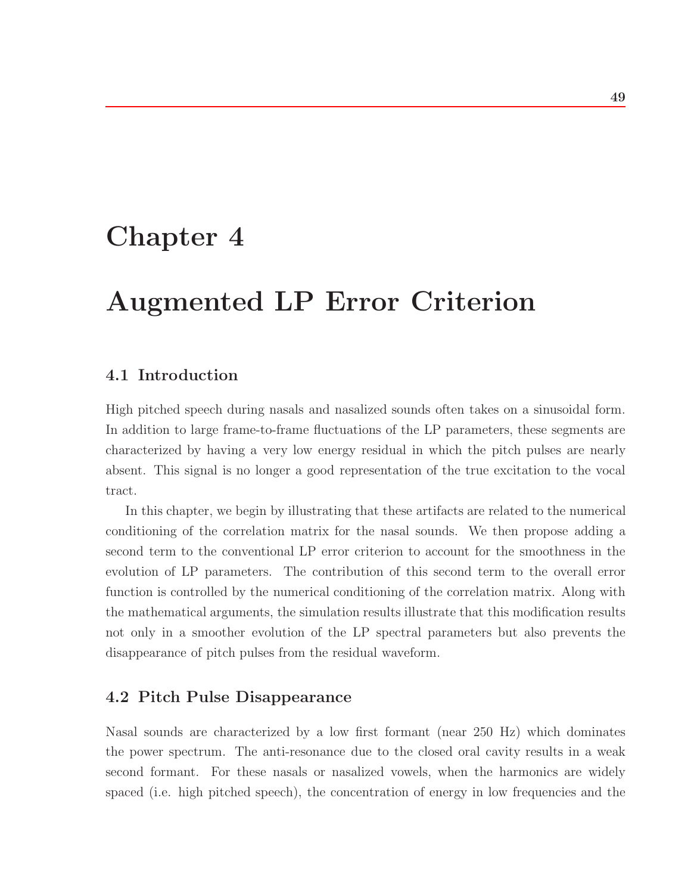# Chapter 4

# Augmented LP Error Criterion

## 4.1 Introduction

High pitched speech during nasals and nasalized sounds often takes on a sinusoidal form. In addition to large frame-to-frame fluctuations of the LP parameters, these segments are characterized by having a very low energy residual in which the pitch pulses are nearly absent. This signal is no longer a good representation of the true excitation to the vocal tract.

In this chapter, we begin by illustrating that these artifacts are related to the numerical conditioning of the correlation matrix for the nasal sounds. We then propose adding a second term to the conventional LP error criterion to account for the smoothness in the evolution of LP parameters. The contribution of this second term to the overall error function is controlled by the numerical conditioning of the correlation matrix. Along with the mathematical arguments, the simulation results illustrate that this modification results not only in a smoother evolution of the LP spectral parameters but also prevents the disappearance of pitch pulses from the residual waveform.

## 4.2 Pitch Pulse Disappearance

Nasal sounds are characterized by a low first formant (near 250 Hz) which dominates the power spectrum. The anti-resonance due to the closed oral cavity results in a weak second formant. For these nasals or nasalized vowels, when the harmonics are widely spaced (i.e. high pitched speech), the concentration of energy in low frequencies and the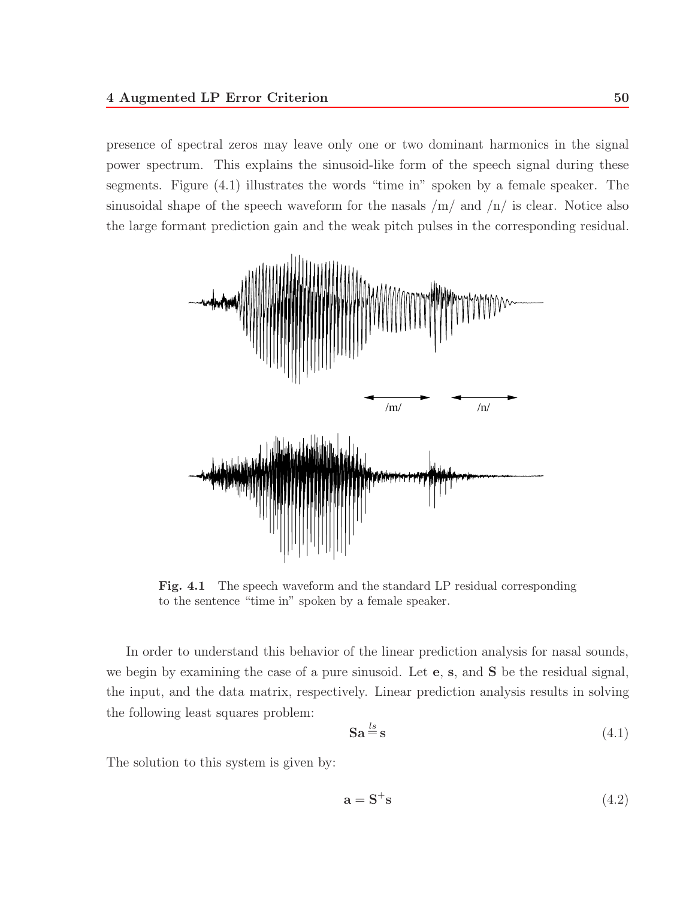presence of spectral zeros may leave only one or two dominant harmonics in the signal power spectrum. This explains the sinusoid-like form of the speech signal during these segments. Figure (4.1) illustrates the words "time in" spoken by a female speaker. The sinusoidal shape of the speech waveform for the nasals /m/ and /n/ is clear. Notice also the large formant prediction gain and the weak pitch pulses in the corresponding residual.

**Fig. 4.1** The speech waveform and the standard LP residual corresponding to the sentence "time in" spoken by a female speaker.

In order to understand this behavior of the linear prediction analysis for nasal sounds, we begin by examining the case of a pure sinusoid. Let $\mathbf{e}$, $\mathbf{s}$, and $\mathbf{S}$ be the residual signal, the input, and the data matrix, respectively. Linear prediction analysis results in solving the following least squares problem:

$$\mathbf{S}\mathbf{a} \overset{ls}{=} \mathbf{s} \tag{4.1}$$

The solution to this system is given by:

$$\mathbf{a} = \mathbf{S}^{+}\mathbf{s} \tag{4.2}$$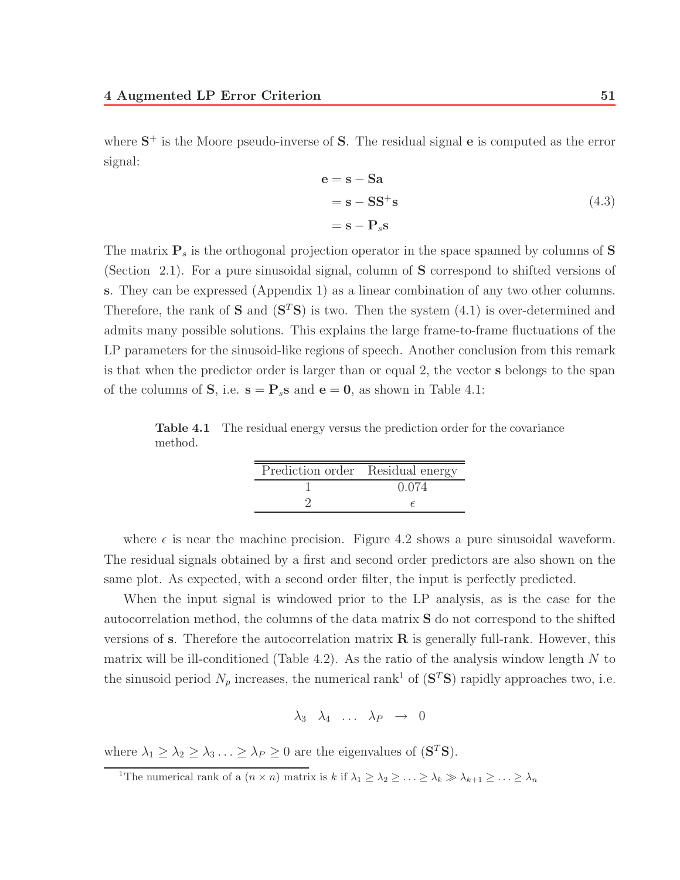where $\mathbf{S}^+$ is the Moore pseudo-inverse of $\mathbf{S}$. The residual signal $\mathbf{e}$ is computed as the error signal:

$$
\begin{aligned}
\mathbf{e} &= \mathbf{s} - \mathbf{S}\mathbf{a} \\
&= \mathbf{s} - \mathbf{S}\mathbf{S}^+\mathbf{s} \\
&= \mathbf{s} - \mathbf{P}_s\mathbf{s}
\end{aligned}
\tag{4.3}
$$

The matrix $\mathbf{P}_s$ is the orthogonal projection operator in the space spanned by columns of $\mathbf{S}$ (Section 2.1). For a pure sinusoidal signal, column of $\mathbf{S}$ correspond to shifted versions of $\mathbf{s}$. They can be expressed (Appendix 1) as a linear combination of any two other columns. Therefore, the rank of $\mathbf{S}$ and $(\mathbf{S}^T\mathbf{S})$ is two. Then the system (4.1) is over-determined and admits many possible solutions. This explains the large frame-to-frame fluctuations of the LP parameters for the sinusoid-like regions of speech. Another conclusion from this remark is that when the predictor order is larger than or equal 2, the vector $\mathbf{s}$ belongs to the span of the columns of $\mathbf{S}$, i.e. $\mathbf{s} = \mathbf{P}_s\mathbf{s}$ and $\mathbf{e} = \mathbf{0}$, as shown in Table 4.1:

**Table 4.1** The residual energy versus the prediction order for the covariance method.

| Prediction order | Residual energy |
|---|---|
| 1 | 0.074 |
| 2 | $\epsilon$ |

where $\epsilon$ is near the machine precision. Figure 4.2 shows a pure sinusoidal waveform. The residual signals obtained by a first and second order predictors are also shown on the same plot. As expected, with a second order filter, the input is perfectly predicted.

When the input signal is windowed prior to the LP analysis, as is the case for the autocorrelation method, the columns of the data matrix $\mathbf{S}$ do not correspond to the shifted versions of $\mathbf{s}$. Therefore the autocorrelation matrix $\mathbf{R}$ is generally full-rank. However, this matrix will be ill-conditioned (Table 4.2). As the ratio of the analysis window length $N$ to the sinusoid period $N_p$ increases, the numerical rank[1] of $(\mathbf{S}^T\mathbf{S})$ rapidly approaches two, i.e.

$$
\lambda_3 \quad \lambda_4 \quad \dots \quad \lambda_P \quad \rightarrow \quad 0
$$

where $\lambda_1 \geq \lambda_2 \geq \lambda_3 \ldots \geq \lambda_P \geq 0$ are the eigenvalues of $(\mathbf{S}^T\mathbf{S})$.

[1] The numerical rank of a $(n \times n)$ matrix is $k$ if $\lambda_1 \geq \lambda_2 \geq \ldots \geq \lambda_k \gg \lambda_{k+1} \geq \ldots \geq \lambda_n$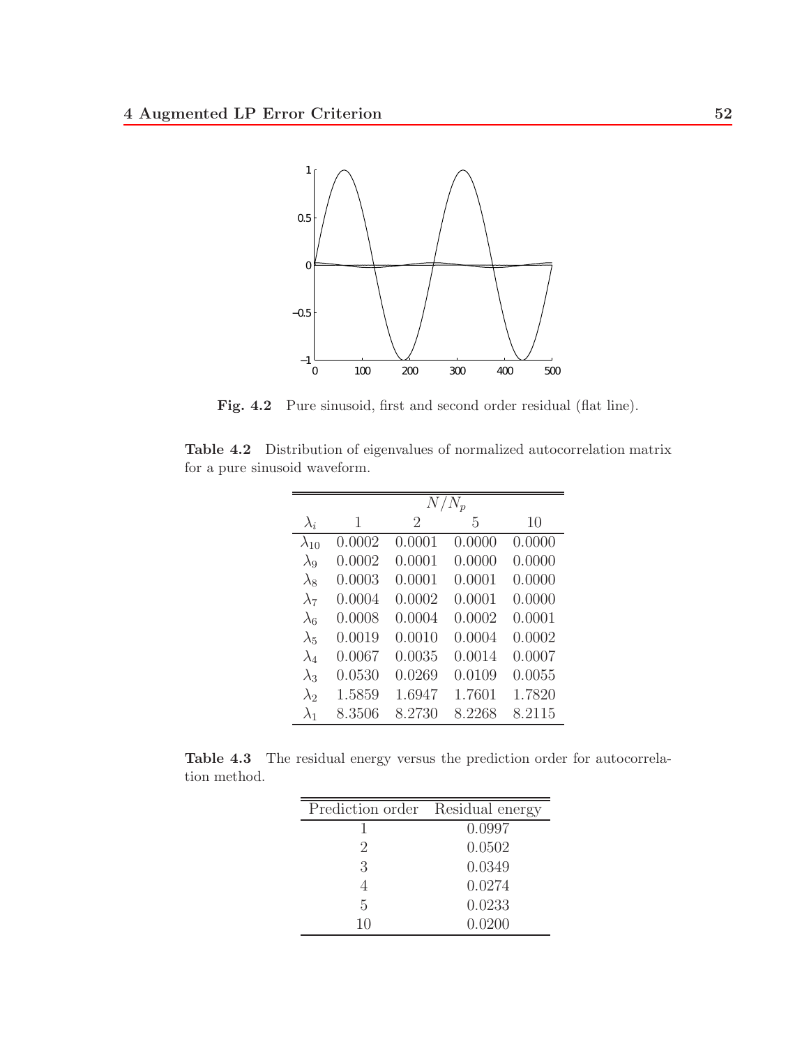**Fig. 4.2** Pure sinusoid, first and second order residual (flat line).

**Table 4.2** Distribution of eigenvalues of normalized autocorrelation matrix for a pure sinusoid waveform.

| | $N/N_p$ | | | |
|---|---|---|---|---|
| $\lambda_i$ | 1 | 2 | 5 | 10 |
| $\lambda_{10}$ | 0.0002 | 0.0001 | 0.0000 | 0.0000 |
| $\lambda_9$ | 0.0002 | 0.0001 | 0.0000 | 0.0000 |
| $\lambda_8$ | 0.0003 | 0.0001 | 0.0001 | 0.0000 |
| $\lambda_7$ | 0.0004 | 0.0002 | 0.0001 | 0.0000 |
| $\lambda_6$ | 0.0008 | 0.0004 | 0.0002 | 0.0001 |
| $\lambda_5$ | 0.0019 | 0.0010 | 0.0004 | 0.0002 |
| $\lambda_4$ | 0.0067 | 0.0035 | 0.0014 | 0.0007 |
| $\lambda_3$ | 0.0530 | 0.0269 | 0.0109 | 0.0055 |
| $\lambda_2$ | 1.5859 | 1.6947 | 1.7601 | 1.7820 |
| $\lambda_1$ | 8.3506 | 8.2730 | 8.2268 | 8.2115 |

**Table 4.3** The residual energy versus the prediction order for autocorrelation method.

| Prediction order | Residual energy |
|---|---|
| 1 | 0.0997 |
| 2 | 0.0502 |
| 3 | 0.0349 |
| 4 | 0.0274 |
| 5 | 0.0233 |
| 10 | 0.0200 |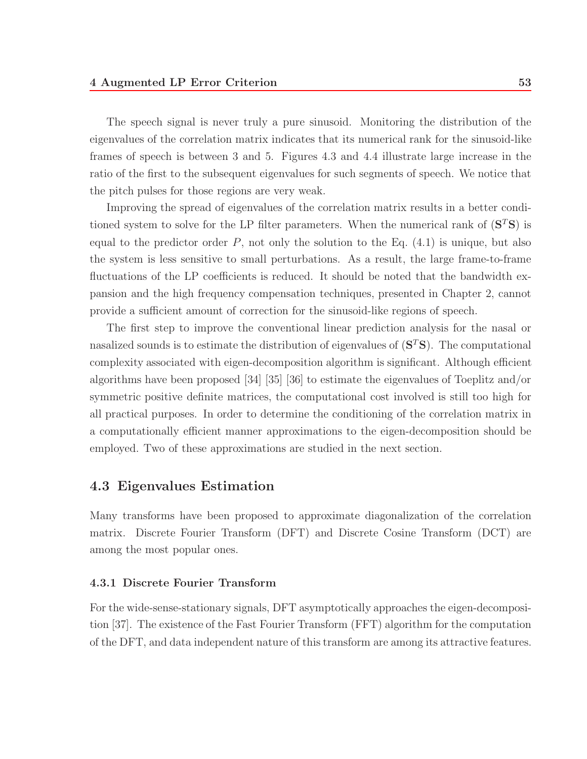The speech signal is never truly a pure sinusoid. Monitoring the distribution of the eigenvalues of the correlation matrix indicates that its numerical rank for the sinusoid-like frames of speech is between 3 and 5. Figures 4.3 and 4.4 illustrate large increase in the ratio of the first to the subsequent eigenvalues for such segments of speech. We notice that the pitch pulses for those regions are very weak.

Improving the spread of eigenvalues of the correlation matrix results in a better conditioned system to solve for the LP filter parameters. When the numerical rank of $(\mathbf{S}^T\mathbf{S})$ is equal to the predictor order $P$, not only the solution to the Eq. (4.1) is unique, but also the system is less sensitive to small perturbations. As a result, the large frame-to-frame fluctuations of the LP coefficients is reduced. It should be noted that the bandwidth expansion and the high frequency compensation techniques, presented in Chapter 2, cannot provide a sufficient amount of correction for the sinusoid-like regions of speech.

The first step to improve the conventional linear prediction analysis for the nasal or nasalized sounds is to estimate the distribution of eigenvalues of $(\mathbf{S}^T\mathbf{S})$. The computational complexity associated with eigen-decomposition algorithm is significant. Although efficient algorithms have been proposed [34] [35] [36] to estimate the eigenvalues of Toeplitz and/or symmetric positive definite matrices, the computational cost involved is still too high for all practical purposes. In order to determine the conditioning of the correlation matrix in a computationally efficient manner approximations to the eigen-decomposition should be employed. Two of these approximations are studied in the next section.

## 4.3 Eigenvalues Estimation

Many transforms have been proposed to approximate diagonalization of the correlation matrix. Discrete Fourier Transform (DFT) and Discrete Cosine Transform (DCT) are among the most popular ones.

### 4.3.1 Discrete Fourier Transform

For the wide-sense-stationary signals, DFT asymptotically approaches the eigen-decomposition [37]. The existence of the Fast Fourier Transform (FFT) algorithm for the computation of the DFT, and data independent nature of this transform are among its attractive features.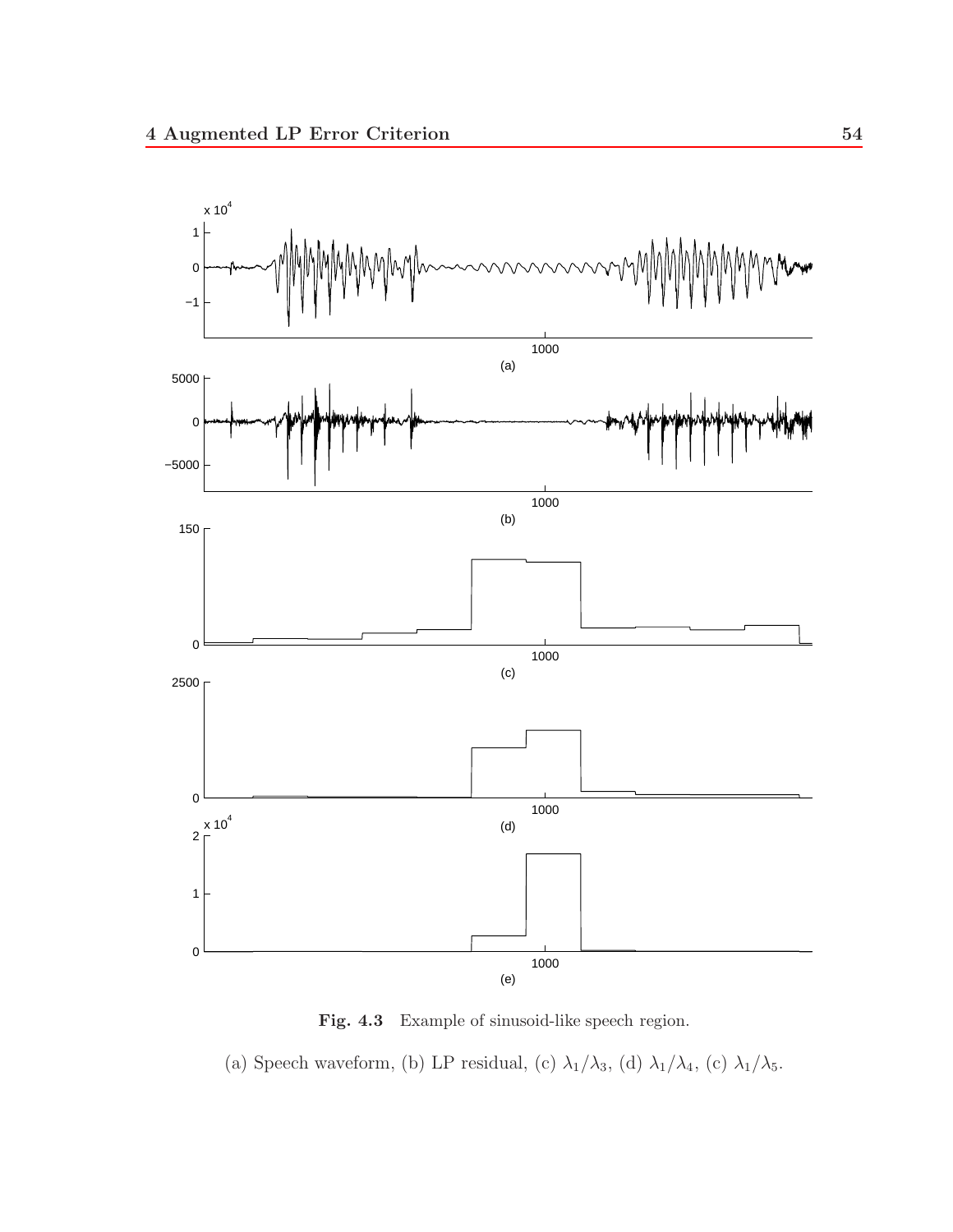**Fig. 4.3** Example of sinusoid-like speech region.

(a) Speech waveform, (b) LP residual, (c) $\lambda_1/\lambda_3$, (d) $\lambda_1/\lambda_4$, (c) $\lambda_1/\lambda_5$.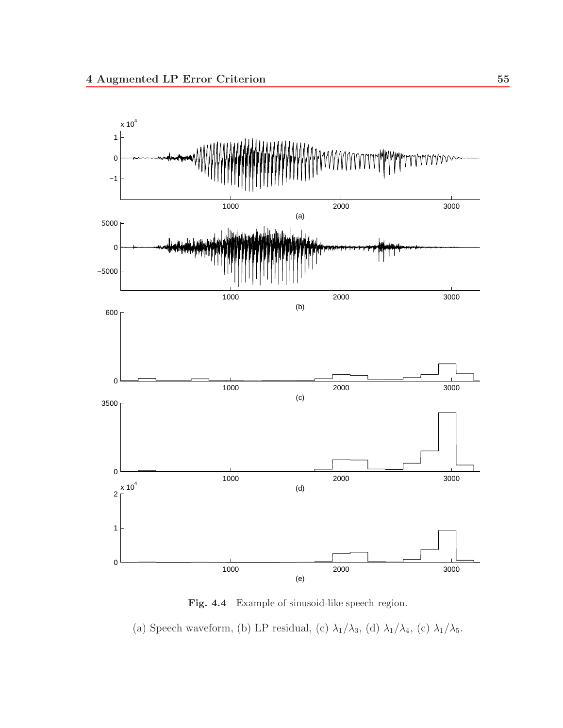**Fig. 4.4** Example of sinusoid-like speech region.

(a) Speech waveform, (b) LP residual, (c) $\lambda_1/\lambda_3$, (d) $\lambda_1/\lambda_4$, (c) $\lambda_1/\lambda_5$.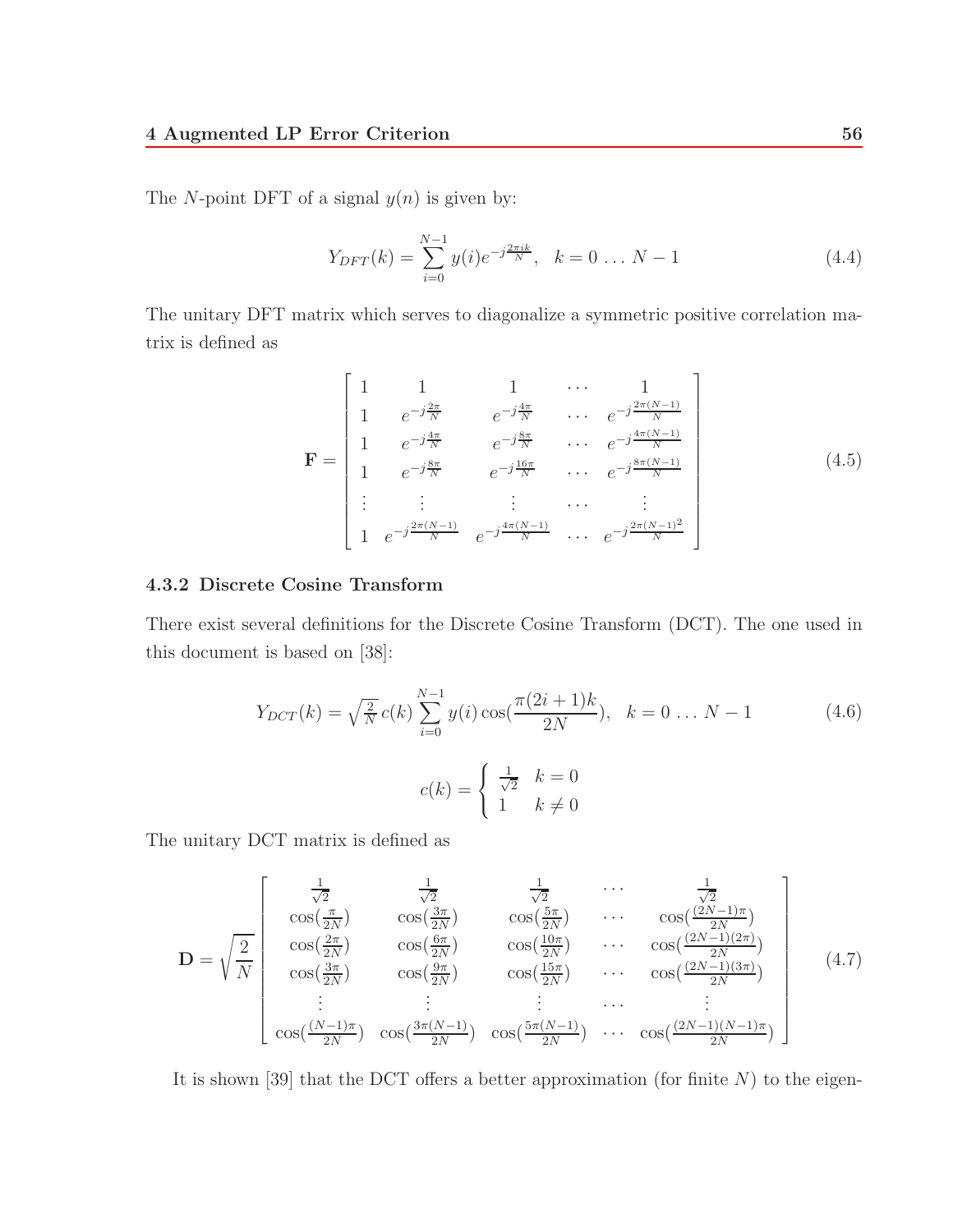The $N$-point DFT of a signal $y(n)$ is given by:

$$Y_{DFT}(k) = \sum_{i=0}^{N-1} y(i) e^{-j\frac{2\pi i k}{N}}, \quad k = 0 \ldots N-1 \tag{4.4}$$

The unitary DFT matrix which serves to diagonalize a symmetric positive correlation matrix is defined as

$$\mathbf{F} = \begin{bmatrix} 1 & 1 & 1 & \cdots & 1 \\ 1 & e^{-j\frac{2\pi}{N}} & e^{-j\frac{4\pi}{N}} & \cdots & e^{-j\frac{2\pi(N-1)}{N}} \\ 1 & e^{-j\frac{4\pi}{N}} & e^{-j\frac{8\pi}{N}} & \cdots & e^{-j\frac{4\pi(N-1)}{N}} \\ 1 & e^{-j\frac{8\pi}{N}} & e^{-j\frac{16\pi}{N}} & \cdots & e^{-j\frac{8\pi(N-1)}{N}} \\ \vdots & \vdots & \vdots & \cdots & \vdots \\ 1 & e^{-j\frac{2\pi(N-1)}{N}} & e^{-j\frac{4\pi(N-1)}{N}} & \cdots & e^{-j\frac{2\pi(N-1)^2}{N}} \end{bmatrix} \tag{4.5}$$

### 4.3.2 Discrete Cosine Transform

There exist several definitions for the Discrete Cosine Transform (DCT). The one used in this document is based on [38]:

$$Y_{DCT}(k) = \sqrt{\tfrac{2}{N}}\, c(k) \sum_{i=0}^{N-1} y(i) \cos\left(\frac{\pi(2i+1)k}{2N}\right), \quad k = 0 \ldots N-1 \tag{4.6}$$

$$c(k) = \begin{cases} \frac{1}{\sqrt{2}} & k = 0 \\ 1 & k \neq 0 \end{cases}$$

The unitary DCT matrix is defined as

$$\mathbf{D} = \sqrt{\frac{2}{N}} \begin{bmatrix} \frac{1}{\sqrt{2}} & \frac{1}{\sqrt{2}} & \frac{1}{\sqrt{2}} & \cdots & \frac{1}{\sqrt{2}} \\ \cos(\frac{\pi}{2N}) & \cos(\frac{3\pi}{2N}) & \cos(\frac{5\pi}{2N}) & \cdots & \cos(\frac{(2N-1)\pi}{2N}) \\ \cos(\frac{2\pi}{2N}) & \cos(\frac{6\pi}{2N}) & \cos(\frac{10\pi}{2N}) & \cdots & \cos(\frac{(2N-1)(2\pi)}{2N}) \\ \cos(\frac{3\pi}{2N}) & \cos(\frac{9\pi}{2N}) & \cos(\frac{15\pi}{2N}) & \cdots & \cos(\frac{(2N-1)(3\pi)}{2N}) \\ \vdots & \vdots & \vdots & \cdots & \vdots \\ \cos(\frac{(N-1)\pi}{2N}) & \cos(\frac{3\pi(N-1)}{2N}) & \cos(\frac{5\pi(N-1)}{2N}) & \cdots & \cos(\frac{(2N-1)(N-1)\pi}{2N}) \end{bmatrix} \tag{4.7}$$

It is shown [39] that the DCT offers a better approximation (for finite $N$) to the eigen-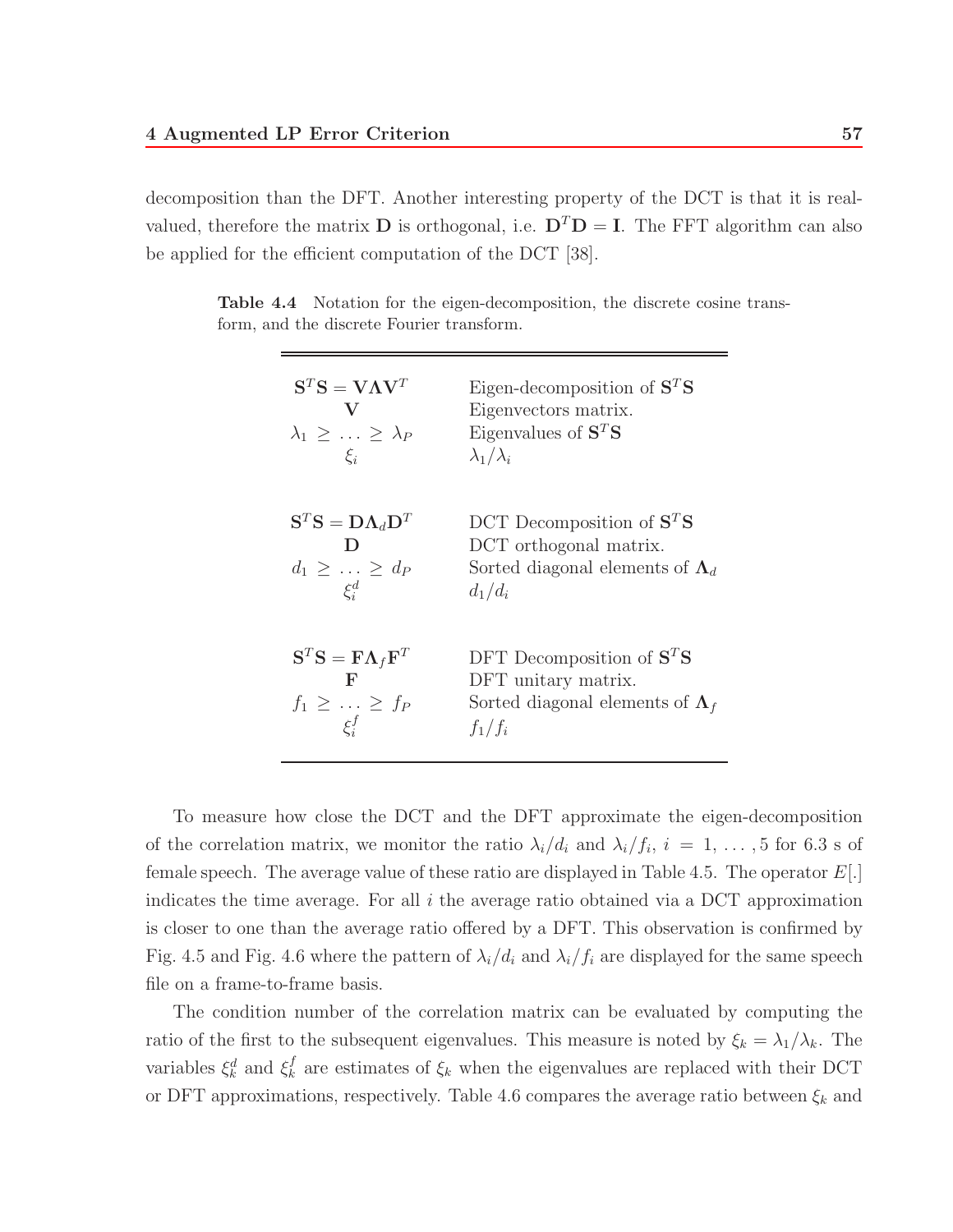decomposition than the DFT. Another interesting property of the DCT is that it is real-valued, therefore the matrix $\mathbf{D}$ is orthogonal, i.e. $\mathbf{D}^T\mathbf{D} = \mathbf{I}$. The FFT algorithm can also be applied for the efficient computation of the DCT [38].

**Table 4.4** Notation for the eigen-decomposition, the discrete cosine transform, and the discrete Fourier transform.

| | |
|---|---|
| $\mathbf{S}^T\mathbf{S} = \mathbf{V}\mathbf{\Lambda}\mathbf{V}^T$ | Eigen-decomposition of $\mathbf{S}^T\mathbf{S}$ |
| $\mathbf{V}$ | Eigenvectors matrix. |
| $\lambda_1 \geq \ldots \geq \lambda_P$ | Eigenvalues of $\mathbf{S}^T\mathbf{S}$ |
| $\xi_i$ | $\lambda_1/\lambda_i$ |
| $\mathbf{S}^T\mathbf{S} = \mathbf{D}\mathbf{\Lambda}_d\mathbf{D}^T$ | DCT Decomposition of $\mathbf{S}^T\mathbf{S}$ |
| $\mathbf{D}$ | DCT orthogonal matrix. |
| $d_1 \geq \ldots \geq d_P$ | Sorted diagonal elements of $\mathbf{\Lambda}_d$ |
| $\xi_i^d$ | $d_1/d_i$ |
| $\mathbf{S}^T\mathbf{S} = \mathbf{F}\mathbf{\Lambda}_f\mathbf{F}^T$ | DFT Decomposition of $\mathbf{S}^T\mathbf{S}$ |
| $\mathbf{F}$ | DFT unitary matrix. |
| $f_1 \geq \ldots \geq f_P$ | Sorted diagonal elements of $\mathbf{\Lambda}_f$ |
| $\xi_i^f$ | $f_1/f_i$ |

To measure how close the DCT and the DFT approximate the eigen-decomposition of the correlation matrix, we monitor the ratio $\lambda_i/d_i$ and $\lambda_i/f_i$, $i = 1, \ldots, 5$ for 6.3 s of female speech. The average value of these ratio are displayed in Table 4.5. The operator $E[.]$ indicates the time average. For all $i$ the average ratio obtained via a DCT approximation is closer to one than the average ratio offered by a DFT. This observation is confirmed by Fig. 4.5 and Fig. 4.6 where the pattern of $\lambda_i/d_i$ and $\lambda_i/f_i$ are displayed for the same speech file on a frame-to-frame basis.

The condition number of the correlation matrix can be evaluated by computing the ratio of the first to the subsequent eigenvalues. This measure is noted by $\xi_k = \lambda_1/\lambda_k$. The variables $\xi_k^d$ and $\xi_k^f$ are estimates of $\xi_k$ when the eigenvalues are replaced with their DCT or DFT approximations, respectively. Table 4.6 compares the average ratio between $\xi_k$ and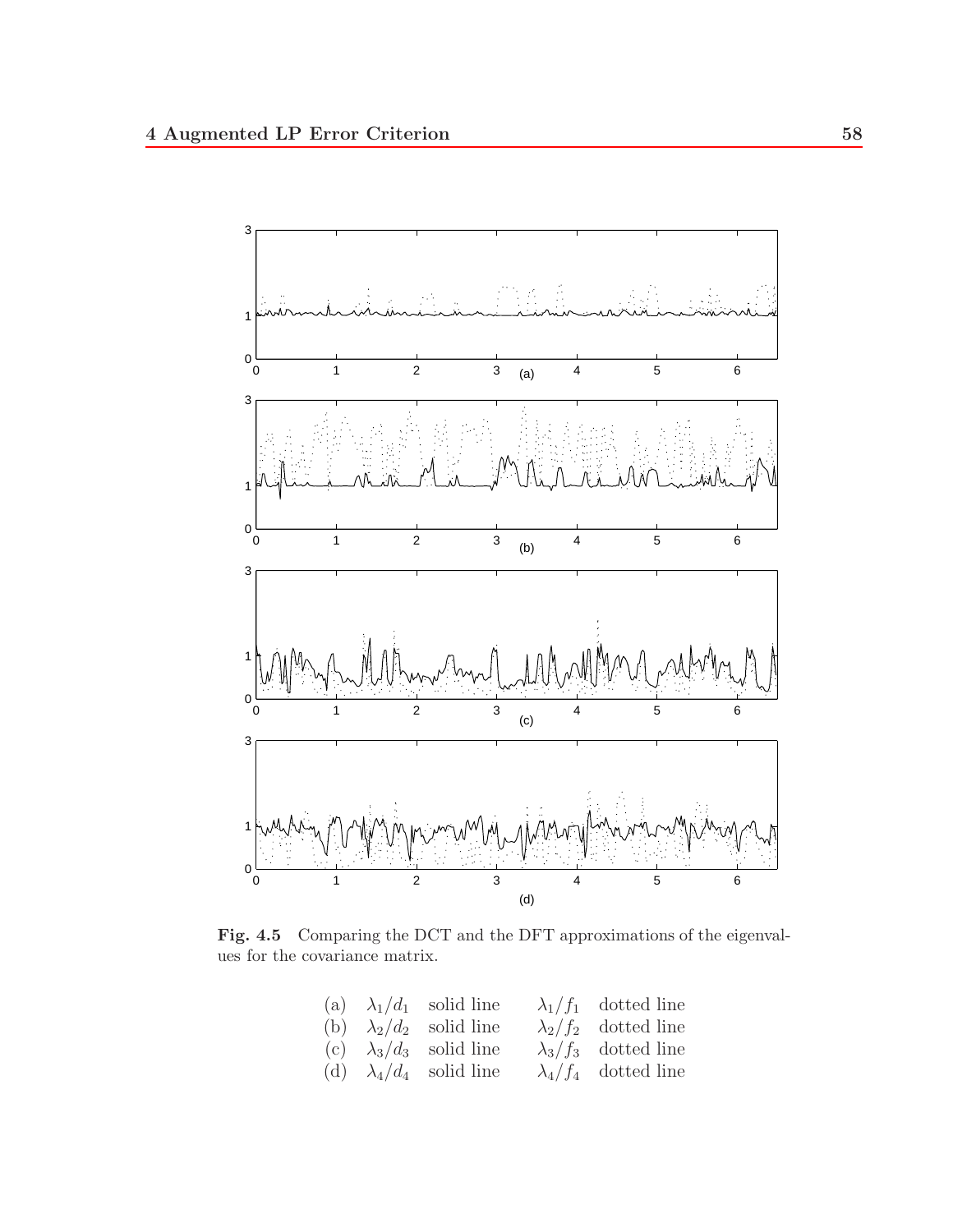**Fig. 4.5** Comparing the DCT and the DFT approximations of the eigenvalues for the covariance matrix.

|  |  |  |  |  |
|---|---|---|---|---|
| (a) | $\lambda_1/d_1$ | solid line | $\lambda_1/f_1$ | dotted line |
| (b) | $\lambda_2/d_2$ | solid line | $\lambda_2/f_2$ | dotted line |
| (c) | $\lambda_3/d_3$ | solid line | $\lambda_3/f_3$ | dotted line |
| (d) | $\lambda_4/d_4$ | solid line | $\lambda_4/f_4$ | dotted line |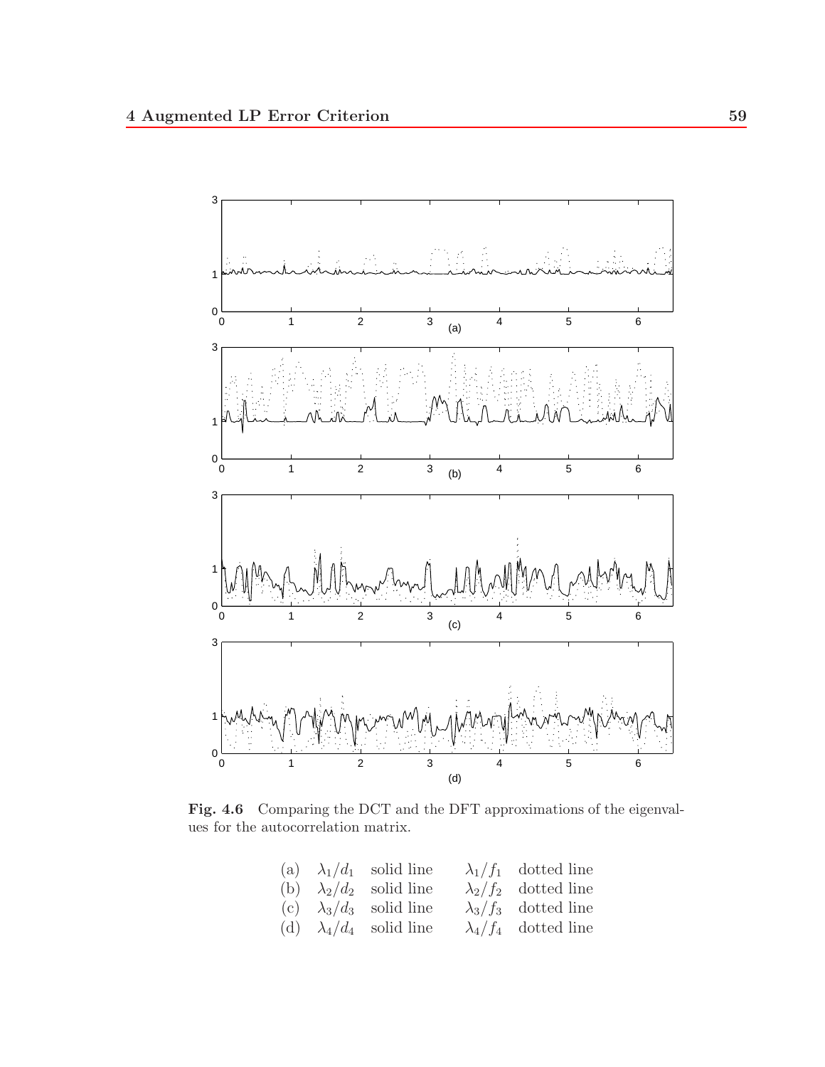**Fig. 4.6** Comparing the DCT and the DFT approximations of the eigenvalues for the autocorrelation matrix.

| | | | | |
|---|---|---|---|---|
| (a) | $\lambda_1/d_1$ | solid line | $\lambda_1/f_1$ | dotted line |
| (b) | $\lambda_2/d_2$ | solid line | $\lambda_2/f_2$ | dotted line |
| (c) | $\lambda_3/d_3$ | solid line | $\lambda_3/f_3$ | dotted line |
| (d) | $\lambda_4/d_4$ | solid line | $\lambda_4/f_4$ | dotted line |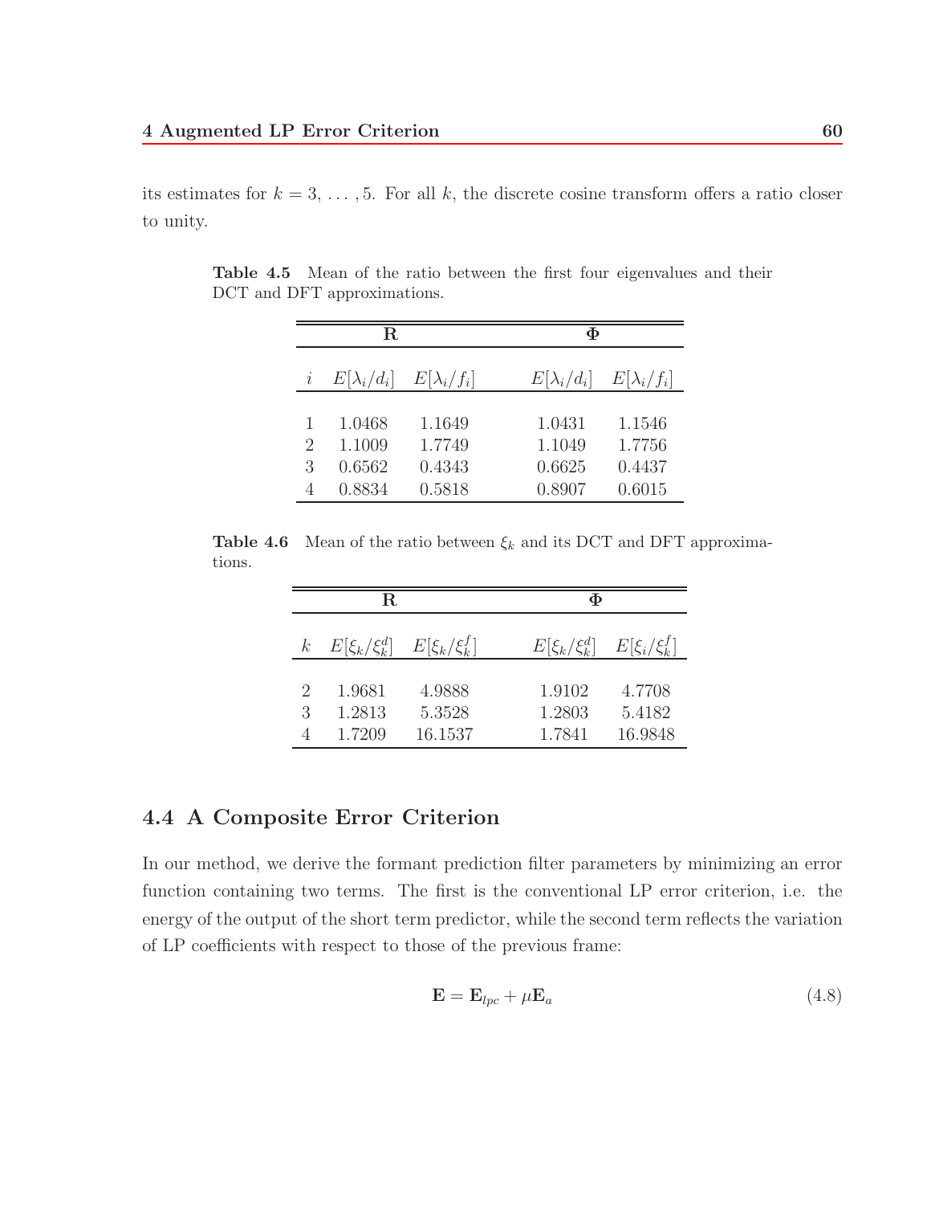its estimates for $k = 3, \ldots, 5$. For all $k$, the discrete cosine transform offers a ratio closer to unity.

**Table 4.5** Mean of the ratio between the first four eigenvalues and their DCT and DFT approximations.

| | $\mathbf{R}$ | | $\mathbf{\Phi}$ | |
|---|---|---|---|---|
| $i$ | $E[\lambda_i/d_i]$ | $E[\lambda_i/f_i]$ | $E[\lambda_i/d_i]$ | $E[\lambda_i/f_i]$ |
| 1 | 1.0468 | 1.1649 | 1.0431 | 1.1546 |
| 2 | 1.1009 | 1.7749 | 1.1049 | 1.7756 |
| 3 | 0.6562 | 0.4343 | 0.6625 | 0.4437 |
| 4 | 0.8834 | 0.5818 | 0.8907 | 0.6015 |

**Table 4.6** Mean of the ratio between $\xi_k$ and its DCT and DFT approximations.

| | $\mathbf{R}$ | | $\mathbf{\Phi}$ | |
|---|---|---|---|---|
| $k$ | $E[\xi_k/\xi_k^d]$ | $E[\xi_k/\xi_k^f]$ | $E[\xi_k/\xi_k^d]$ | $E[\xi_i/\xi_k^f]$ |
| 2 | 1.9681 | 4.9888 | 1.9102 | 4.7708 |
| 3 | 1.2813 | 5.3528 | 1.2803 | 5.4182 |
| 4 | 1.7209 | 16.1537 | 1.7841 | 16.9848 |

## 4.4 A Composite Error Criterion

In our method, we derive the formant prediction filter parameters by minimizing an error function containing two terms. The first is the conventional LP error criterion, i.e. the energy of the output of the short term predictor, while the second term reflects the variation of LP coefficients with respect to those of the previous frame:

$$\mathbf{E} = \mathbf{E}_{lpc} + \mu \mathbf{E}_a \tag{4.8}$$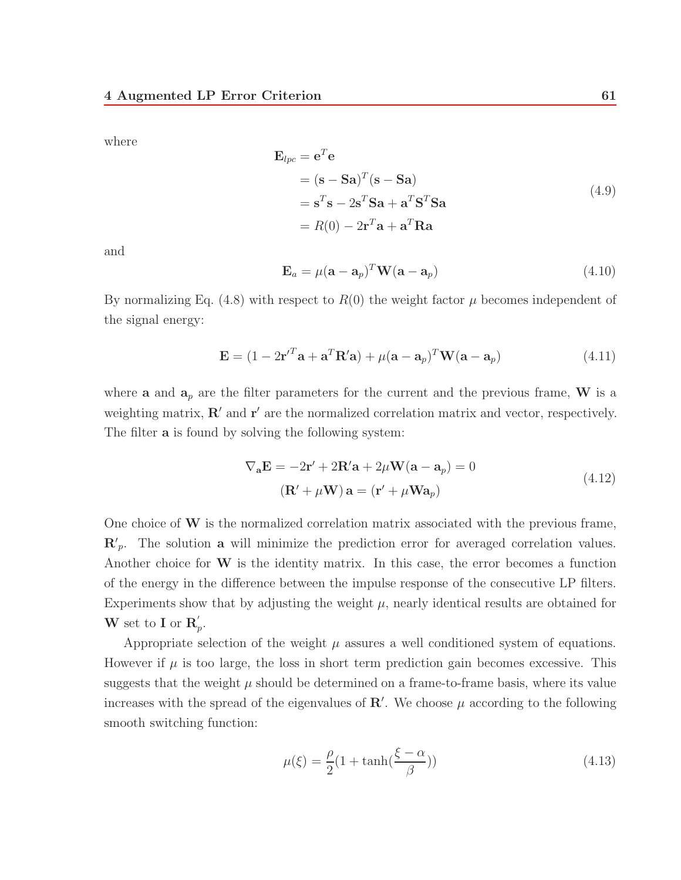where

$$
\begin{aligned}
\mathbf{E}_{lpc} &= \mathbf{e}^T\mathbf{e} \\
&= (\mathbf{s} - \mathbf{S}\mathbf{a})^T(\mathbf{s} - \mathbf{S}\mathbf{a}) \\
&= \mathbf{s}^T\mathbf{s} - 2\mathbf{s}^T\mathbf{S}\mathbf{a} + \mathbf{a}^T\mathbf{S}^T\mathbf{S}\mathbf{a} \\
&= R(0) - 2\mathbf{r}^T\mathbf{a} + \mathbf{a}^T\mathbf{R}\mathbf{a}
\end{aligned}
\tag{4.9}
$$

and

$$
\mathbf{E}_a = \mu(\mathbf{a} - \mathbf{a}_p)^T\mathbf{W}(\mathbf{a} - \mathbf{a}_p) \tag{4.10}
$$

By normalizing Eq. (4.8) with respect to $R(0)$ the weight factor $\mu$ becomes independent of the signal energy:

$$
\mathbf{E} = (1 - 2\mathbf{r}'^T\mathbf{a} + \mathbf{a}^T\mathbf{R}'\mathbf{a}) + \mu(\mathbf{a} - \mathbf{a}_p)^T\mathbf{W}(\mathbf{a} - \mathbf{a}_p) \tag{4.11}
$$

where $\mathbf{a}$ and $\mathbf{a}_p$ are the filter parameters for the current and the previous frame, $\mathbf{W}$ is a weighting matrix, $\mathbf{R}'$ and $\mathbf{r}'$ are the normalized correlation matrix and vector, respectively. The filter $\mathbf{a}$ is found by solving the following system:

$$
\begin{aligned}
\nabla_{\mathbf{a}}\mathbf{E} = -2\mathbf{r}' + 2\mathbf{R}'\mathbf{a} + 2\mu\mathbf{W}(\mathbf{a} - \mathbf{a}_p) = 0 \\
(\mathbf{R}' + \mu\mathbf{W})\,\mathbf{a} = (\mathbf{r}' + \mu\mathbf{W}\mathbf{a}_p)
\end{aligned}
\tag{4.12}
$$

One choice of $\mathbf{W}$ is the normalized correlation matrix associated with the previous frame, $\mathbf{R}'_p$. The solution $\mathbf{a}$ will minimize the prediction error for averaged correlation values. Another choice for $\mathbf{W}$ is the identity matrix. In this case, the error becomes a function of the energy in the difference between the impulse response of the consecutive LP filters. Experiments show that by adjusting the weight $\mu$, nearly identical results are obtained for $\mathbf{W}$ set to $\mathbf{I}$ or $\mathbf{R}'_p$.

Appropriate selection of the weight $\mu$ assures a well conditioned system of equations. However if $\mu$ is too large, the loss in short term prediction gain becomes excessive. This suggests that the weight $\mu$ should be determined on a frame-to-frame basis, where its value increases with the spread of the eigenvalues of $\mathbf{R}'$. We choose $\mu$ according to the following smooth switching function:

$$
\mu(\xi) = \frac{\rho}{2}\left(1 + \tanh\left(\frac{\xi - \alpha}{\beta}\right)\right) \tag{4.13}
$$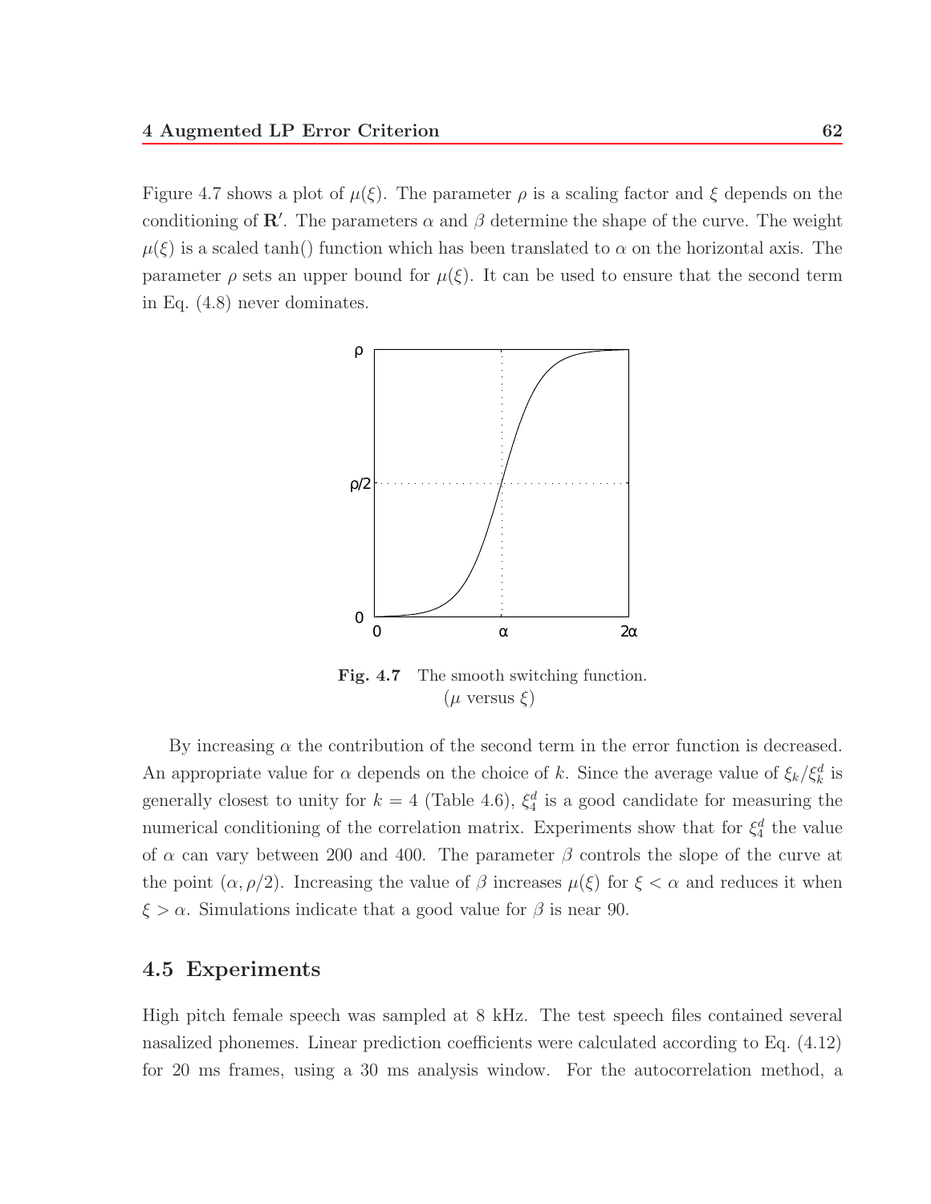Figure 4.7 shows a plot of $\mu(\xi)$. The parameter $\rho$ is a scaling factor and $\xi$ depends on the conditioning of $\mathbf{R}'$. The parameters $\alpha$ and $\beta$ determine the shape of the curve. The weight $\mu(\xi)$ is a scaled tanh() function which has been translated to $\alpha$ on the horizontal axis. The parameter $\rho$ sets an upper bound for $\mu(\xi)$. It can be used to ensure that the second term in Eq. (4.8) never dominates.

**Fig. 4.7** The smooth switching function. ($\mu$ versus $\xi$)

By increasing $\alpha$ the contribution of the second term in the error function is decreased. An appropriate value for $\alpha$ depends on the choice of $k$. Since the average value of $\xi_k/\xi_k^d$ is generally closest to unity for $k = 4$ (Table 4.6), $\xi_4^d$ is a good candidate for measuring the numerical conditioning of the correlation matrix. Experiments show that for $\xi_4^d$ the value of $\alpha$ can vary between 200 and 400. The parameter $\beta$ controls the slope of the curve at the point $(\alpha, \rho/2)$. Increasing the value of $\beta$ increases $\mu(\xi)$ for $\xi < \alpha$ and reduces it when $\xi > \alpha$. Simulations indicate that a good value for $\beta$ is near 90.

## 4.5 Experiments

High pitch female speech was sampled at 8 kHz. The test speech files contained several nasalized phonemes. Linear prediction coefficients were calculated according to Eq. (4.12) for 20 ms frames, using a 30 ms analysis window. For the autocorrelation method, a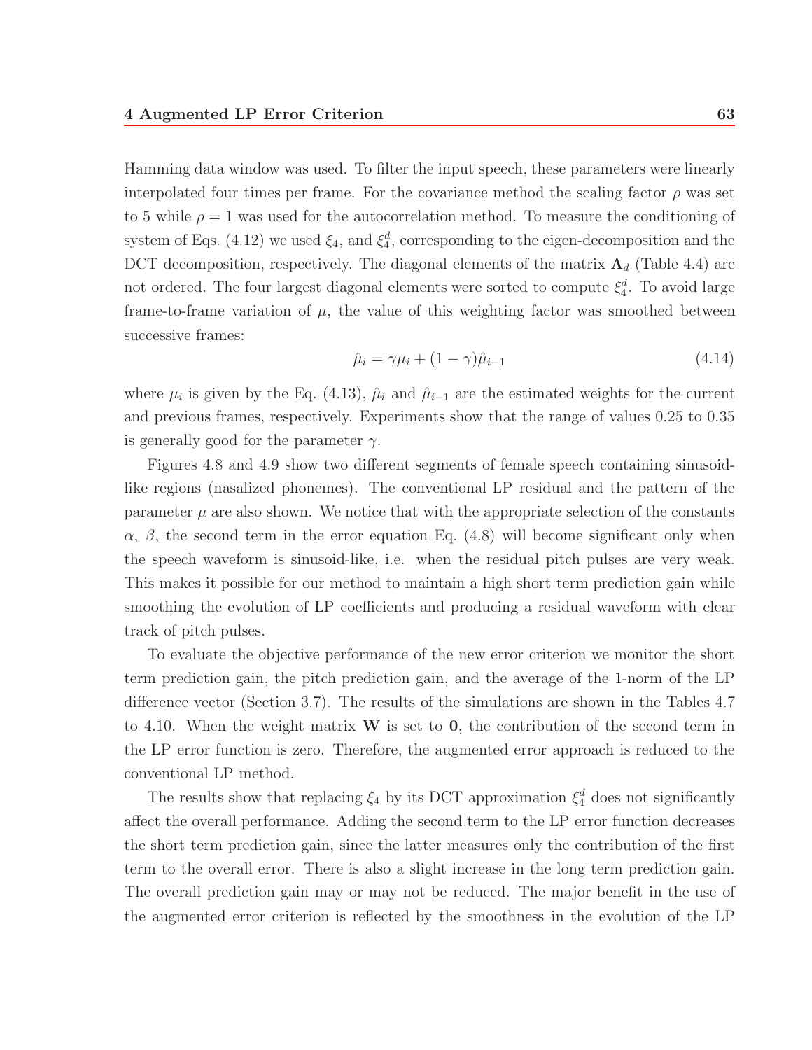Hamming data window was used. To filter the input speech, these parameters were linearly interpolated four times per frame. For the covariance method the scaling factor $\rho$ was set to 5 while $\rho = 1$ was used for the autocorrelation method. To measure the conditioning of system of Eqs. (4.12) we used $\xi_4$, and $\xi_4^d$, corresponding to the eigen-decomposition and the DCT decomposition, respectively. The diagonal elements of the matrix $\mathbf{\Lambda}_d$ (Table 4.4) are not ordered. The four largest diagonal elements were sorted to compute $\xi_4^d$. To avoid large frame-to-frame variation of $\mu$, the value of this weighting factor was smoothed between successive frames:

$$\hat{\mu}_i = \gamma \mu_i + (1 - \gamma)\hat{\mu}_{i-1} \tag{4.14}$$

where $\mu_i$ is given by the Eq. (4.13), $\hat{\mu}_i$ and $\hat{\mu}_{i-1}$ are the estimated weights for the current and previous frames, respectively. Experiments show that the range of values 0.25 to 0.35 is generally good for the parameter $\gamma$.

Figures 4.8 and 4.9 show two different segments of female speech containing sinusoid-like regions (nasalized phonemes). The conventional LP residual and the pattern of the parameter $\mu$ are also shown. We notice that with the appropriate selection of the constants $\alpha$, $\beta$, the second term in the error equation Eq. (4.8) will become significant only when the speech waveform is sinusoid-like, i.e. when the residual pitch pulses are very weak. This makes it possible for our method to maintain a high short term prediction gain while smoothing the evolution of LP coefficients and producing a residual waveform with clear track of pitch pulses.

To evaluate the objective performance of the new error criterion we monitor the short term prediction gain, the pitch prediction gain, and the average of the 1-norm of the LP difference vector (Section 3.7). The results of the simulations are shown in the Tables 4.7 to 4.10. When the weight matrix $\mathbf{W}$ is set to $\mathbf{0}$, the contribution of the second term in the LP error function is zero. Therefore, the augmented error approach is reduced to the conventional LP method.

The results show that replacing $\xi_4$ by its DCT approximation $\xi_4^d$ does not significantly affect the overall performance. Adding the second term to the LP error function decreases the short term prediction gain, since the latter measures only the contribution of the first term to the overall error. There is also a slight increase in the long term prediction gain. The overall prediction gain may or may not be reduced. The major benefit in the use of the augmented error criterion is reflected by the smoothness in the evolution of the LP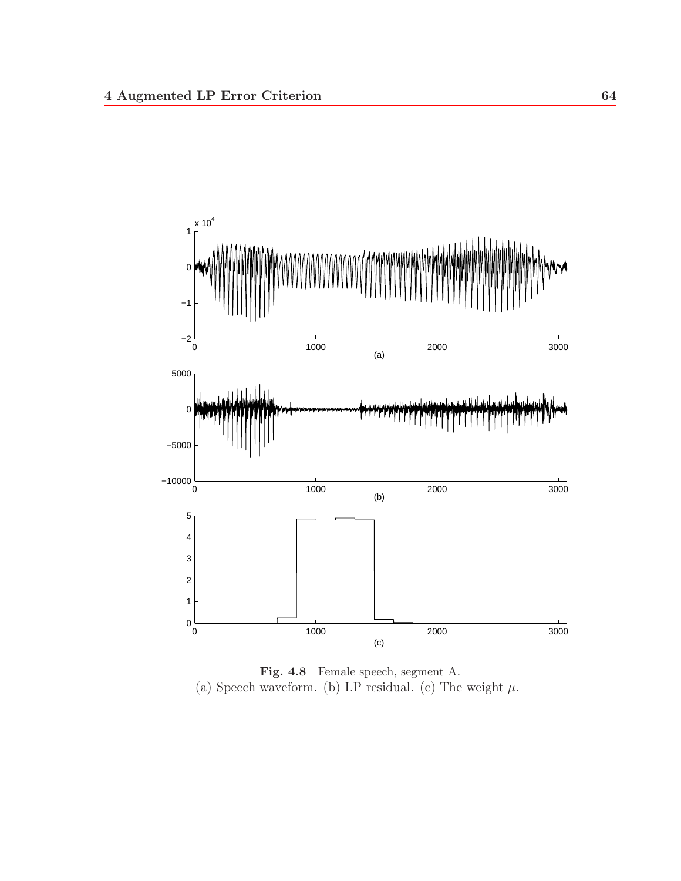**Fig. 4.8** Female speech, segment A.
(a) Speech waveform. (b) LP residual. (c) The weight $\mu$.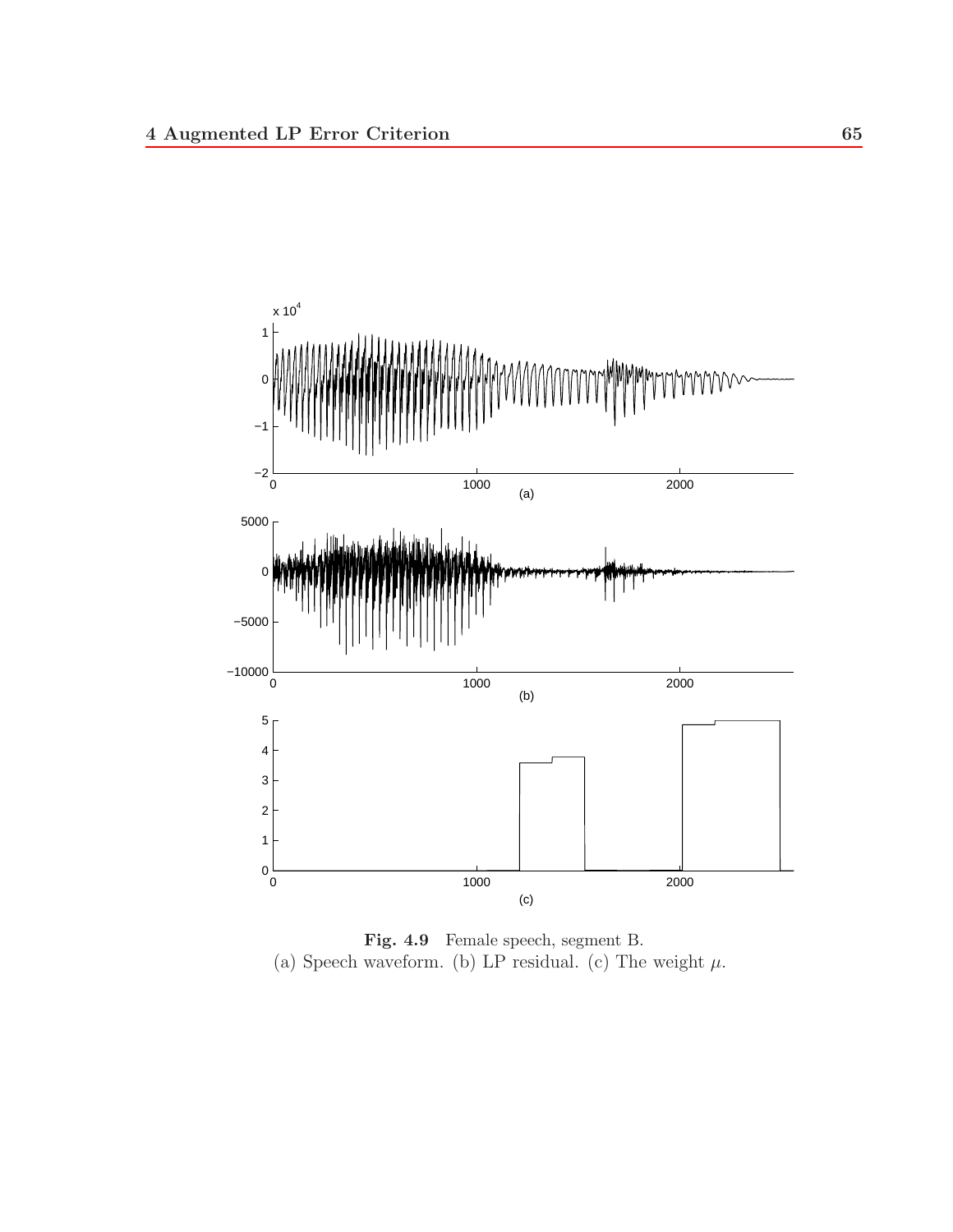**Fig. 4.9** Female speech, segment B.
(a) Speech waveform. (b) LP residual. (c) The weight $\mu$.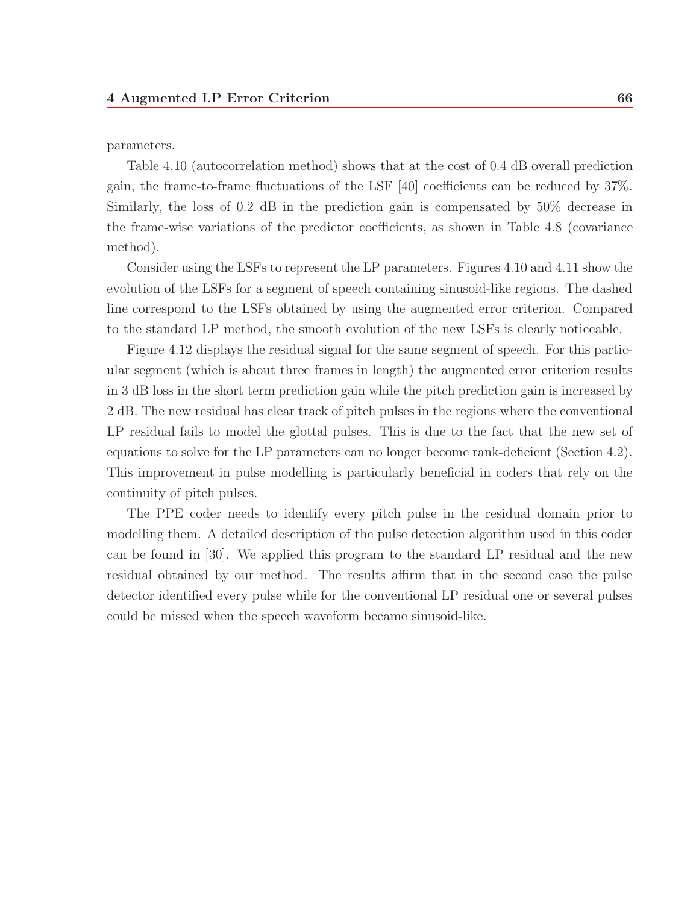parameters.

Table 4.10 (autocorrelation method) shows that at the cost of 0.4 dB overall prediction gain, the frame-to-frame fluctuations of the LSF [40] coefficients can be reduced by 37%. Similarly, the loss of 0.2 dB in the prediction gain is compensated by 50% decrease in the frame-wise variations of the predictor coefficients, as shown in Table 4.8 (covariance method).

Consider using the LSFs to represent the LP parameters. Figures 4.10 and 4.11 show the evolution of the LSFs for a segment of speech containing sinusoid-like regions. The dashed line correspond to the LSFs obtained by using the augmented error criterion. Compared to the standard LP method, the smooth evolution of the new LSFs is clearly noticeable.

Figure 4.12 displays the residual signal for the same segment of speech. For this particular segment (which is about three frames in length) the augmented error criterion results in 3 dB loss in the short term prediction gain while the pitch prediction gain is increased by 2 dB. The new residual has clear track of pitch pulses in the regions where the conventional LP residual fails to model the glottal pulses. This is due to the fact that the new set of equations to solve for the LP parameters can no longer become rank-deficient (Section 4.2). This improvement in pulse modelling is particularly beneficial in coders that rely on the continuity of pitch pulses.

The PPE coder needs to identify every pitch pulse in the residual domain prior to modelling them. A detailed description of the pulse detection algorithm used in this coder can be found in [30]. We applied this program to the standard LP residual and the new residual obtained by our method. The results affirm that in the second case the pulse detector identified every pulse while for the conventional LP residual one or several pulses could be missed when the speech waveform became sinusoid-like.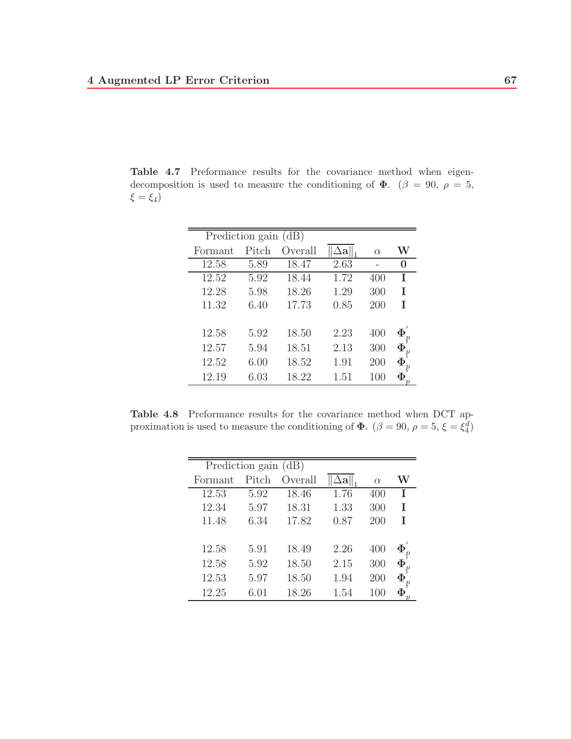**Table 4.7** Preformance results for the covariance method when eigen-decomposition is used to measure the conditioning of $\mathbf{\Phi}$. ($\beta = 90$, $\rho = 5$, $\xi = \xi_4$)

| Prediction gain (dB) | | | | | |
|---|---|---|---|---|---|
| Formant | Pitch | Overall | $\overline{\|\Delta\mathbf{a}\|_1}$ | $\alpha$ | $\mathbf{W}$ |
| 12.58 | 5.89 | 18.47 | 2.63 | - | $\mathbf{0}$ |
| 12.52 | 5.92 | 18.44 | 1.72 | 400 | $\mathbf{I}$ |
| 12.28 | 5.98 | 18.26 | 1.29 | 300 | $\mathbf{I}$ |
| 11.32 | 6.40 | 17.73 | 0.85 | 200 | $\mathbf{I}$ |
| 12.58 | 5.92 | 18.50 | 2.23 | 400 | $\mathbf{\Phi}_p^{'}$ |
| 12.57 | 5.94 | 18.51 | 2.13 | 300 | $\mathbf{\Phi}_p^{'}$ |
| 12.52 | 6.00 | 18.52 | 1.91 | 200 | $\mathbf{\Phi}_p^{'}$ |
| 12.19 | 6.03 | 18.22 | 1.51 | 100 | $\mathbf{\Phi}_p^{'}$ |

**Table 4.8** Preformance results for the covariance method when DCT approximation is used to measure the conditioning of $\mathbf{\Phi}$. ($\beta = 90$, $\rho = 5$, $\xi = \xi_4^d$)

| Prediction gain (dB) | | | | | |
|---|---|---|---|---|---|
| Formant | Pitch | Overall | $\overline{\|\Delta\mathbf{a}\|_1}$ | $\alpha$ | $\mathbf{W}$ |
| 12.53 | 5.92 | 18.46 | 1.76 | 400 | $\mathbf{I}$ |
| 12.34 | 5.97 | 18.31 | 1.33 | 300 | $\mathbf{I}$ |
| 11.48 | 6.34 | 17.82 | 0.87 | 200 | $\mathbf{I}$ |
| 12.58 | 5.91 | 18.49 | 2.26 | 400 | $\mathbf{\Phi}_p^{'}$ |
| 12.58 | 5.92 | 18.50 | 2.15 | 300 | $\mathbf{\Phi}_p^{'}$ |
| 12.53 | 5.97 | 18.50 | 1.94 | 200 | $\mathbf{\Phi}_p^{'}$ |
| 12.25 | 6.01 | 18.26 | 1.54 | 100 | $\mathbf{\Phi}_p^{'}$ |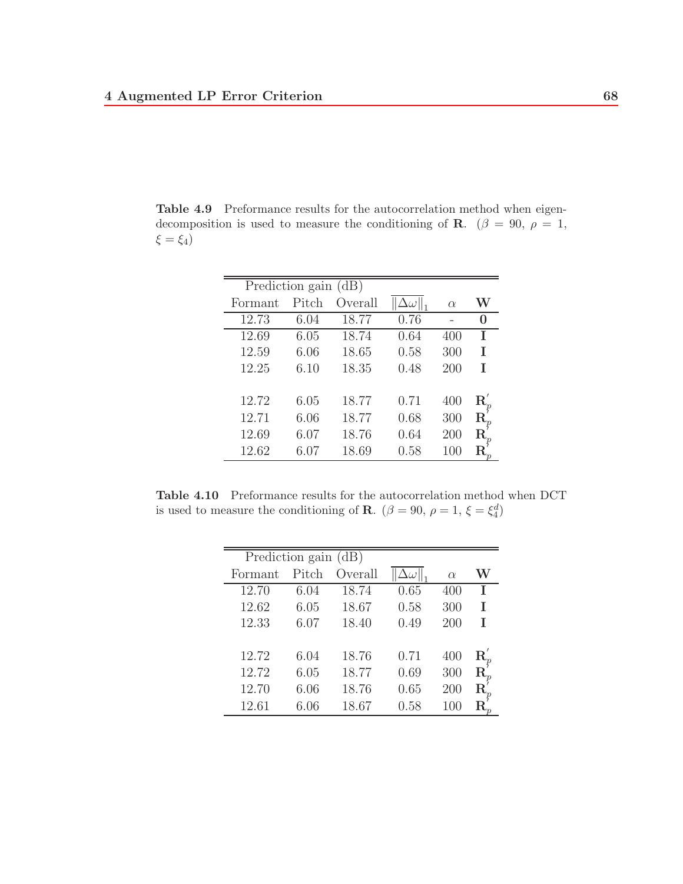**Table 4.9** Preformance results for the autocorrelation method when eigen-decomposition is used to measure the conditioning of $\mathbf{R}$. ($\beta = 90$, $\rho = 1$, $\xi = \xi_4$)

| Prediction gain (dB) | | | | | |
|---|---|---|---|---|---|
| Formant | Pitch | Overall | $\overline{\|\Delta\omega\|_1}$ | $\alpha$ | $\mathbf{W}$ |
| 12.73 | 6.04 | 18.77 | 0.76 | - | $\mathbf{0}$ |
| 12.69 | 6.05 | 18.74 | 0.64 | 400 | $\mathbf{I}$ |
| 12.59 | 6.06 | 18.65 | 0.58 | 300 | $\mathbf{I}$ |
| 12.25 | 6.10 | 18.35 | 0.48 | 200 | $\mathbf{I}$ |
| 12.72 | 6.05 | 18.77 | 0.71 | 400 | $\mathbf{R}_p^{'}$ |
| 12.71 | 6.06 | 18.77 | 0.68 | 300 | $\mathbf{R}_p^{'}$ |
| 12.69 | 6.07 | 18.76 | 0.64 | 200 | $\mathbf{R}_p^{'}$ |
| 12.62 | 6.07 | 18.69 | 0.58 | 100 | $\mathbf{R}_p^{'}$ |

**Table 4.10** Preformance results for the autocorrelation method when DCT is used to measure the conditioning of $\mathbf{R}$. ($\beta = 90$, $\rho = 1$, $\xi = \xi_4^d$)

| Prediction gain (dB) | | | | | |
|---|---|---|---|---|---|
| Formant | Pitch | Overall | $\overline{\|\Delta\omega\|_1}$ | $\alpha$ | $\mathbf{W}$ |
| 12.70 | 6.04 | 18.74 | 0.65 | 400 | $\mathbf{I}$ |
| 12.62 | 6.05 | 18.67 | 0.58 | 300 | $\mathbf{I}$ |
| 12.33 | 6.07 | 18.40 | 0.49 | 200 | $\mathbf{I}$ |
| 12.72 | 6.04 | 18.76 | 0.71 | 400 | $\mathbf{R}_p^{'}$ |
| 12.72 | 6.05 | 18.77 | 0.69 | 300 | $\mathbf{R}_p^{'}$ |
| 12.70 | 6.06 | 18.76 | 0.65 | 200 | $\mathbf{R}_p^{'}$ |
| 12.61 | 6.06 | 18.67 | 0.58 | 100 | $\mathbf{R}_p^{'}$ |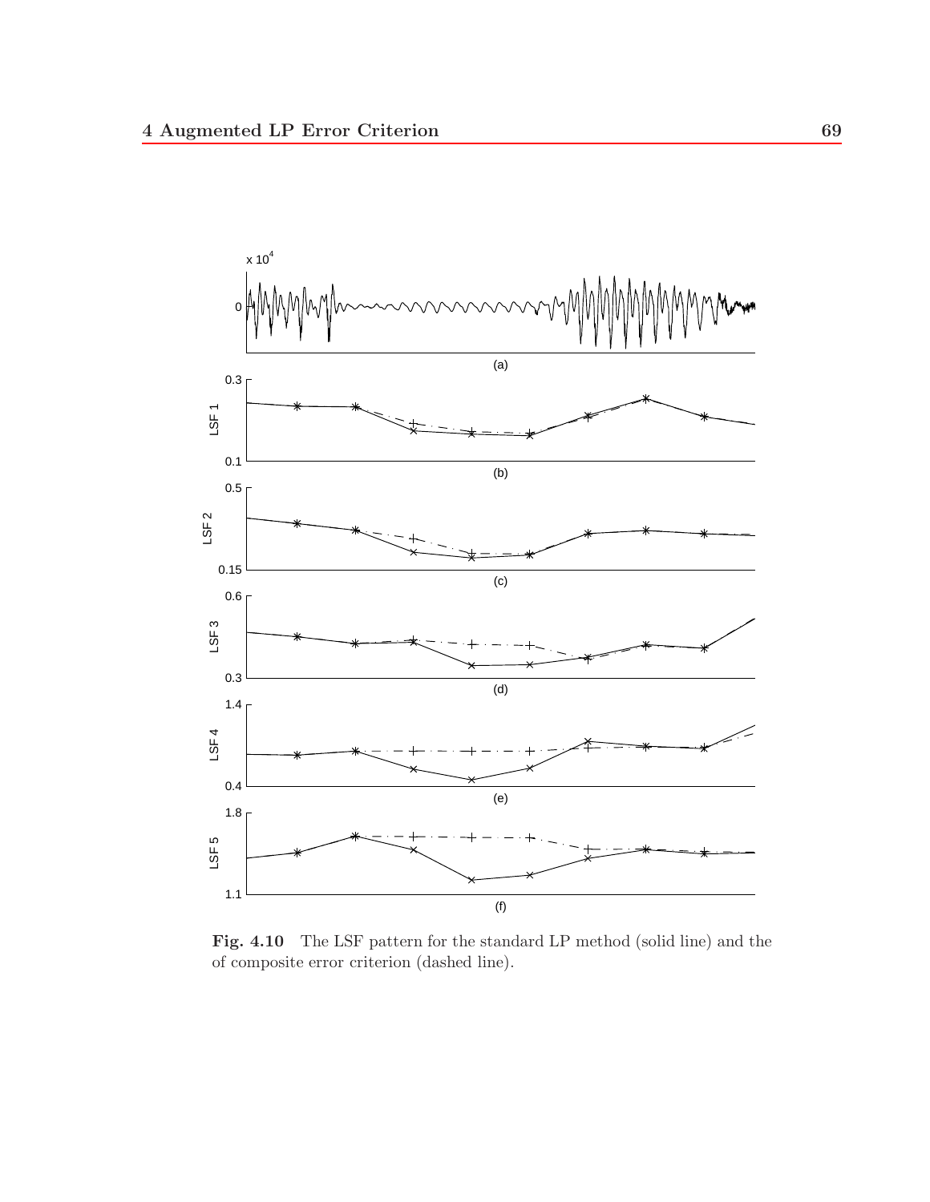**Fig. 4.10** The LSF pattern for the standard LP method (solid line) and the of composite error criterion (dashed line).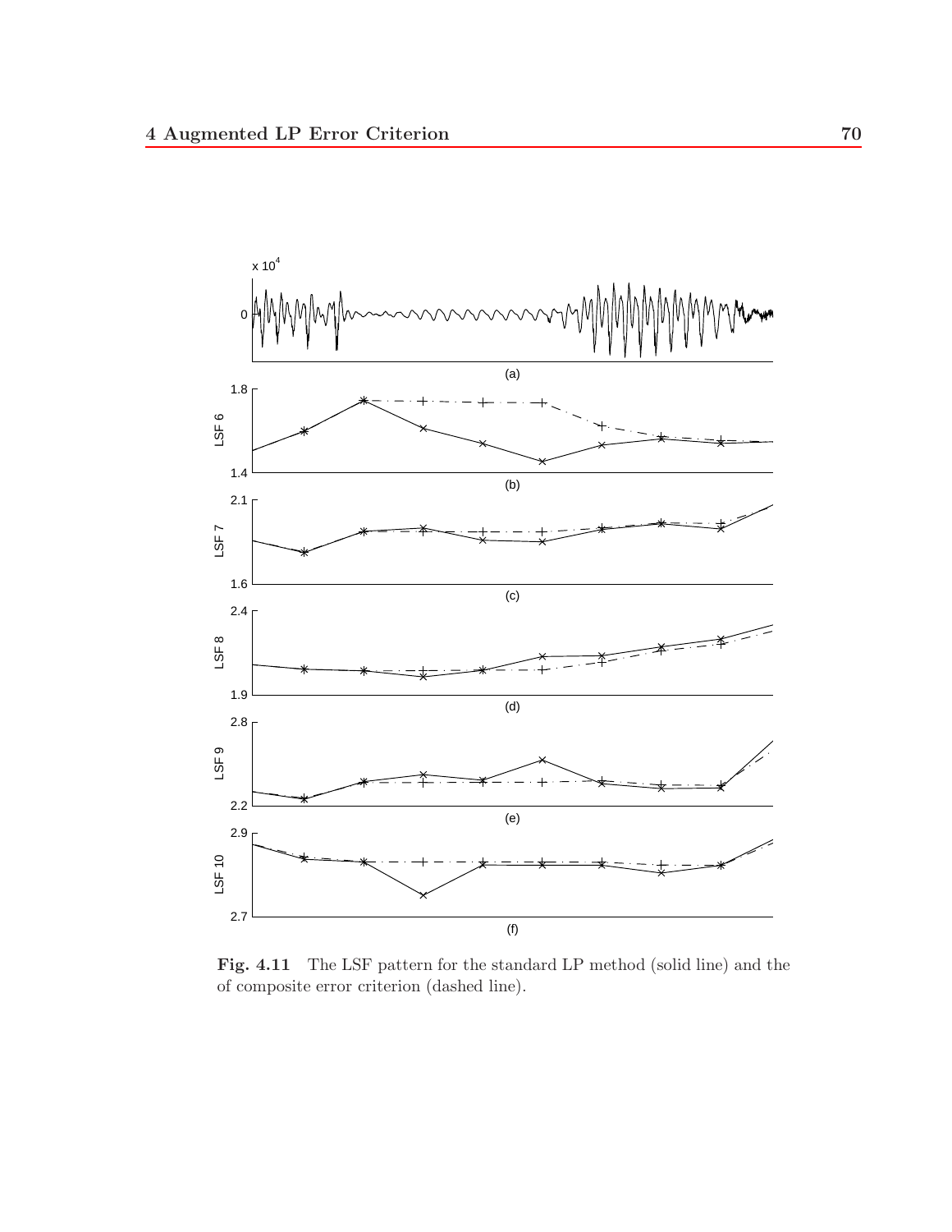**Fig. 4.11** The LSF pattern for the standard LP method (solid line) and the of composite error criterion (dashed line).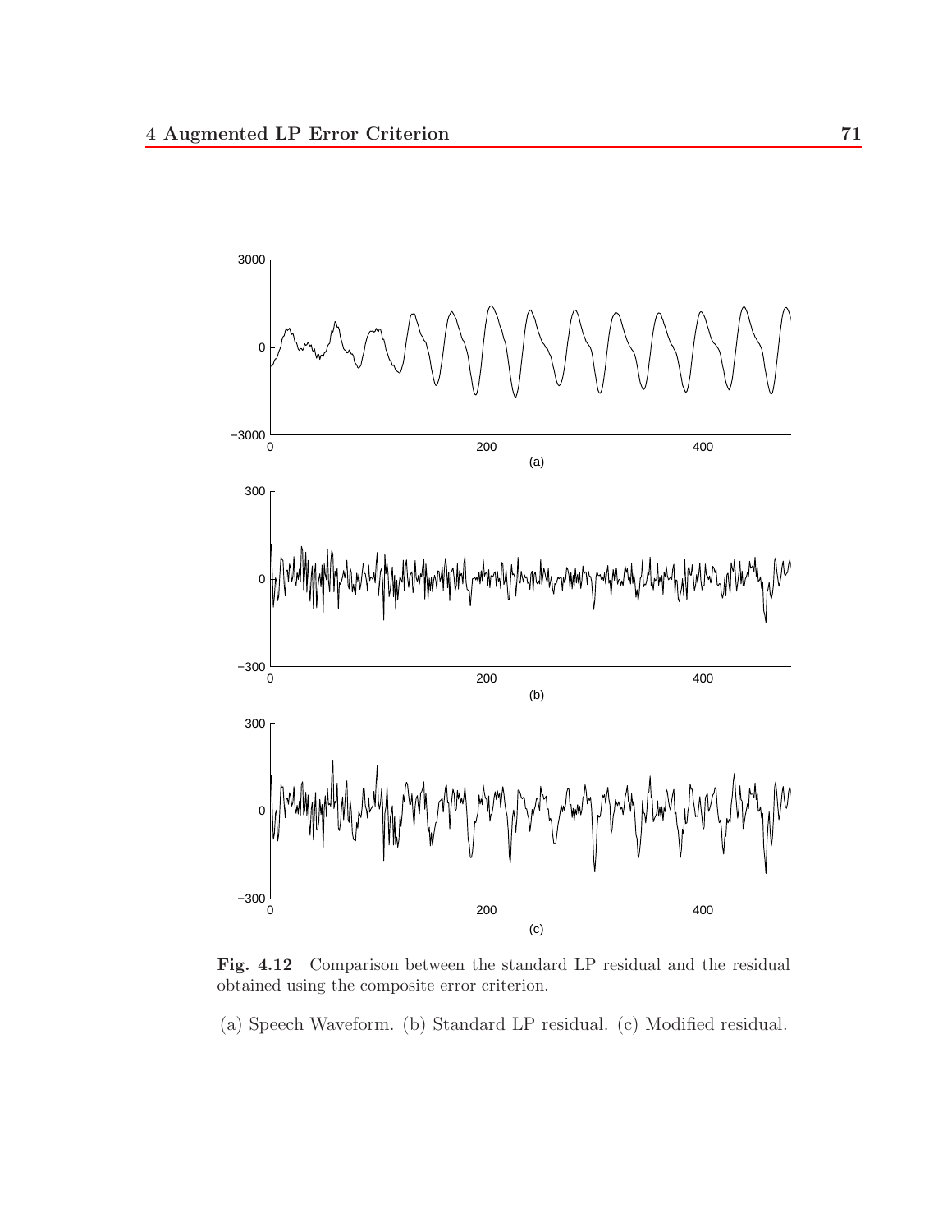**Fig. 4.12** Comparison between the standard LP residual and the residual obtained using the composite error criterion.

(a) Speech Waveform. (b) Standard LP residual. (c) Modified residual.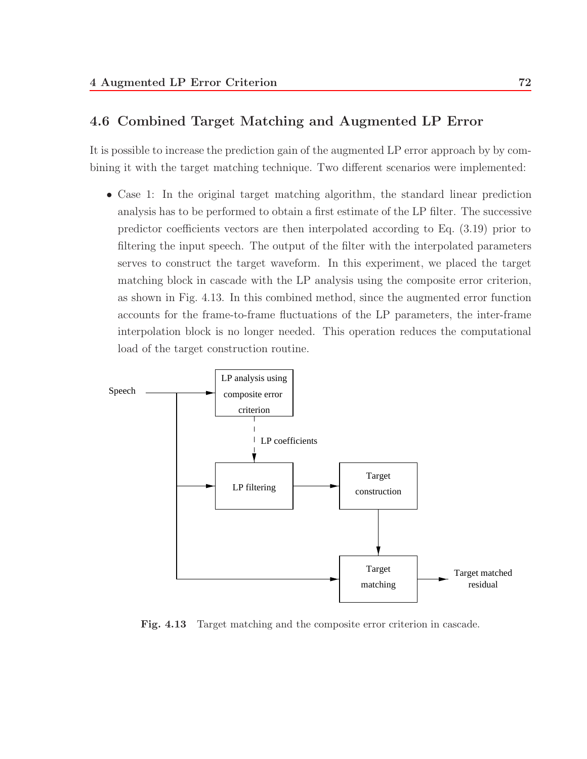## 4.6 Combined Target Matching and Augmented LP Error

It is possible to increase the prediction gain of the augmented LP error approach by by combining it with the target matching technique. Two different scenarios were implemented:

- Case 1: In the original target matching algorithm, the standard linear prediction analysis has to be performed to obtain a first estimate of the LP filter. The successive predictor coefficients vectors are then interpolated according to Eq. (3.19) prior to filtering the input speech. The output of the filter with the interpolated parameters serves to construct the target waveform. In this experiment, we placed the target matching block in cascade with the LP analysis using the composite error criterion, as shown in Fig. 4.13. In this combined method, since the augmented error function accounts for the frame-to-frame fluctuations of the LP parameters, the inter-frame interpolation block is no longer needed. This operation reduces the computational load of the target construction routine.

**Fig. 4.13** Target matching and the composite error criterion in cascade.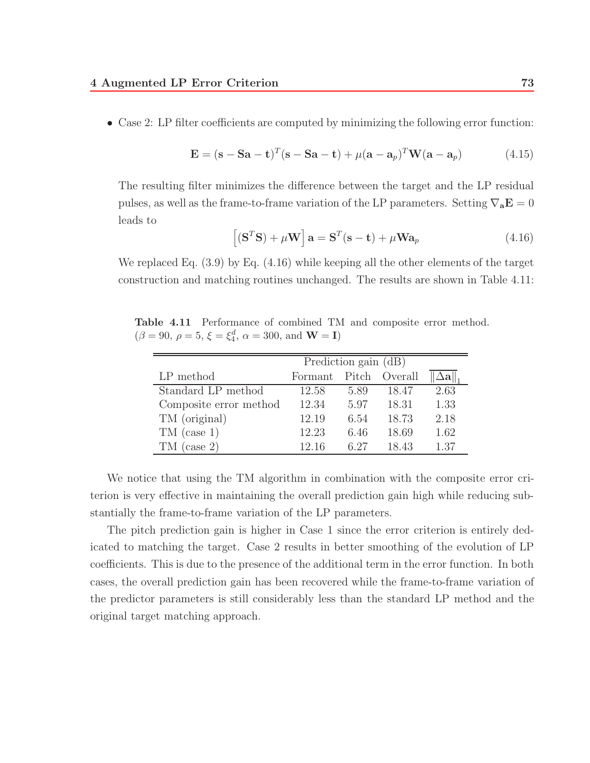- Case 2: LP filter coefficients are computed by minimizing the following error function:

$$\mathbf{E} = (\mathbf{s} - \mathbf{S}\mathbf{a} - \mathbf{t})^T(\mathbf{s} - \mathbf{S}\mathbf{a} - \mathbf{t}) + \mu(\mathbf{a} - \mathbf{a}_p)^T\mathbf{W}(\mathbf{a} - \mathbf{a}_p) \tag{4.15}$$

  The resulting filter minimizes the difference between the target and the LP residual pulses, as well as the frame-to-frame variation of the LP parameters. Setting $\nabla_{\mathbf{a}}\mathbf{E} = 0$ leads to

$$\left[(\mathbf{S}^T\mathbf{S}) + \mu\mathbf{W}\right]\mathbf{a} = \mathbf{S}^T(\mathbf{s} - \mathbf{t}) + \mu\mathbf{W}\mathbf{a}_p \tag{4.16}$$

  We replaced Eq. (3.9) by Eq. (4.16) while keeping all the other elements of the target construction and matching routines unchanged. The results are shown in Table 4.11:

**Table 4.11** Performance of combined TM and composite error method. ($\beta = 90$, $\rho = 5$, $\xi = \xi_4^d$, $\alpha = 300$, and $\mathbf{W} = \mathbf{I}$)

| | Prediction gain (dB) | | | |
|---|---|---|---|---|
| LP method | Formant | Pitch | Overall | $\overline{\lVert\Delta\mathbf{a}\rVert}_1$ |
| Standard LP method | 12.58 | 5.89 | 18.47 | 2.63 |
| Composite error method | 12.34 | 5.97 | 18.31 | 1.33 |
| TM (original) | 12.19 | 6.54 | 18.73 | 2.18 |
| TM (case 1) | 12.23 | 6.46 | 18.69 | 1.62 |
| TM (case 2) | 12.16 | 6.27 | 18.43 | 1.37 |

We notice that using the TM algorithm in combination with the composite error criterion is very effective in maintaining the overall prediction gain high while reducing substantially the frame-to-frame variation of the LP parameters.

The pitch prediction gain is higher in Case 1 since the error criterion is entirely dedicated to matching the target. Case 2 results in better smoothing of the evolution of LP coefficients. This is due to the presence of the additional term in the error function. In both cases, the overall prediction gain has been recovered while the frame-to-frame variation of the predictor parameters is still considerably less than the standard LP method and the original target matching approach.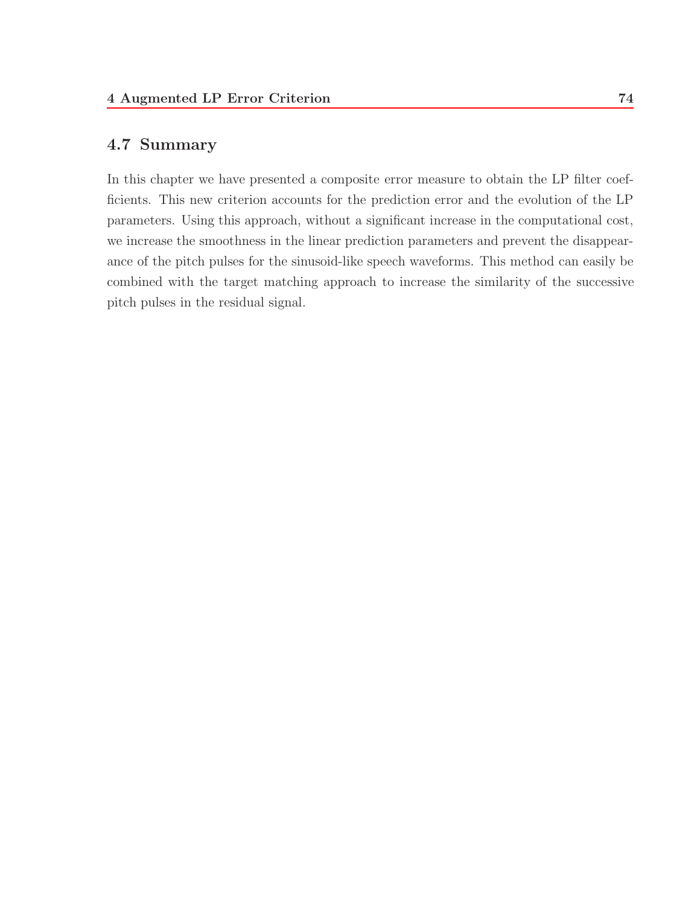## 4.7 Summary

In this chapter we have presented a composite error measure to obtain the LP filter coefficients. This new criterion accounts for the prediction error and the evolution of the LP parameters. Using this approach, without a significant increase in the computational cost, we increase the smoothness in the linear prediction parameters and prevent the disappearance of the pitch pulses for the sinusoid-like speech waveforms. This method can easily be combined with the target matching approach to increase the similarity of the successive pitch pulses in the residual signal.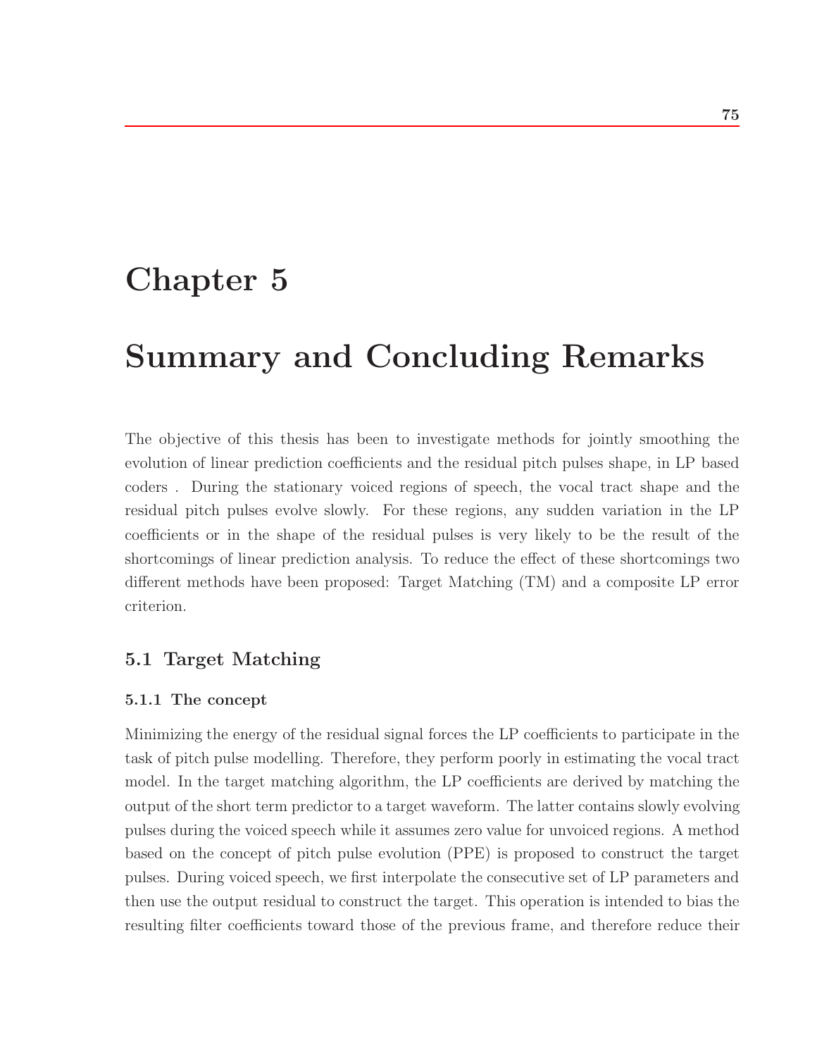# Chapter 5

# Summary and Concluding Remarks

The objective of this thesis has been to investigate methods for jointly smoothing the evolution of linear prediction coefficients and the residual pitch pulses shape, in LP based coders . During the stationary voiced regions of speech, the vocal tract shape and the residual pitch pulses evolve slowly. For these regions, any sudden variation in the LP coefficients or in the shape of the residual pulses is very likely to be the result of the shortcomings of linear prediction analysis. To reduce the effect of these shortcomings two different methods have been proposed: Target Matching (TM) and a composite LP error criterion.

## 5.1 Target Matching

### 5.1.1 The concept

Minimizing the energy of the residual signal forces the LP coefficients to participate in the task of pitch pulse modelling. Therefore, they perform poorly in estimating the vocal tract model. In the target matching algorithm, the LP coefficients are derived by matching the output of the short term predictor to a target waveform. The latter contains slowly evolving pulses during the voiced speech while it assumes zero value for unvoiced regions. A method based on the concept of pitch pulse evolution (PPE) is proposed to construct the target pulses. During voiced speech, we first interpolate the consecutive set of LP parameters and then use the output residual to construct the target. This operation is intended to bias the resulting filter coefficients toward those of the previous frame, and therefore reduce their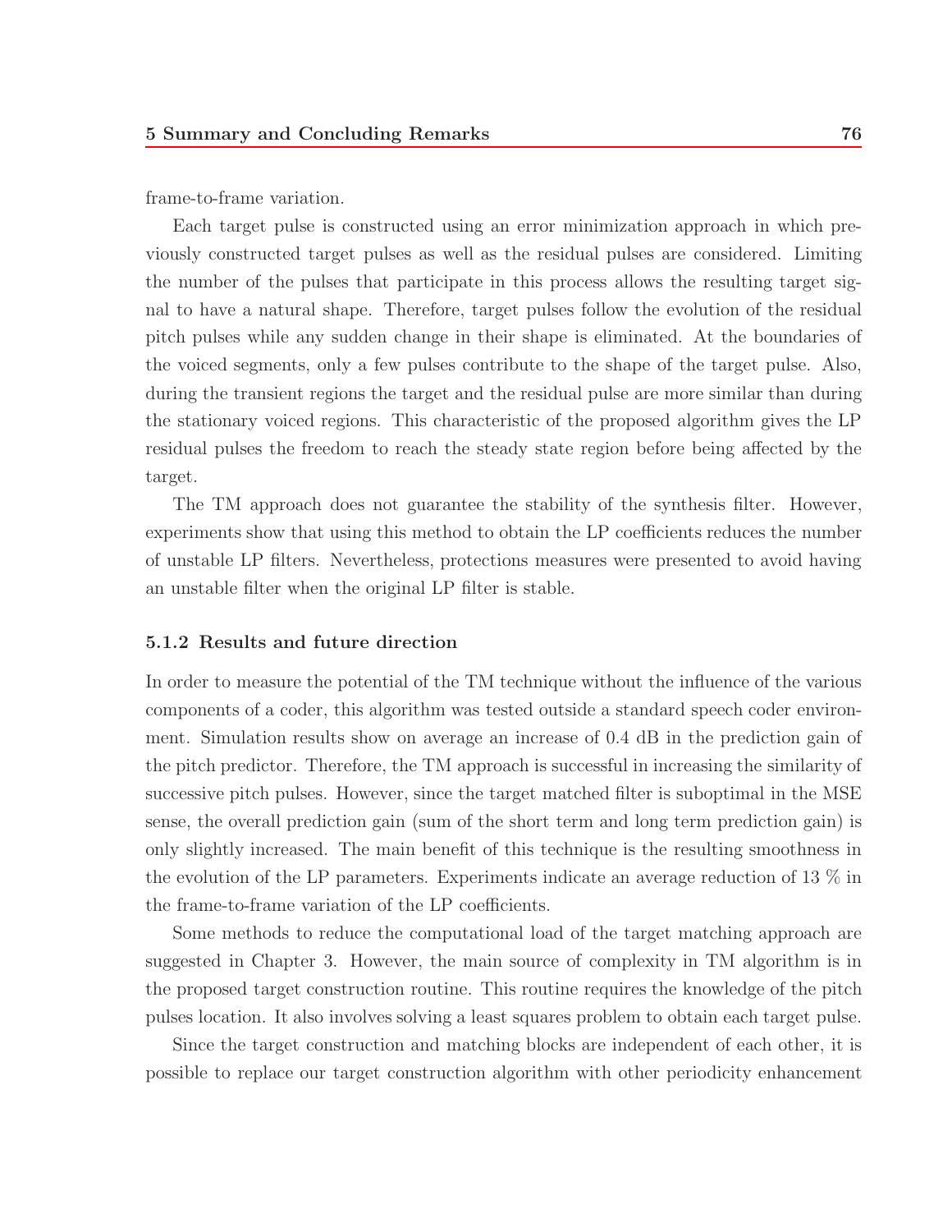frame-to-frame variation.

Each target pulse is constructed using an error minimization approach in which previously constructed target pulses as well as the residual pulses are considered. Limiting the number of the pulses that participate in this process allows the resulting target signal to have a natural shape. Therefore, target pulses follow the evolution of the residual pitch pulses while any sudden change in their shape is eliminated. At the boundaries of the voiced segments, only a few pulses contribute to the shape of the target pulse. Also, during the transient regions the target and the residual pulse are more similar than during the stationary voiced regions. This characteristic of the proposed algorithm gives the LP residual pulses the freedom to reach the steady state region before being affected by the target.

The TM approach does not guarantee the stability of the synthesis filter. However, experiments show that using this method to obtain the LP coefficients reduces the number of unstable LP filters. Nevertheless, protections measures were presented to avoid having an unstable filter when the original LP filter is stable.

### 5.1.2 Results and future direction

In order to measure the potential of the TM technique without the influence of the various components of a coder, this algorithm was tested outside a standard speech coder environment. Simulation results show on average an increase of 0.4 dB in the prediction gain of the pitch predictor. Therefore, the TM approach is successful in increasing the similarity of successive pitch pulses. However, since the target matched filter is suboptimal in the MSE sense, the overall prediction gain (sum of the short term and long term prediction gain) is only slightly increased. The main benefit of this technique is the resulting smoothness in the evolution of the LP parameters. Experiments indicate an average reduction of 13 % in the frame-to-frame variation of the LP coefficients.

Some methods to reduce the computational load of the target matching approach are suggested in Chapter 3. However, the main source of complexity in TM algorithm is in the proposed target construction routine. This routine requires the knowledge of the pitch pulses location. It also involves solving a least squares problem to obtain each target pulse.

Since the target construction and matching blocks are independent of each other, it is possible to replace our target construction algorithm with other periodicity enhancement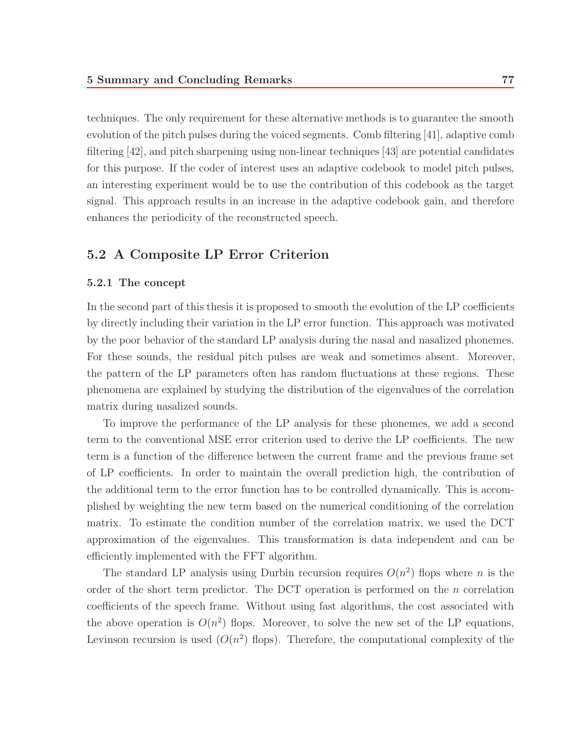techniques. The only requirement for these alternative methods is to guarantee the smooth evolution of the pitch pulses during the voiced segments. Comb filtering [41], adaptive comb filtering [42], and pitch sharpening using non-linear techniques [43] are potential candidates for this purpose. If the coder of interest uses an adaptive codebook to model pitch pulses, an interesting experiment would be to use the contribution of this codebook as the target signal. This approach results in an increase in the adaptive codebook gain, and therefore enhances the periodicity of the reconstructed speech.

## 5.2 A Composite LP Error Criterion

### 5.2.1 The concept

In the second part of this thesis it is proposed to smooth the evolution of the LP coefficients by directly including their variation in the LP error function. This approach was motivated by the poor behavior of the standard LP analysis during the nasal and nasalized phonemes. For these sounds, the residual pitch pulses are weak and sometimes absent. Moreover, the pattern of the LP parameters often has random fluctuations at these regions. These phenomena are explained by studying the distribution of the eigenvalues of the correlation matrix during nasalized sounds.

To improve the performance of the LP analysis for these phonemes, we add a second term to the conventional MSE error criterion used to derive the LP coefficients. The new term is a function of the difference between the current frame and the previous frame set of LP coefficients. In order to maintain the overall prediction high, the contribution of the additional term to the error function has to be controlled dynamically. This is accomplished by weighting the new term based on the numerical conditioning of the correlation matrix. To estimate the condition number of the correlation matrix, we used the DCT approximation of the eigenvalues. This transformation is data independent and can be efficiently implemented with the FFT algorithm.

The standard LP analysis using Durbin recursion requires $O(n^2)$ flops where $n$ is the order of the short term predictor. The DCT operation is performed on the $n$ correlation coefficients of the speech frame. Without using fast algorithms, the cost associated with the above operation is $O(n^2)$ flops. Moreover, to solve the new set of the LP equations, Levinson recursion is used ($O(n^2)$ flops). Therefore, the computational complexity of the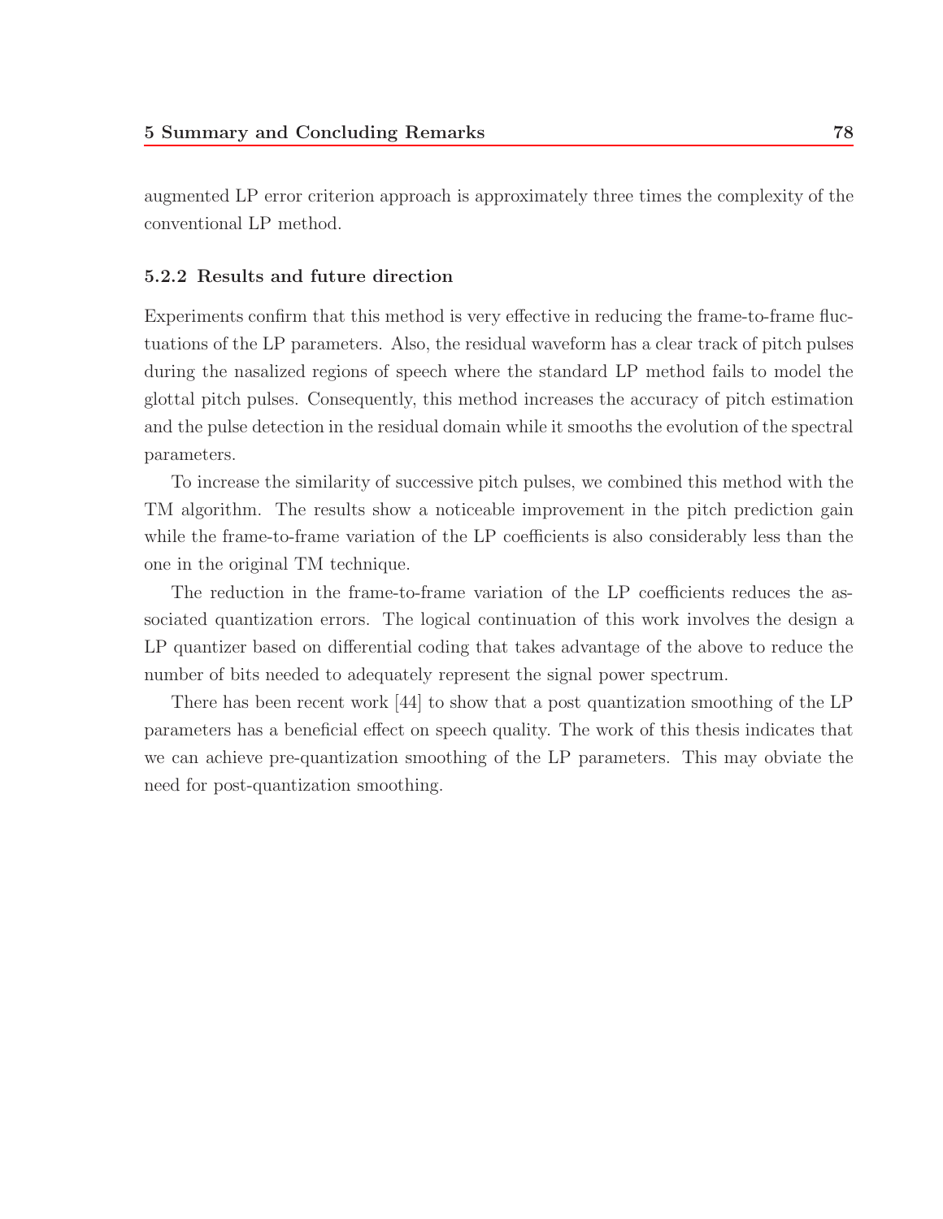augmented LP error criterion approach is approximately three times the complexity of the conventional LP method.

### 5.2.2 Results and future direction

Experiments confirm that this method is very effective in reducing the frame-to-frame fluctuations of the LP parameters. Also, the residual waveform has a clear track of pitch pulses during the nasalized regions of speech where the standard LP method fails to model the glottal pitch pulses. Consequently, this method increases the accuracy of pitch estimation and the pulse detection in the residual domain while it smooths the evolution of the spectral parameters.

To increase the similarity of successive pitch pulses, we combined this method with the TM algorithm. The results show a noticeable improvement in the pitch prediction gain while the frame-to-frame variation of the LP coefficients is also considerably less than the one in the original TM technique.

The reduction in the frame-to-frame variation of the LP coefficients reduces the associated quantization errors. The logical continuation of this work involves the design a LP quantizer based on differential coding that takes advantage of the above to reduce the number of bits needed to adequately represent the signal power spectrum.

There has been recent work [44] to show that a post quantization smoothing of the LP parameters has a beneficial effect on speech quality. The work of this thesis indicates that we can achieve pre-quantization smoothing of the LP parameters. This may obviate the need for post-quantization smoothing.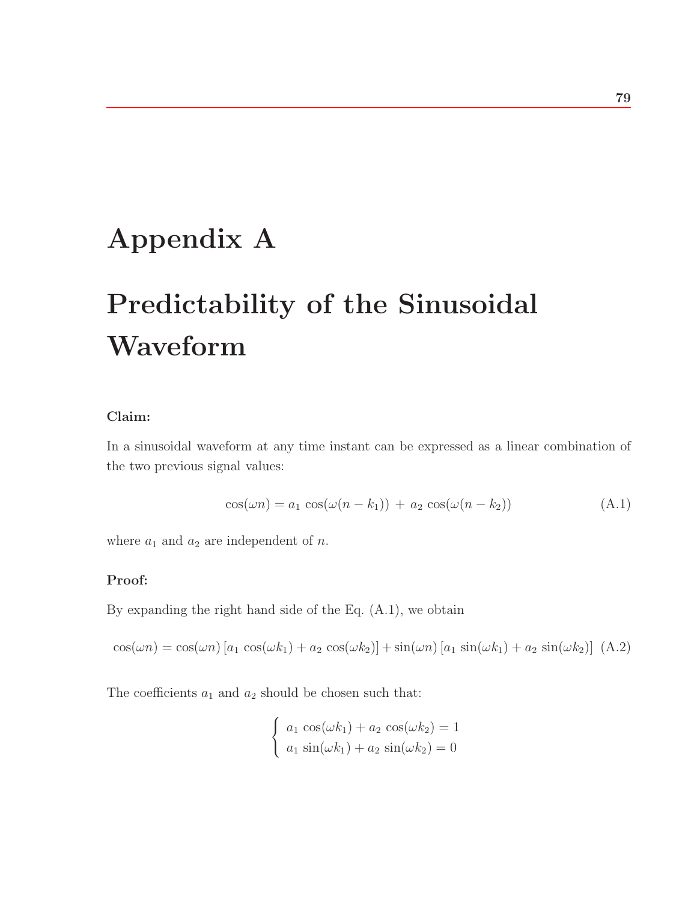# Appendix A

# Predictability of the Sinusoidal Waveform

**Claim:**

In a sinusoidal waveform at any time instant can be expressed as a linear combination of the two previous signal values:

$$\cos(\omega n) = a_1 \cos(\omega(n - k_1)) + a_2 \cos(\omega(n - k_2)) \tag{A.1}$$

where $a_1$ and $a_2$ are independent of $n$.

**Proof:**

By expanding the right hand side of the Eq. (A.1), we obtain

$$\cos(\omega n) = \cos(\omega n)\left[a_1 \cos(\omega k_1) + a_2 \cos(\omega k_2)\right] + \sin(\omega n)\left[a_1 \sin(\omega k_1) + a_2 \sin(\omega k_2)\right] \tag{A.2}$$

The coefficients $a_1$ and $a_2$ should be chosen such that:

$$\begin{cases} a_1 \cos(\omega k_1) + a_2 \cos(\omega k_2) = 1 \\ a_1 \sin(\omega k_1) + a_2 \sin(\omega k_2) = 0 \end{cases}$$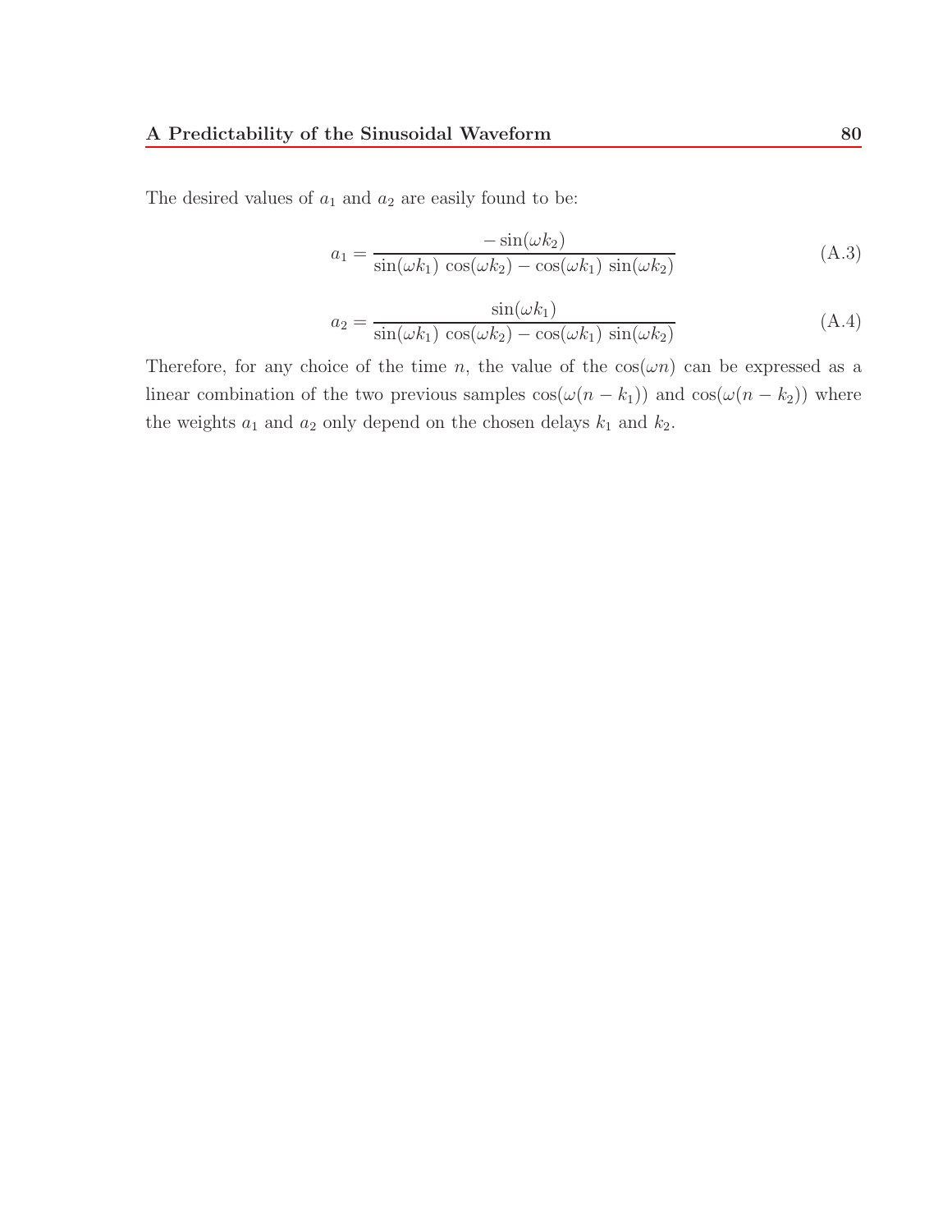The desired values of $a_1$ and $a_2$ are easily found to be:

$$a_1 = \frac{-\sin(\omega k_2)}{\sin(\omega k_1)\,\cos(\omega k_2) - \cos(\omega k_1)\,\sin(\omega k_2)} \tag{A.3}$$

$$a_2 = \frac{\sin(\omega k_1)}{\sin(\omega k_1)\,\cos(\omega k_2) - \cos(\omega k_1)\,\sin(\omega k_2)} \tag{A.4}$$

Therefore, for any choice of the time $n$, the value of the $\cos(\omega n)$ can be expressed as a linear combination of the two previous samples $\cos(\omega(n - k_1))$ and $\cos(\omega(n - k_2))$ where the weights $a_1$ and $a_2$ only depend on the chosen delays $k_1$ and $k_2$.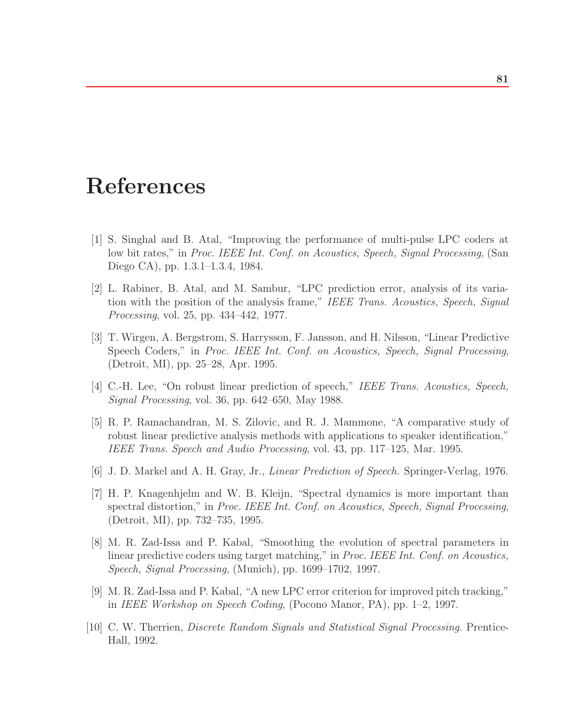# References

[1] S. Singhal and B. Atal, "Improving the performance of multi-pulse LPC coders at low bit rates," in *Proc. IEEE Int. Conf. on Acoustics, Speech, Signal Processing*, (San Diego CA), pp. 1.3.1–1.3.4, 1984.

[2] L. Rabiner, B. Atal, and M. Sambur, "LPC prediction error, analysis of its variation with the position of the analysis frame," *IEEE Trans. Acoustics, Speech, Signal Processing*, vol. 25, pp. 434–442, 1977.

[3] T. Wirgen, A. Bergstrom, S. Harrysson, F. Jansson, and H. Nilsson, "Linear Predictive Speech Coders," in *Proc. IEEE Int. Conf. on Acoustics, Speech, Signal Processing*, (Detroit, MI), pp. 25–28, Apr. 1995.

[4] C.-H. Lee, "On robust linear prediction of speech," *IEEE Trans. Acoustics, Speech, Signal Processing*, vol. 36, pp. 642–650, May 1988.

[5] R. P. Ramachandran, M. S. Zilovic, and R. J. Mammone, "A comparative study of robust linear predictive analysis methods with applications to speaker identification," *IEEE Trans. Speech and Audio Processing*, vol. 43, pp. 117–125, Mar. 1995.

[6] J. D. Markel and A. H. Gray, Jr., *Linear Prediction of Speech*. Springer-Verlag, 1976.

[7] H. P. Knagenhjelm and W. B. Kleijn, "Spectral dynamics is more important than spectral distortion," in *Proc. IEEE Int. Conf. on Acoustics, Speech, Signal Processing*, (Detroit, MI), pp. 732–735, 1995.

[8] M. R. Zad-Issa and P. Kabal, "Smoothing the evolution of spectral parameters in linear predictive coders using target matching," in *Proc. IEEE Int. Conf. on Acoustics, Speech, Signal Processing*, (Munich), pp. 1699–1702, 1997.

[9] M. R. Zad-Issa and P. Kabal, "A new LPC error criterion for improved pitch tracking," in *IEEE Workshop on Speech Coding*, (Pocono Manor, PA), pp. 1–2, 1997.

[10] C. W. Therrien, *Discrete Random Signals and Statistical Signal Processing*. Prentice-Hall, 1992.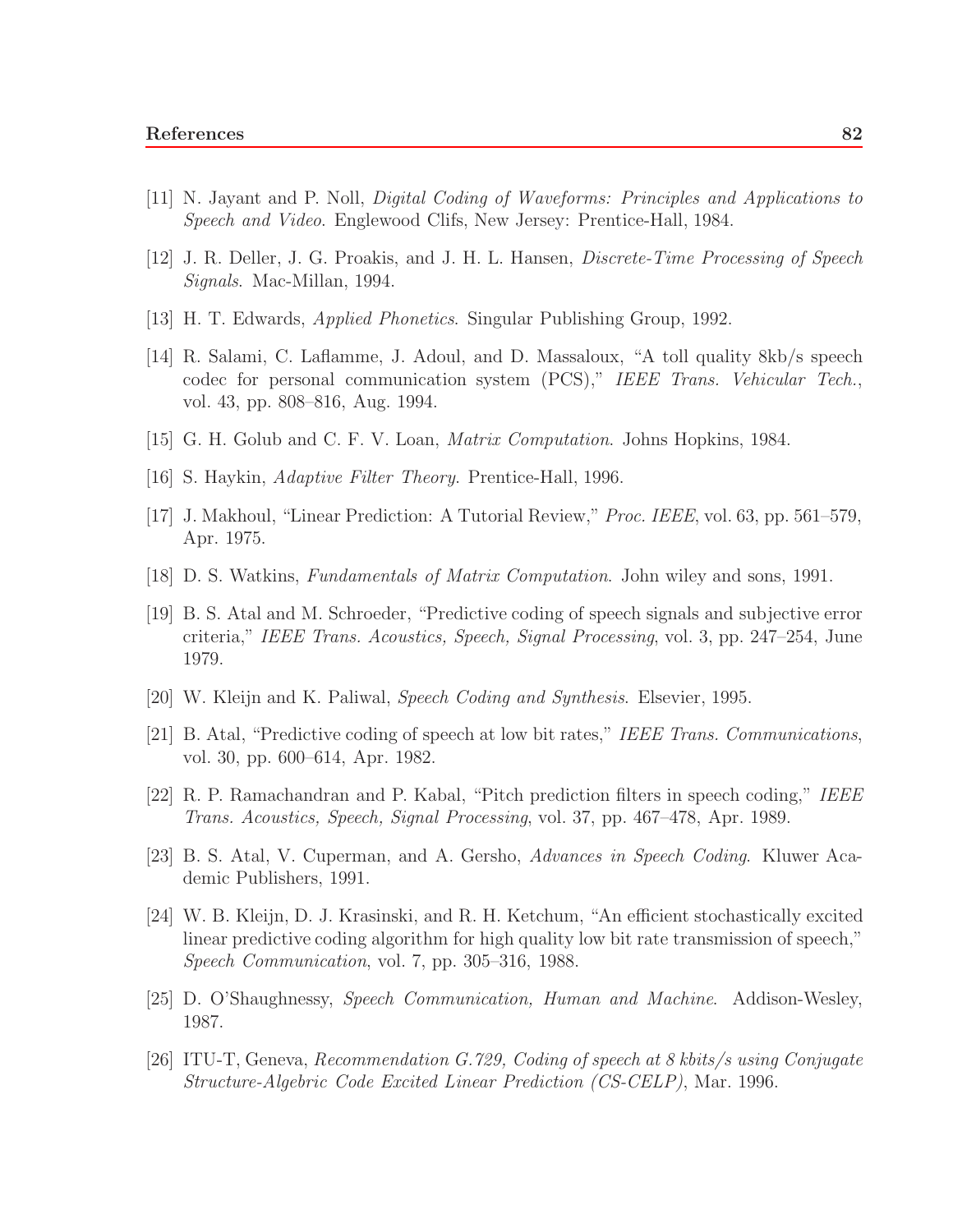[11] N. Jayant and P. Noll, *Digital Coding of Waveforms: Principles and Applications to Speech and Video*. Englewood Clifs, New Jersey: Prentice-Hall, 1984.

[12] J. R. Deller, J. G. Proakis, and J. H. L. Hansen, *Discrete-Time Processing of Speech Signals*. Mac-Millan, 1994.

[13] H. T. Edwards, *Applied Phonetics*. Singular Publishing Group, 1992.

[14] R. Salami, C. Laflamme, J. Adoul, and D. Massaloux, "A toll quality 8kb/s speech codec for personal communication system (PCS)," *IEEE Trans. Vehicular Tech.*, vol. 43, pp. 808–816, Aug. 1994.

[15] G. H. Golub and C. F. V. Loan, *Matrix Computation*. Johns Hopkins, 1984.

[16] S. Haykin, *Adaptive Filter Theory*. Prentice-Hall, 1996.

[17] J. Makhoul, "Linear Prediction: A Tutorial Review," *Proc. IEEE*, vol. 63, pp. 561–579, Apr. 1975.

[18] D. S. Watkins, *Fundamentals of Matrix Computation*. John wiley and sons, 1991.

[19] B. S. Atal and M. Schroeder, "Predictive coding of speech signals and subjective error criteria," *IEEE Trans. Acoustics, Speech, Signal Processing*, vol. 3, pp. 247–254, June 1979.

[20] W. Kleijn and K. Paliwal, *Speech Coding and Synthesis*. Elsevier, 1995.

[21] B. Atal, "Predictive coding of speech at low bit rates," *IEEE Trans. Communications*, vol. 30, pp. 600–614, Apr. 1982.

[22] R. P. Ramachandran and P. Kabal, "Pitch prediction filters in speech coding," *IEEE Trans. Acoustics, Speech, Signal Processing*, vol. 37, pp. 467–478, Apr. 1989.

[23] B. S. Atal, V. Cuperman, and A. Gersho, *Advances in Speech Coding*. Kluwer Academic Publishers, 1991.

[24] W. B. Kleijn, D. J. Krasinski, and R. H. Ketchum, "An efficient stochastically excited linear predictive coding algorithm for high quality low bit rate transmission of speech," *Speech Communication*, vol. 7, pp. 305–316, 1988.

[25] D. O'Shaughnessy, *Speech Communication, Human and Machine*. Addison-Wesley, 1987.

[26] ITU-T, Geneva, *Recommendation G.729, Coding of speech at 8 kbits/s using Conjugate Structure-Algebric Code Excited Linear Prediction (CS-CELP)*, Mar. 1996.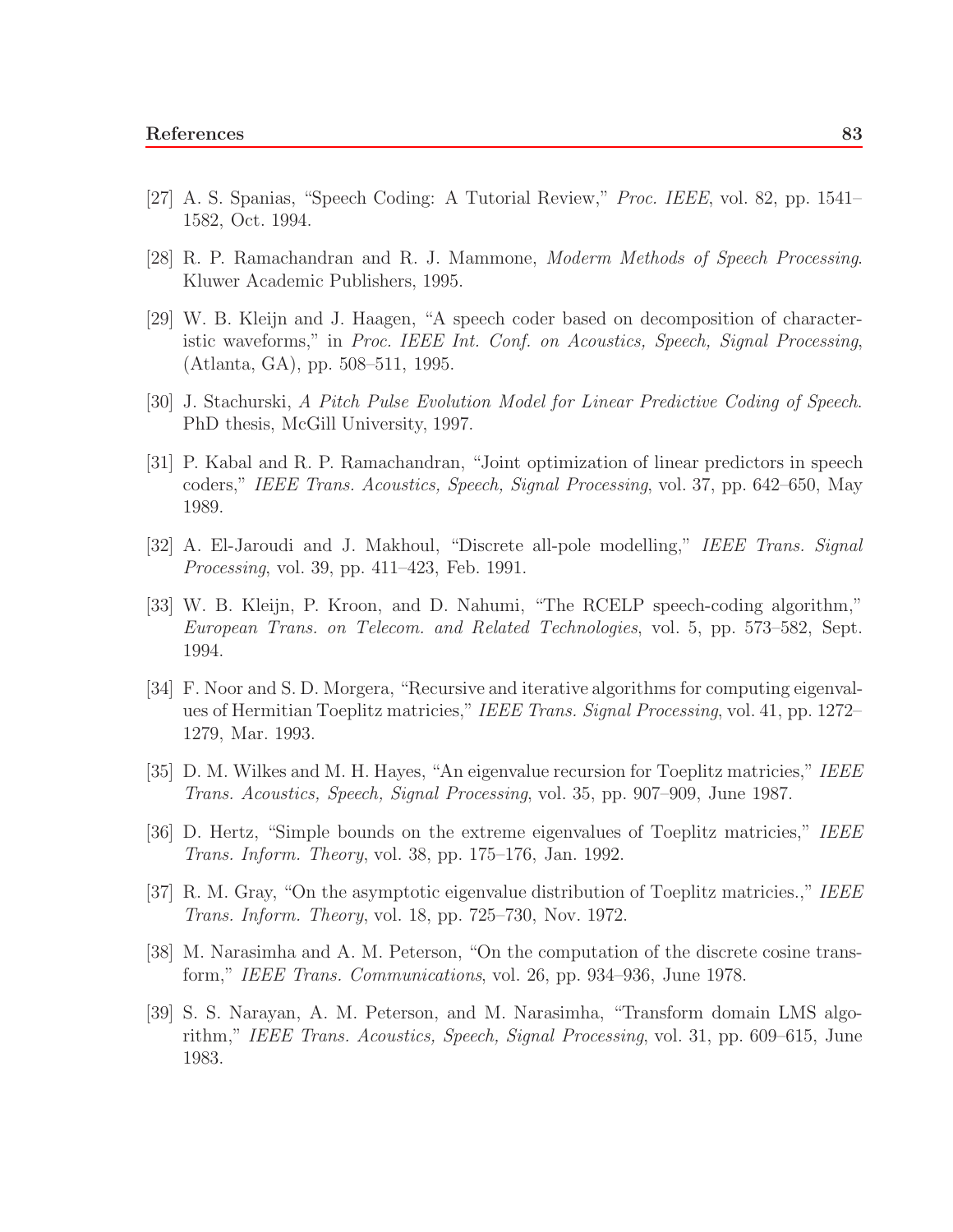[27] A. S. Spanias, "Speech Coding: A Tutorial Review," *Proc. IEEE*, vol. 82, pp. 1541–1582, Oct. 1994.

[28] R. P. Ramachandran and R. J. Mammone, *Moderm Methods of Speech Processing*. Kluwer Academic Publishers, 1995.

[29] W. B. Kleijn and J. Haagen, "A speech coder based on decomposition of characteristic waveforms," in *Proc. IEEE Int. Conf. on Acoustics, Speech, Signal Processing*, (Atlanta, GA), pp. 508–511, 1995.

[30] J. Stachurski, *A Pitch Pulse Evolution Model for Linear Predictive Coding of Speech*. PhD thesis, McGill University, 1997.

[31] P. Kabal and R. P. Ramachandran, "Joint optimization of linear predictors in speech coders," *IEEE Trans. Acoustics, Speech, Signal Processing*, vol. 37, pp. 642–650, May 1989.

[32] A. El-Jaroudi and J. Makhoul, "Discrete all-pole modelling," *IEEE Trans. Signal Processing*, vol. 39, pp. 411–423, Feb. 1991.

[33] W. B. Kleijn, P. Kroon, and D. Nahumi, "The RCELP speech-coding algorithm," *European Trans. on Telecom. and Related Technologies*, vol. 5, pp. 573–582, Sept. 1994.

[34] F. Noor and S. D. Morgera, "Recursive and iterative algorithms for computing eigenvalues of Hermitian Toeplitz matricies," *IEEE Trans. Signal Processing*, vol. 41, pp. 1272–1279, Mar. 1993.

[35] D. M. Wilkes and M. H. Hayes, "An eigenvalue recursion for Toeplitz matricies," *IEEE Trans. Acoustics, Speech, Signal Processing*, vol. 35, pp. 907–909, June 1987.

[36] D. Hertz, "Simple bounds on the extreme eigenvalues of Toeplitz matricies," *IEEE Trans. Inform. Theory*, vol. 38, pp. 175–176, Jan. 1992.

[37] R. M. Gray, "On the asymptotic eigenvalue distribution of Toeplitz matricies.," *IEEE Trans. Inform. Theory*, vol. 18, pp. 725–730, Nov. 1972.

[38] M. Narasimha and A. M. Peterson, "On the computation of the discrete cosine transform," *IEEE Trans. Communications*, vol. 26, pp. 934–936, June 1978.

[39] S. S. Narayan, A. M. Peterson, and M. Narasimha, "Transform domain LMS algorithm," *IEEE Trans. Acoustics, Speech, Signal Processing*, vol. 31, pp. 609–615, June 1983.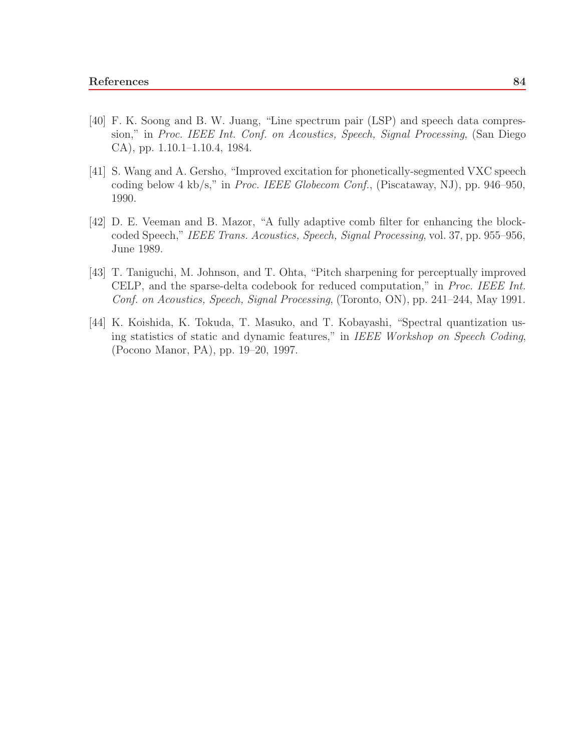[40] F. K. Soong and B. W. Juang, "Line spectrum pair (LSP) and speech data compression," in *Proc. IEEE Int. Conf. on Acoustics, Speech, Signal Processing*, (San Diego CA), pp. 1.10.1–1.10.4, 1984.

[41] S. Wang and A. Gersho, "Improved excitation for phonetically-segmented VXC speech coding below 4 kb/s," in *Proc. IEEE Globecom Conf.*, (Piscataway, NJ), pp. 946–950, 1990.

[42] D. E. Veeman and B. Mazor, "A fully adaptive comb filter for enhancing the block-coded Speech," *IEEE Trans. Acoustics, Speech, Signal Processing*, vol. 37, pp. 955–956, June 1989.

[43] T. Taniguchi, M. Johnson, and T. Ohta, "Pitch sharpening for perceptually improved CELP, and the sparse-delta codebook for reduced computation," in *Proc. IEEE Int. Conf. on Acoustics, Speech, Signal Processing*, (Toronto, ON), pp. 241–244, May 1991.

[44] K. Koishida, K. Tokuda, T. Masuko, and T. Kobayashi, "Spectral quantization using statistics of static and dynamic features," in *IEEE Workshop on Speech Coding*, (Pocono Manor, PA), pp. 19–20, 1997.